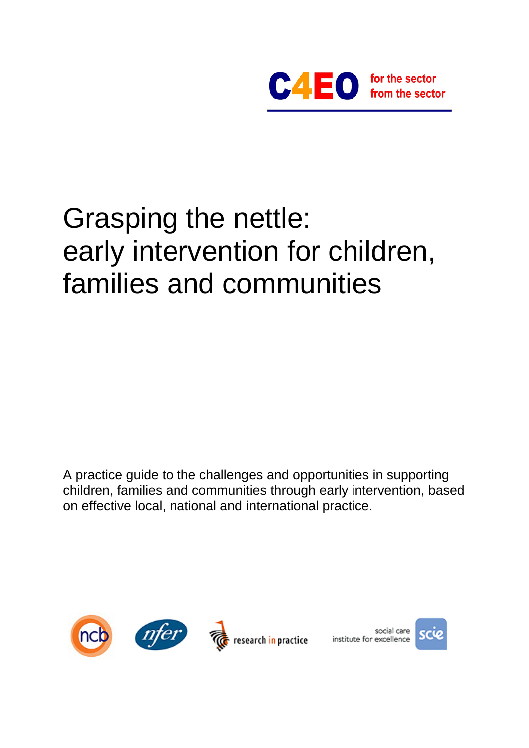C4EO for the sector from the sector

# Grasping the nettle: early intervention for children, families and communities

A practice guide to the challenges and opportunities in supporting children, families and communities through early intervention, based on effective local, national and international practice.

ncb nfer research in practice social care institute for excellence scie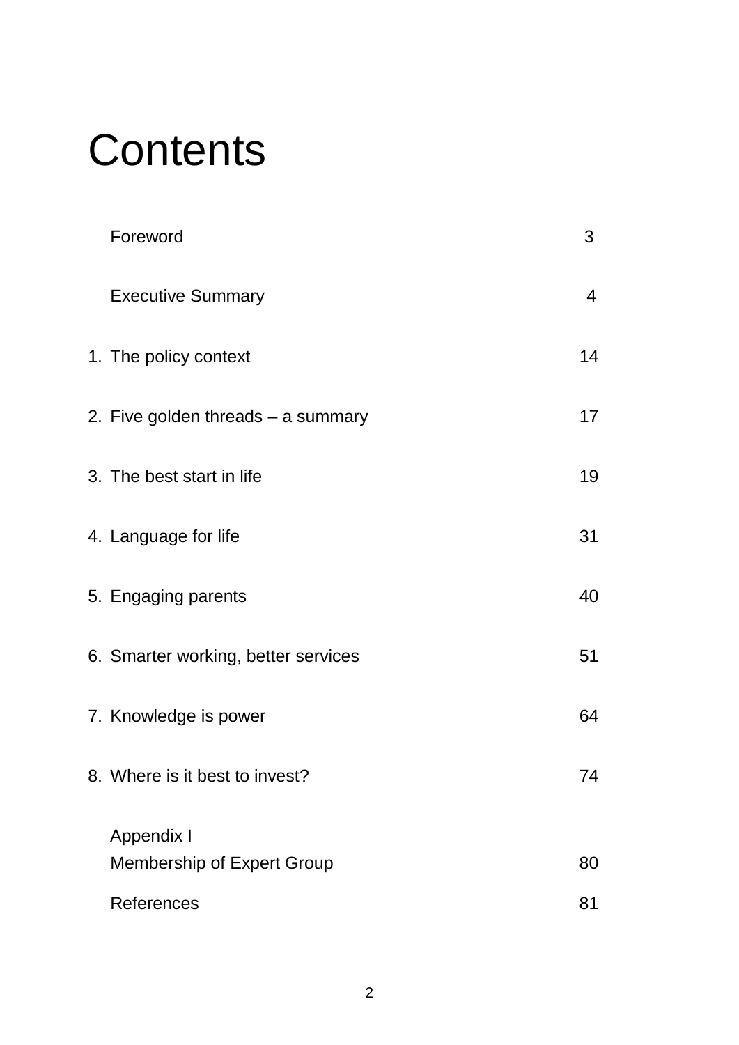# Contents

| | | |
|---|---|---|
| | Foreword | 3 |
| | Executive Summary | 4 |
| 1. | The policy context | 14 |
| 2. | Five golden threads – a summary | 17 |
| 3. | The best start in life | 19 |
| 4. | Language for life | 31 |
| 5. | Engaging parents | 40 |
| 6. | Smarter working, better services | 51 |
| 7. | Knowledge is power | 64 |
| 8. | Where is it best to invest? | 74 |
| | Appendix I<br>Membership of Expert Group | 80 |
| | References | 81 |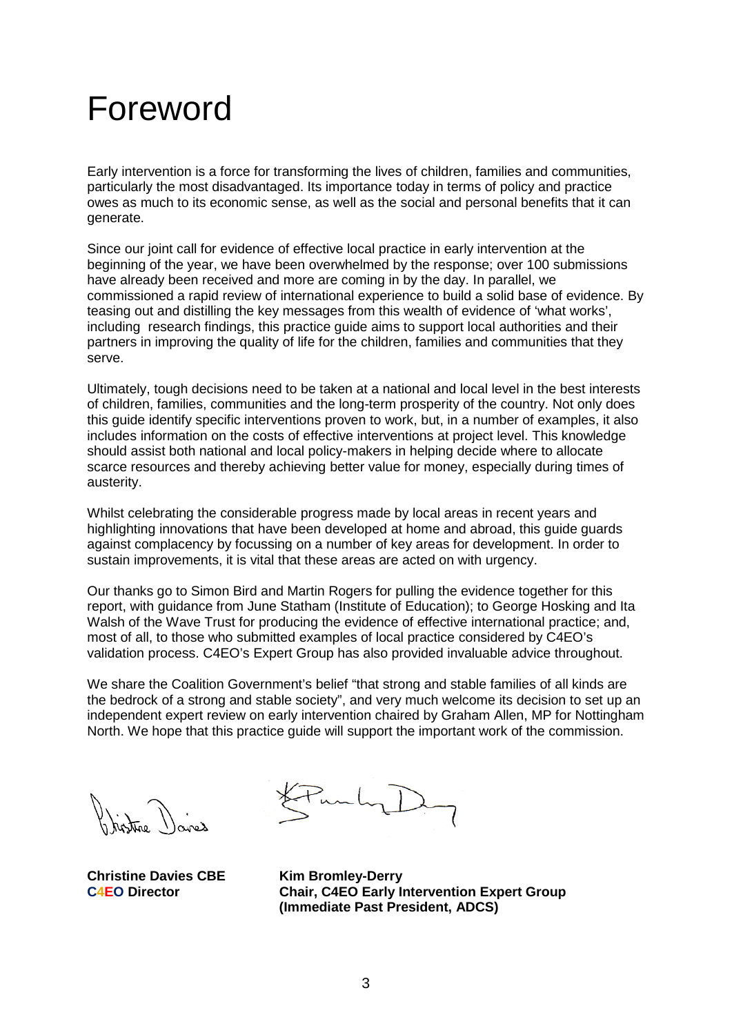# Foreword

Early intervention is a force for transforming the lives of children, families and communities, particularly the most disadvantaged. Its importance today in terms of policy and practice owes as much to its economic sense, as well as the social and personal benefits that it can generate.

Since our joint call for evidence of effective local practice in early intervention at the beginning of the year, we have been overwhelmed by the response; over 100 submissions have already been received and more are coming in by the day. In parallel, we commissioned a rapid review of international experience to build a solid base of evidence. By teasing out and distilling the key messages from this wealth of evidence of 'what works', including research findings, this practice guide aims to support local authorities and their partners in improving the quality of life for the children, families and communities that they serve.

Ultimately, tough decisions need to be taken at a national and local level in the best interests of children, families, communities and the long-term prosperity of the country. Not only does this guide identify specific interventions proven to work, but, in a number of examples, it also includes information on the costs of effective interventions at project level. This knowledge should assist both national and local policy-makers in helping decide where to allocate scarce resources and thereby achieving better value for money, especially during times of austerity.

Whilst celebrating the considerable progress made by local areas in recent years and highlighting innovations that have been developed at home and abroad, this guide guards against complacency by focussing on a number of key areas for development. In order to sustain improvements, it is vital that these areas are acted on with urgency.

Our thanks go to Simon Bird and Martin Rogers for pulling the evidence together for this report, with guidance from June Statham (Institute of Education); to George Hosking and Ita Walsh of the Wave Trust for producing the evidence of effective international practice; and, most of all, to those who submitted examples of local practice considered by C4EO's validation process. C4EO's Expert Group has also provided invaluable advice throughout.

We share the Coalition Government's belief "that strong and stable families of all kinds are the bedrock of a strong and stable society", and very much welcome its decision to set up an independent expert review on early intervention chaired by Graham Allen, MP for Nottingham North. We hope that this practice guide will support the important work of the commission.

**Christine Davies CBE**
**C4EO Director**

**Kim Bromley-Derry**
**Chair, C4EO Early Intervention Expert Group**
**(Immediate Past President, ADCS)**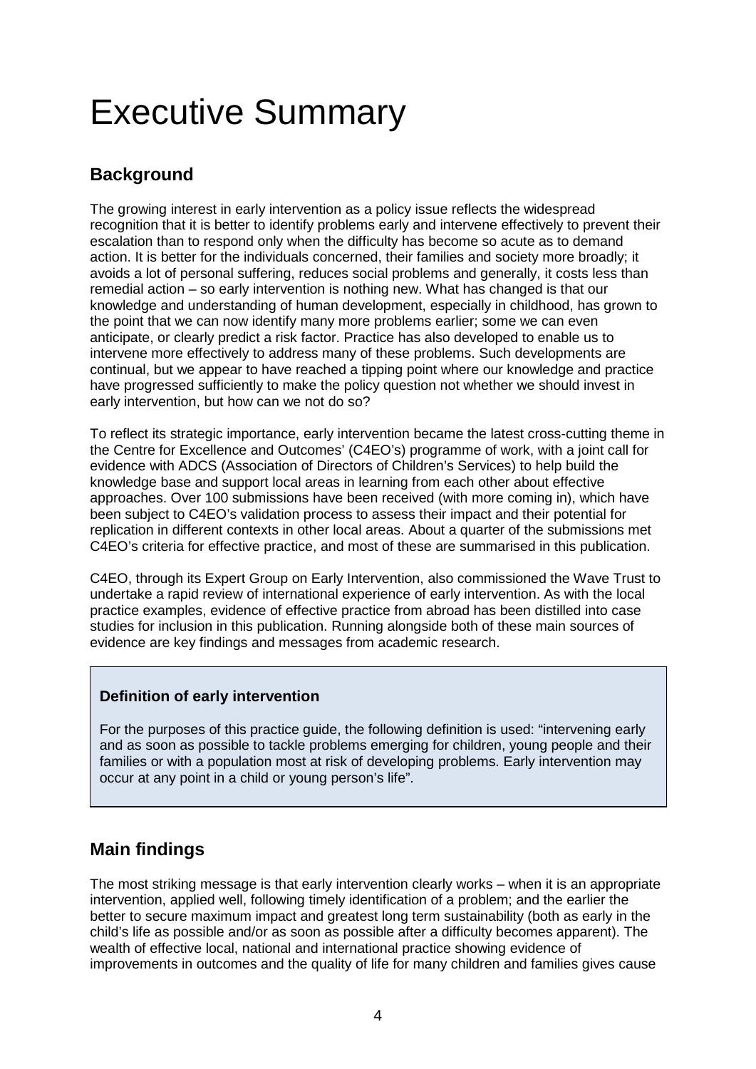# Executive Summary

## Background

The growing interest in early intervention as a policy issue reflects the widespread recognition that it is better to identify problems early and intervene effectively to prevent their escalation than to respond only when the difficulty has become so acute as to demand action. It is better for the individuals concerned, their families and society more broadly; it avoids a lot of personal suffering, reduces social problems and generally, it costs less than remedial action – so early intervention is nothing new. What has changed is that our knowledge and understanding of human development, especially in childhood, has grown to the point that we can now identify many more problems earlier; some we can even anticipate, or clearly predict a risk factor. Practice has also developed to enable us to intervene more effectively to address many of these problems. Such developments are continual, but we appear to have reached a tipping point where our knowledge and practice have progressed sufficiently to make the policy question not whether we should invest in early intervention, but how can we not do so?

To reflect its strategic importance, early intervention became the latest cross-cutting theme in the Centre for Excellence and Outcomes' (C4EO's) programme of work, with a joint call for evidence with ADCS (Association of Directors of Children's Services) to help build the knowledge base and support local areas in learning from each other about effective approaches. Over 100 submissions have been received (with more coming in), which have been subject to C4EO's validation process to assess their impact and their potential for replication in different contexts in other local areas. About a quarter of the submissions met C4EO's criteria for effective practice, and most of these are summarised in this publication.

C4EO, through its Expert Group on Early Intervention, also commissioned the Wave Trust to undertake a rapid review of international experience of early intervention. As with the local practice examples, evidence of effective practice from abroad has been distilled into case studies for inclusion in this publication. Running alongside both of these main sources of evidence are key findings and messages from academic research.

> **Definition of early intervention**
>
> For the purposes of this practice guide, the following definition is used: "intervening early and as soon as possible to tackle problems emerging for children, young people and their families or with a population most at risk of developing problems. Early intervention may occur at any point in a child or young person's life".

## Main findings

The most striking message is that early intervention clearly works – when it is an appropriate intervention, applied well, following timely identification of a problem; and the earlier the better to secure maximum impact and greatest long term sustainability (both as early in the child's life as possible and/or as soon as possible after a difficulty becomes apparent). The wealth of effective local, national and international practice showing evidence of improvements in outcomes and the quality of life for many children and families gives cause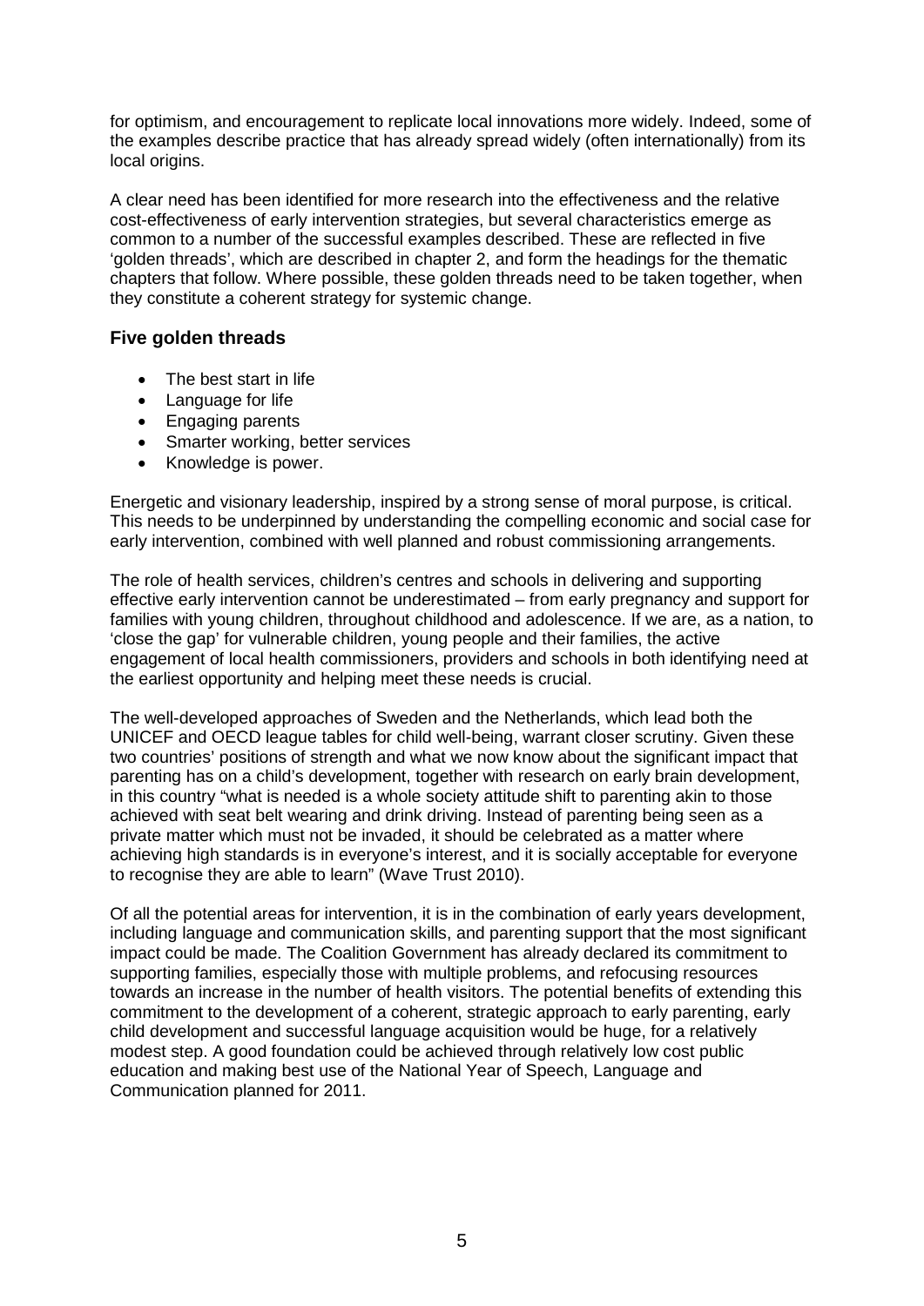for optimism, and encouragement to replicate local innovations more widely. Indeed, some of the examples describe practice that has already spread widely (often internationally) from its local origins.

A clear need has been identified for more research into the effectiveness and the relative cost-effectiveness of early intervention strategies, but several characteristics emerge as common to a number of the successful examples described. These are reflected in five 'golden threads', which are described in chapter 2, and form the headings for the thematic chapters that follow. Where possible, these golden threads need to be taken together, when they constitute a coherent strategy for systemic change.

### Five golden threads

- The best start in life
- Language for life
- Engaging parents
- Smarter working, better services
- Knowledge is power.

Energetic and visionary leadership, inspired by a strong sense of moral purpose, is critical. This needs to be underpinned by understanding the compelling economic and social case for early intervention, combined with well planned and robust commissioning arrangements.

The role of health services, children's centres and schools in delivering and supporting effective early intervention cannot be underestimated – from early pregnancy and support for families with young children, throughout childhood and adolescence. If we are, as a nation, to 'close the gap' for vulnerable children, young people and their families, the active engagement of local health commissioners, providers and schools in both identifying need at the earliest opportunity and helping meet these needs is crucial.

The well-developed approaches of Sweden and the Netherlands, which lead both the UNICEF and OECD league tables for child well-being, warrant closer scrutiny. Given these two countries' positions of strength and what we now know about the significant impact that parenting has on a child's development, together with research on early brain development, in this country "what is needed is a whole society attitude shift to parenting akin to those achieved with seat belt wearing and drink driving. Instead of parenting being seen as a private matter which must not be invaded, it should be celebrated as a matter where achieving high standards is in everyone's interest, and it is socially acceptable for everyone to recognise they are able to learn" (Wave Trust 2010).

Of all the potential areas for intervention, it is in the combination of early years development, including language and communication skills, and parenting support that the most significant impact could be made. The Coalition Government has already declared its commitment to supporting families, especially those with multiple problems, and refocusing resources towards an increase in the number of health visitors. The potential benefits of extending this commitment to the development of a coherent, strategic approach to early parenting, early child development and successful language acquisition would be huge, for a relatively modest step. A good foundation could be achieved through relatively low cost public education and making best use of the National Year of Speech, Language and Communication planned for 2011.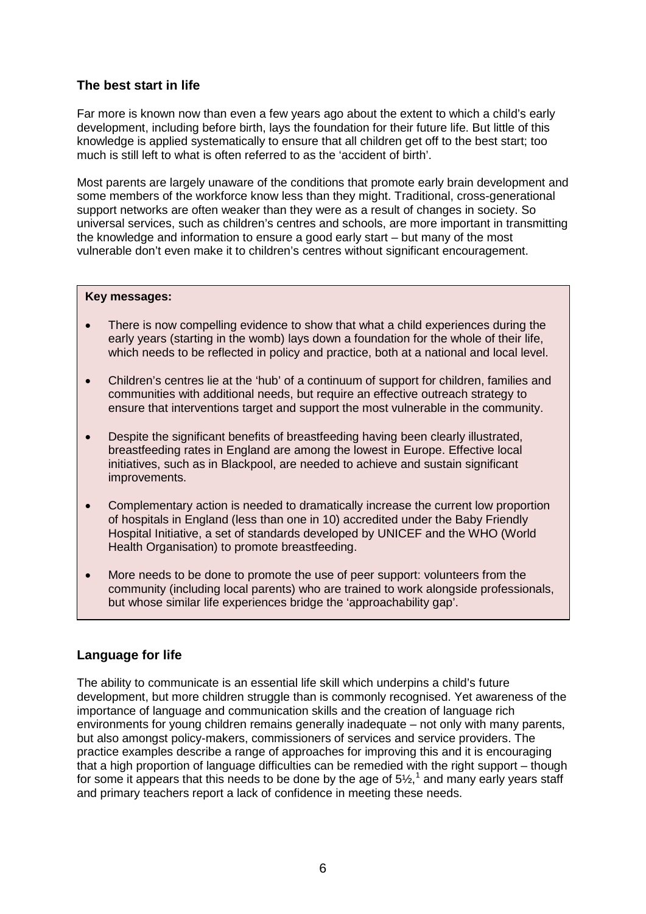## The best start in life

Far more is known now than even a few years ago about the extent to which a child's early development, including before birth, lays the foundation for their future life. But little of this knowledge is applied systematically to ensure that all children get off to the best start; too much is still left to what is often referred to as the 'accident of birth'.

Most parents are largely unaware of the conditions that promote early brain development and some members of the workforce know less than they might. Traditional, cross-generational support networks are often weaker than they were as a result of changes in society. So universal services, such as children's centres and schools, are more important in transmitting the knowledge and information to ensure a good early start – but many of the most vulnerable don't even make it to children's centres without significant encouragement.

**Key messages:**

- There is now compelling evidence to show that what a child experiences during the early years (starting in the womb) lays down a foundation for the whole of their life, which needs to be reflected in policy and practice, both at a national and local level.
- Children's centres lie at the 'hub' of a continuum of support for children, families and communities with additional needs, but require an effective outreach strategy to ensure that interventions target and support the most vulnerable in the community.
- Despite the significant benefits of breastfeeding having been clearly illustrated, breastfeeding rates in England are among the lowest in Europe. Effective local initiatives, such as in Blackpool, are needed to achieve and sustain significant improvements.
- Complementary action is needed to dramatically increase the current low proportion of hospitals in England (less than one in 10) accredited under the Baby Friendly Hospital Initiative, a set of standards developed by UNICEF and the WHO (World Health Organisation) to promote breastfeeding.
- More needs to be done to promote the use of peer support: volunteers from the community (including local parents) who are trained to work alongside professionals, but whose similar life experiences bridge the 'approachability gap'.

## Language for life

The ability to communicate is an essential life skill which underpins a child's future development, but more children struggle than is commonly recognised. Yet awareness of the importance of language and communication skills and the creation of language rich environments for young children remains generally inadequate – not only with many parents, but also amongst policy-makers, commissioners of services and service providers. The practice examples describe a range of approaches for improving this and it is encouraging that a high proportion of language difficulties can be remedied with the right support – though for some it appears that this needs to be done by the age of 5½,[1] and many early years staff and primary teachers report a lack of confidence in meeting these needs.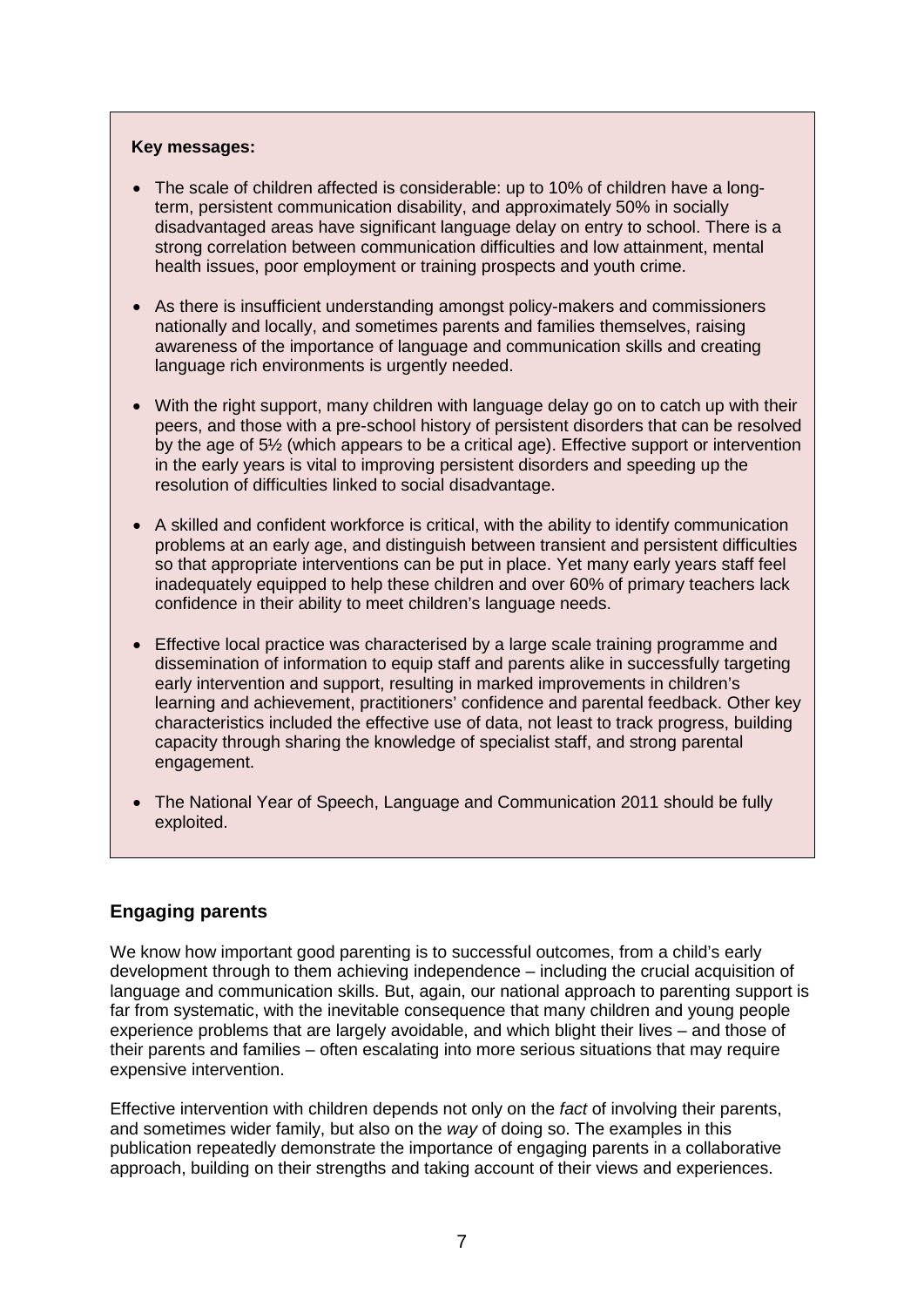**Key messages:**

- The scale of children affected is considerable: up to 10% of children have a long-term, persistent communication disability, and approximately 50% in socially disadvantaged areas have significant language delay on entry to school. There is a strong correlation between communication difficulties and low attainment, mental health issues, poor employment or training prospects and youth crime.
- As there is insufficient understanding amongst policy-makers and commissioners nationally and locally, and sometimes parents and families themselves, raising awareness of the importance of language and communication skills and creating language rich environments is urgently needed.
- With the right support, many children with language delay go on to catch up with their peers, and those with a pre-school history of persistent disorders that can be resolved by the age of 5½ (which appears to be a critical age). Effective support or intervention in the early years is vital to improving persistent disorders and speeding up the resolution of difficulties linked to social disadvantage.
- A skilled and confident workforce is critical, with the ability to identify communication problems at an early age, and distinguish between transient and persistent difficulties so that appropriate interventions can be put in place. Yet many early years staff feel inadequately equipped to help these children and over 60% of primary teachers lack confidence in their ability to meet children's language needs.
- Effective local practice was characterised by a large scale training programme and dissemination of information to equip staff and parents alike in successfully targeting early intervention and support, resulting in marked improvements in children's learning and achievement, practitioners' confidence and parental feedback. Other key characteristics included the effective use of data, not least to track progress, building capacity through sharing the knowledge of specialist staff, and strong parental engagement.
- The National Year of Speech, Language and Communication 2011 should be fully exploited.

## Engaging parents

We know how important good parenting is to successful outcomes, from a child's early development through to them achieving independence – including the crucial acquisition of language and communication skills. But, again, our national approach to parenting support is far from systematic, with the inevitable consequence that many children and young people experience problems that are largely avoidable, and which blight their lives – and those of their parents and families – often escalating into more serious situations that may require expensive intervention.

Effective intervention with children depends not only on the *fact* of involving their parents, and sometimes wider family, but also on the *way* of doing so. The examples in this publication repeatedly demonstrate the importance of engaging parents in a collaborative approach, building on their strengths and taking account of their views and experiences.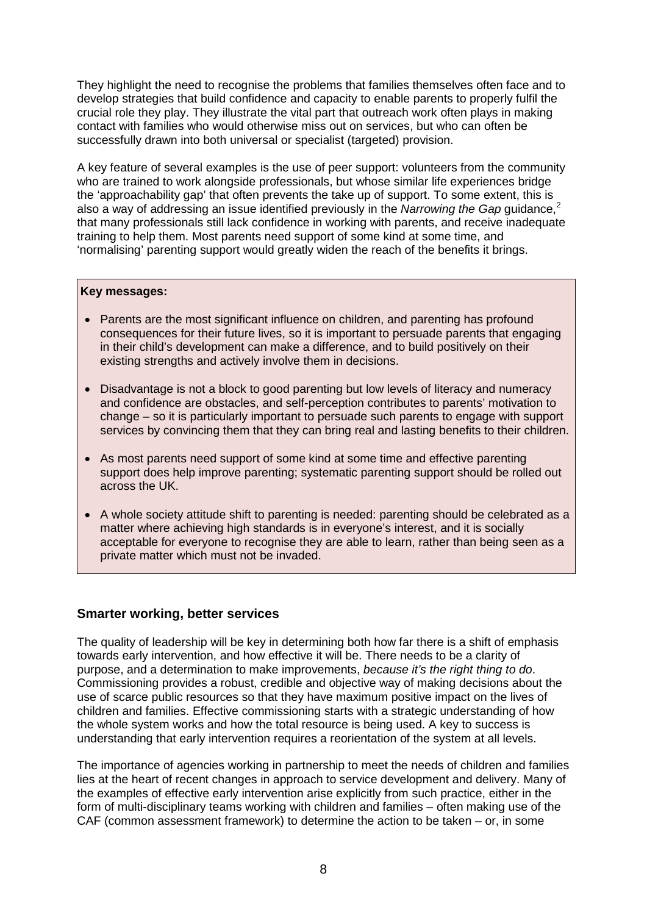They highlight the need to recognise the problems that families themselves often face and to develop strategies that build confidence and capacity to enable parents to properly fulfil the crucial role they play. They illustrate the vital part that outreach work often plays in making contact with families who would otherwise miss out on services, but who can often be successfully drawn into both universal or specialist (targeted) provision.

A key feature of several examples is the use of peer support: volunteers from the community who are trained to work alongside professionals, but whose similar life experiences bridge the 'approachability gap' that often prevents the take up of support. To some extent, this is also a way of addressing an issue identified previously in the *Narrowing the Gap* guidance,[2] that many professionals still lack confidence in working with parents, and receive inadequate training to help them. Most parents need support of some kind at some time, and 'normalising' parenting support would greatly widen the reach of the benefits it brings.

**Key messages:**

- Parents are the most significant influence on children, and parenting has profound consequences for their future lives, so it is important to persuade parents that engaging in their child's development can make a difference, and to build positively on their existing strengths and actively involve them in decisions.
- Disadvantage is not a block to good parenting but low levels of literacy and numeracy and confidence are obstacles, and self-perception contributes to parents' motivation to change – so it is particularly important to persuade such parents to engage with support services by convincing them that they can bring real and lasting benefits to their children.
- As most parents need support of some kind at some time and effective parenting support does help improve parenting; systematic parenting support should be rolled out across the UK.
- A whole society attitude shift to parenting is needed: parenting should be celebrated as a matter where achieving high standards is in everyone's interest, and it is socially acceptable for everyone to recognise they are able to learn, rather than being seen as a private matter which must not be invaded.

## Smarter working, better services

The quality of leadership will be key in determining both how far there is a shift of emphasis towards early intervention, and how effective it will be. There needs to be a clarity of purpose, and a determination to make improvements, *because it's the right thing to do*. Commissioning provides a robust, credible and objective way of making decisions about the use of scarce public resources so that they have maximum positive impact on the lives of children and families. Effective commissioning starts with a strategic understanding of how the whole system works and how the total resource is being used. A key to success is understanding that early intervention requires a reorientation of the system at all levels.

The importance of agencies working in partnership to meet the needs of children and families lies at the heart of recent changes in approach to service development and delivery. Many of the examples of effective early intervention arise explicitly from such practice, either in the form of multi-disciplinary teams working with children and families – often making use of the CAF (common assessment framework) to determine the action to be taken – or, in some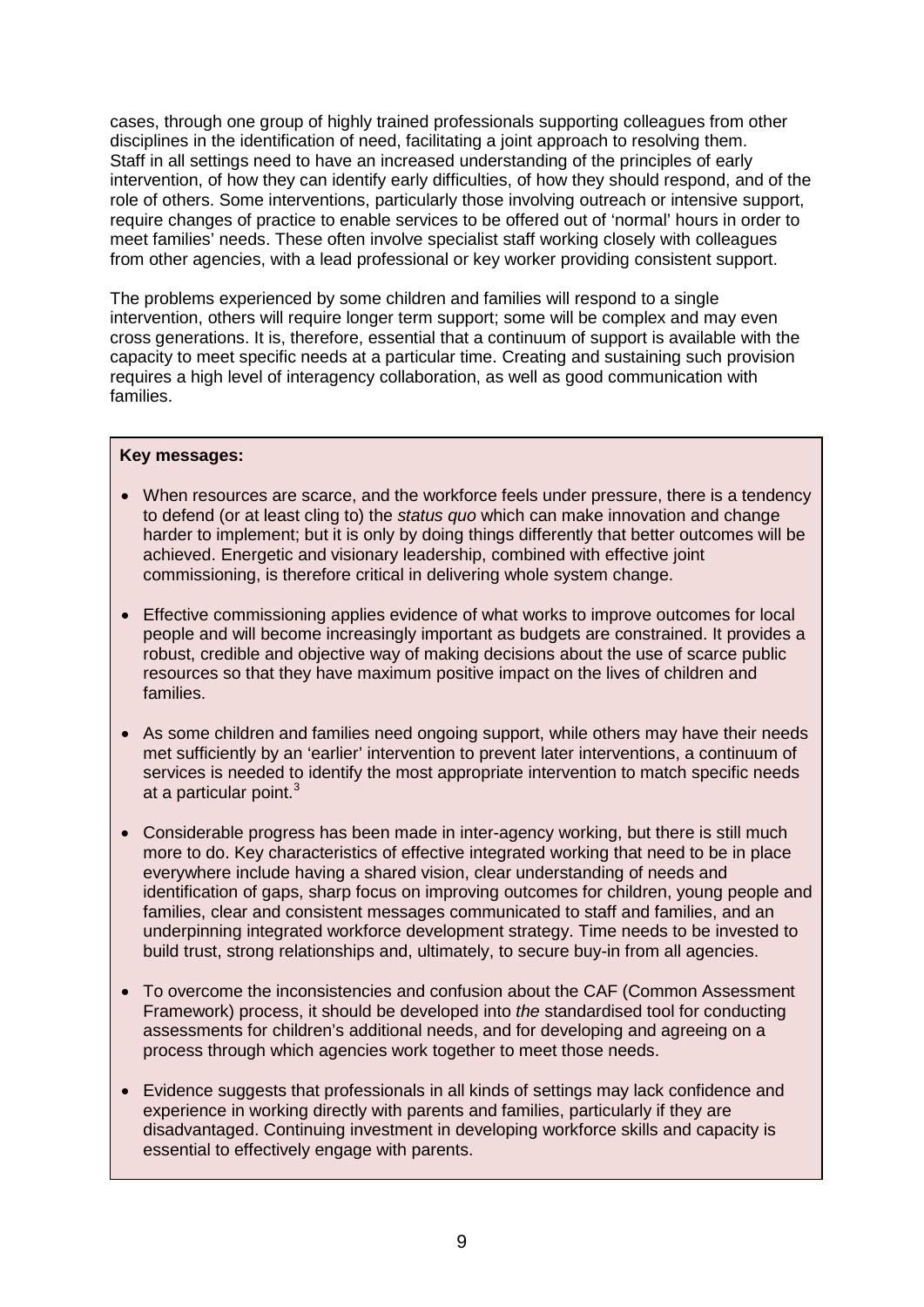cases, through one group of highly trained professionals supporting colleagues from other disciplines in the identification of need, facilitating a joint approach to resolving them. Staff in all settings need to have an increased understanding of the principles of early intervention, of how they can identify early difficulties, of how they should respond, and of the role of others. Some interventions, particularly those involving outreach or intensive support, require changes of practice to enable services to be offered out of 'normal' hours in order to meet families' needs. These often involve specialist staff working closely with colleagues from other agencies, with a lead professional or key worker providing consistent support.

The problems experienced by some children and families will respond to a single intervention, others will require longer term support; some will be complex and may even cross generations. It is, therefore, essential that a continuum of support is available with the capacity to meet specific needs at a particular time. Creating and sustaining such provision requires a high level of interagency collaboration, as well as good communication with families.

**Key messages:**

- When resources are scarce, and the workforce feels under pressure, there is a tendency to defend (or at least cling to) the *status quo* which can make innovation and change harder to implement; but it is only by doing things differently that better outcomes will be achieved. Energetic and visionary leadership, combined with effective joint commissioning, is therefore critical in delivering whole system change.
- Effective commissioning applies evidence of what works to improve outcomes for local people and will become increasingly important as budgets are constrained. It provides a robust, credible and objective way of making decisions about the use of scarce public resources so that they have maximum positive impact on the lives of children and families.
- As some children and families need ongoing support, while others may have their needs met sufficiently by an 'earlier' intervention to prevent later interventions, a continuum of services is needed to identify the most appropriate intervention to match specific needs at a particular point.[3]
- Considerable progress has been made in inter-agency working, but there is still much more to do. Key characteristics of effective integrated working that need to be in place everywhere include having a shared vision, clear understanding of needs and identification of gaps, sharp focus on improving outcomes for children, young people and families, clear and consistent messages communicated to staff and families, and an underpinning integrated workforce development strategy. Time needs to be invested to build trust, strong relationships and, ultimately, to secure buy-in from all agencies.
- To overcome the inconsistencies and confusion about the CAF (Common Assessment Framework) process, it should be developed into *the* standardised tool for conducting assessments for children's additional needs, and for developing and agreeing on a process through which agencies work together to meet those needs.
- Evidence suggests that professionals in all kinds of settings may lack confidence and experience in working directly with parents and families, particularly if they are disadvantaged. Continuing investment in developing workforce skills and capacity is essential to effectively engage with parents.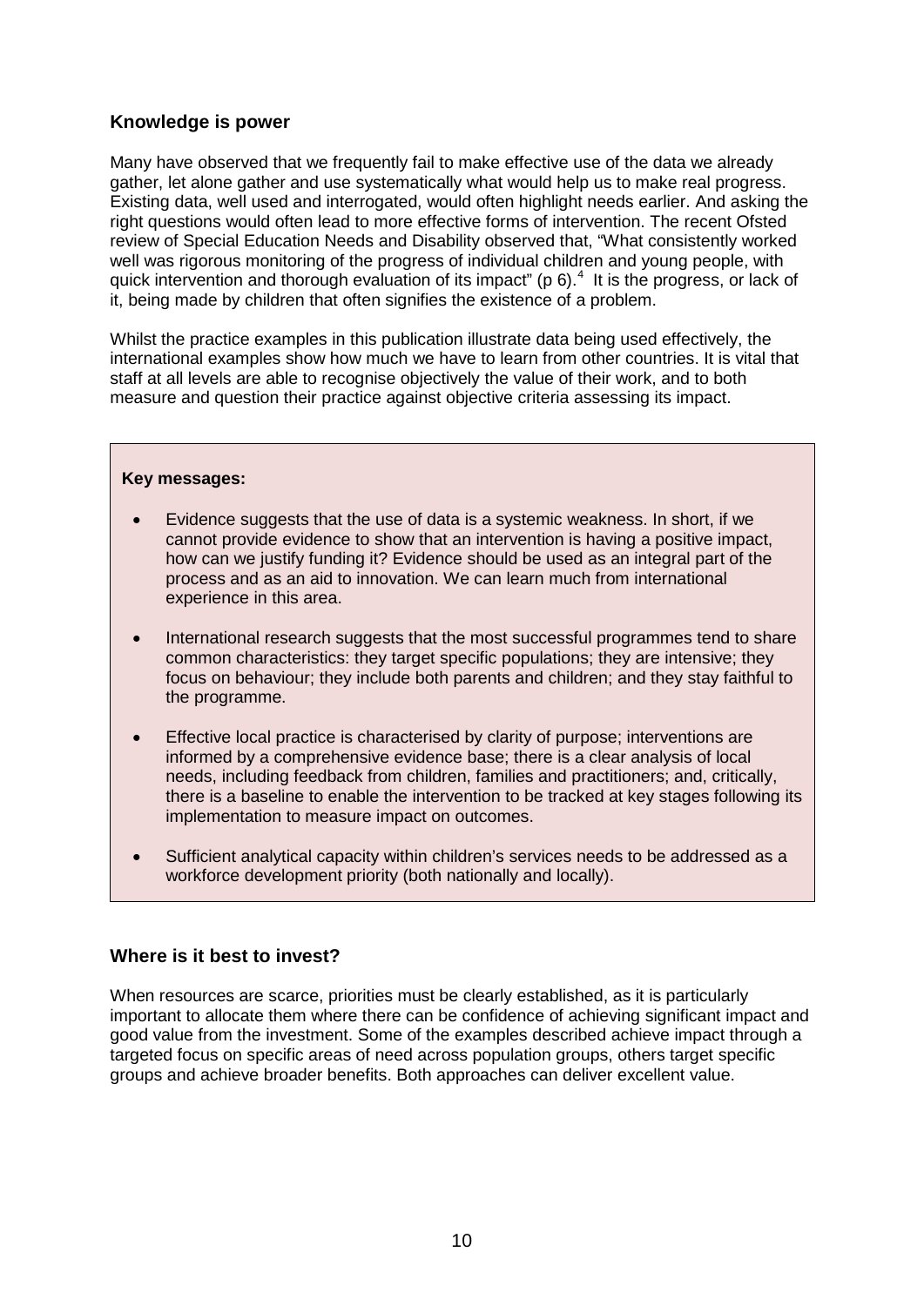## Knowledge is power

Many have observed that we frequently fail to make effective use of the data we already gather, let alone gather and use systematically what would help us to make real progress. Existing data, well used and interrogated, would often highlight needs earlier. And asking the right questions would often lead to more effective forms of intervention. The recent Ofsted review of Special Education Needs and Disability observed that, "What consistently worked well was rigorous monitoring of the progress of individual children and young people, with quick intervention and thorough evaluation of its impact" (p 6).[4] It is the progress, or lack of it, being made by children that often signifies the existence of a problem.

Whilst the practice examples in this publication illustrate data being used effectively, the international examples show how much we have to learn from other countries. It is vital that staff at all levels are able to recognise objectively the value of their work, and to both measure and question their practice against objective criteria assessing its impact.

**Key messages:**

- Evidence suggests that the use of data is a systemic weakness. In short, if we cannot provide evidence to show that an intervention is having a positive impact, how can we justify funding it? Evidence should be used as an integral part of the process and as an aid to innovation. We can learn much from international experience in this area.
- International research suggests that the most successful programmes tend to share common characteristics: they target specific populations; they are intensive; they focus on behaviour; they include both parents and children; and they stay faithful to the programme.
- Effective local practice is characterised by clarity of purpose; interventions are informed by a comprehensive evidence base; there is a clear analysis of local needs, including feedback from children, families and practitioners; and, critically, there is a baseline to enable the intervention to be tracked at key stages following its implementation to measure impact on outcomes.
- Sufficient analytical capacity within children's services needs to be addressed as a workforce development priority (both nationally and locally).

## Where is it best to invest?

When resources are scarce, priorities must be clearly established, as it is particularly important to allocate them where there can be confidence of achieving significant impact and good value from the investment. Some of the examples described achieve impact through a targeted focus on specific areas of need across population groups, others target specific groups and achieve broader benefits. Both approaches can deliver excellent value.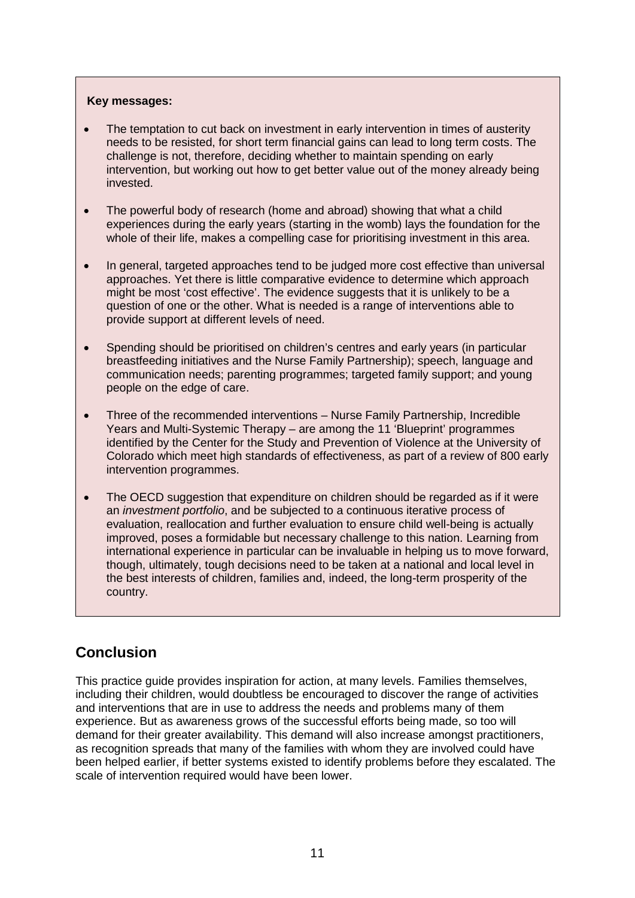**Key messages:**

- The temptation to cut back on investment in early intervention in times of austerity needs to be resisted, for short term financial gains can lead to long term costs. The challenge is not, therefore, deciding whether to maintain spending on early intervention, but working out how to get better value out of the money already being invested.
- The powerful body of research (home and abroad) showing that what a child experiences during the early years (starting in the womb) lays the foundation for the whole of their life, makes a compelling case for prioritising investment in this area.
- In general, targeted approaches tend to be judged more cost effective than universal approaches. Yet there is little comparative evidence to determine which approach might be most 'cost effective'. The evidence suggests that it is unlikely to be a question of one or the other. What is needed is a range of interventions able to provide support at different levels of need.
- Spending should be prioritised on children's centres and early years (in particular breastfeeding initiatives and the Nurse Family Partnership); speech, language and communication needs; parenting programmes; targeted family support; and young people on the edge of care.
- Three of the recommended interventions – Nurse Family Partnership, Incredible Years and Multi-Systemic Therapy – are among the 11 'Blueprint' programmes identified by the Center for the Study and Prevention of Violence at the University of Colorado which meet high standards of effectiveness, as part of a review of 800 early intervention programmes.
- The OECD suggestion that expenditure on children should be regarded as if it were an *investment portfolio*, and be subjected to a continuous iterative process of evaluation, reallocation and further evaluation to ensure child well-being is actually improved, poses a formidable but necessary challenge to this nation. Learning from international experience in particular can be invaluable in helping us to move forward, though, ultimately, tough decisions need to be taken at a national and local level in the best interests of children, families and, indeed, the long-term prosperity of the country.

## Conclusion

This practice guide provides inspiration for action, at many levels. Families themselves, including their children, would doubtless be encouraged to discover the range of activities and interventions that are in use to address the needs and problems many of them experience. But as awareness grows of the successful efforts being made, so too will demand for their greater availability. This demand will also increase amongst practitioners, as recognition spreads that many of the families with whom they are involved could have been helped earlier, if better systems existed to identify problems before they escalated. The scale of intervention required would have been lower.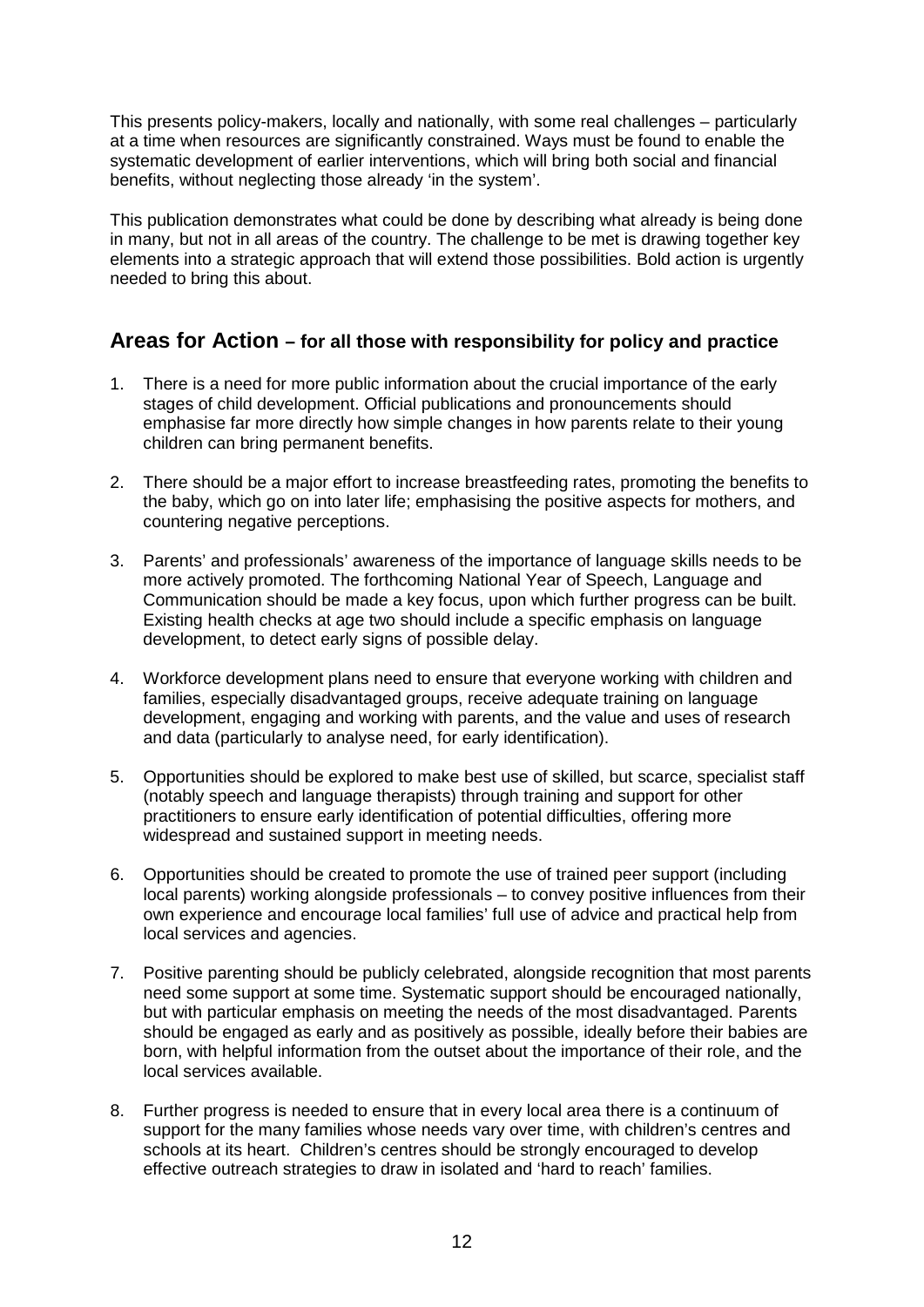This presents policy-makers, locally and nationally, with some real challenges – particularly at a time when resources are significantly constrained. Ways must be found to enable the systematic development of earlier interventions, which will bring both social and financial benefits, without neglecting those already 'in the system'.

This publication demonstrates what could be done by describing what already is being done in many, but not in all areas of the country. The challenge to be met is drawing together key elements into a strategic approach that will extend those possibilities. Bold action is urgently needed to bring this about.

## Areas for Action – for all those with responsibility for policy and practice

1. There is a need for more public information about the crucial importance of the early stages of child development. Official publications and pronouncements should emphasise far more directly how simple changes in how parents relate to their young children can bring permanent benefits.

2. There should be a major effort to increase breastfeeding rates, promoting the benefits to the baby, which go on into later life; emphasising the positive aspects for mothers, and countering negative perceptions.

3. Parents' and professionals' awareness of the importance of language skills needs to be more actively promoted. The forthcoming National Year of Speech, Language and Communication should be made a key focus, upon which further progress can be built. Existing health checks at age two should include a specific emphasis on language development, to detect early signs of possible delay.

4. Workforce development plans need to ensure that everyone working with children and families, especially disadvantaged groups, receive adequate training on language development, engaging and working with parents, and the value and uses of research and data (particularly to analyse need, for early identification).

5. Opportunities should be explored to make best use of skilled, but scarce, specialist staff (notably speech and language therapists) through training and support for other practitioners to ensure early identification of potential difficulties, offering more widespread and sustained support in meeting needs.

6. Opportunities should be created to promote the use of trained peer support (including local parents) working alongside professionals – to convey positive influences from their own experience and encourage local families' full use of advice and practical help from local services and agencies.

7. Positive parenting should be publicly celebrated, alongside recognition that most parents need some support at some time. Systematic support should be encouraged nationally, but with particular emphasis on meeting the needs of the most disadvantaged. Parents should be engaged as early and as positively as possible, ideally before their babies are born, with helpful information from the outset about the importance of their role, and the local services available.

8. Further progress is needed to ensure that in every local area there is a continuum of support for the many families whose needs vary over time, with children's centres and schools at its heart. Children's centres should be strongly encouraged to develop effective outreach strategies to draw in isolated and 'hard to reach' families.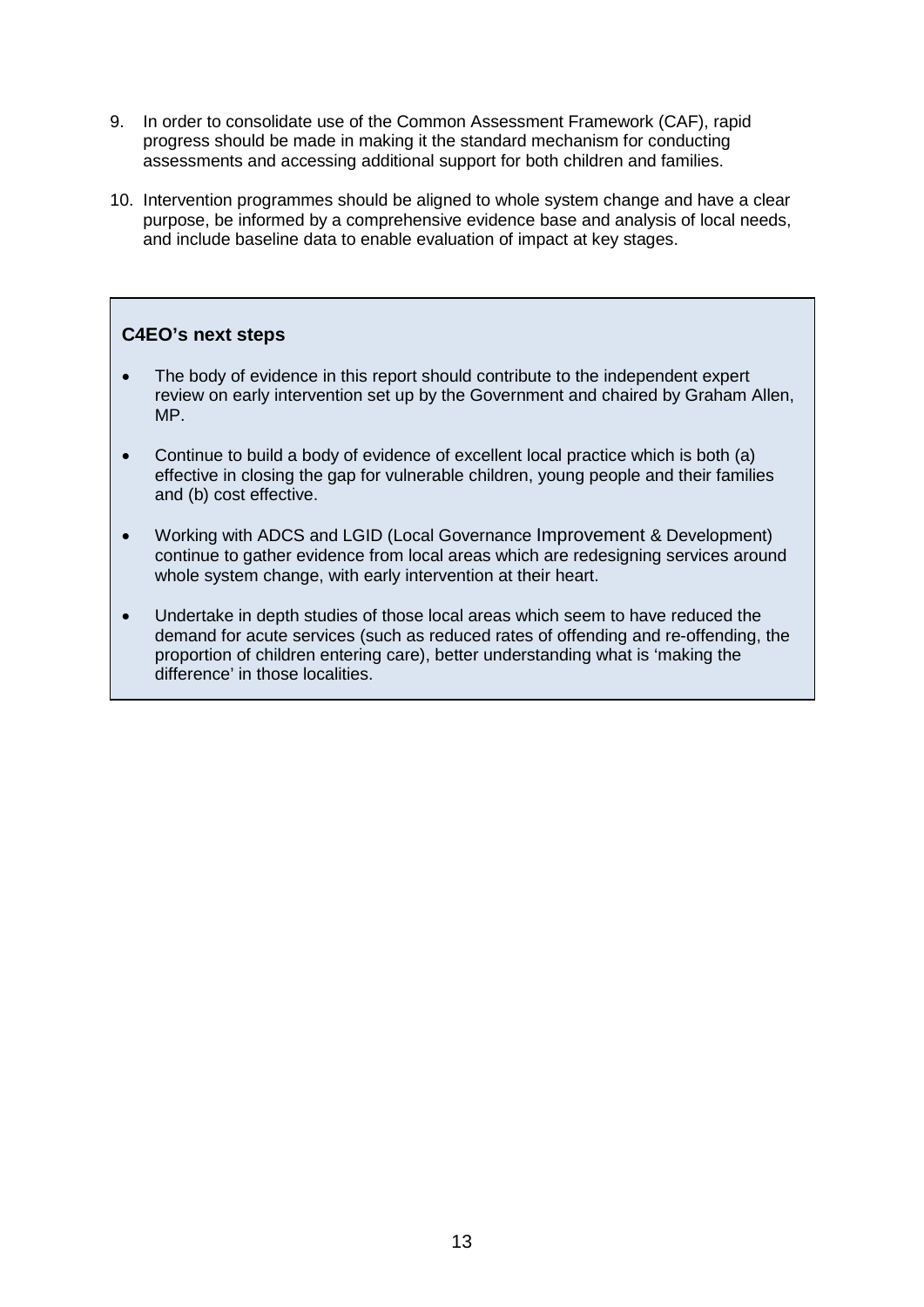9. In order to consolidate use of the Common Assessment Framework (CAF), rapid progress should be made in making it the standard mechanism for conducting assessments and accessing additional support for both children and families.

10. Intervention programmes should be aligned to whole system change and have a clear purpose, be informed by a comprehensive evidence base and analysis of local needs, and include baseline data to enable evaluation of impact at key stages.

**C4EO's next steps**

- The body of evidence in this report should contribute to the independent expert review on early intervention set up by the Government and chaired by Graham Allen, MP.
- Continue to build a body of evidence of excellent local practice which is both (a) effective in closing the gap for vulnerable children, young people and their families and (b) cost effective.
- Working with ADCS and LGID (Local Governance Improvement & Development) continue to gather evidence from local areas which are redesigning services around whole system change, with early intervention at their heart.
- Undertake in depth studies of those local areas which seem to have reduced the demand for acute services (such as reduced rates of offending and re-offending, the proportion of children entering care), better understanding what is 'making the difference' in those localities.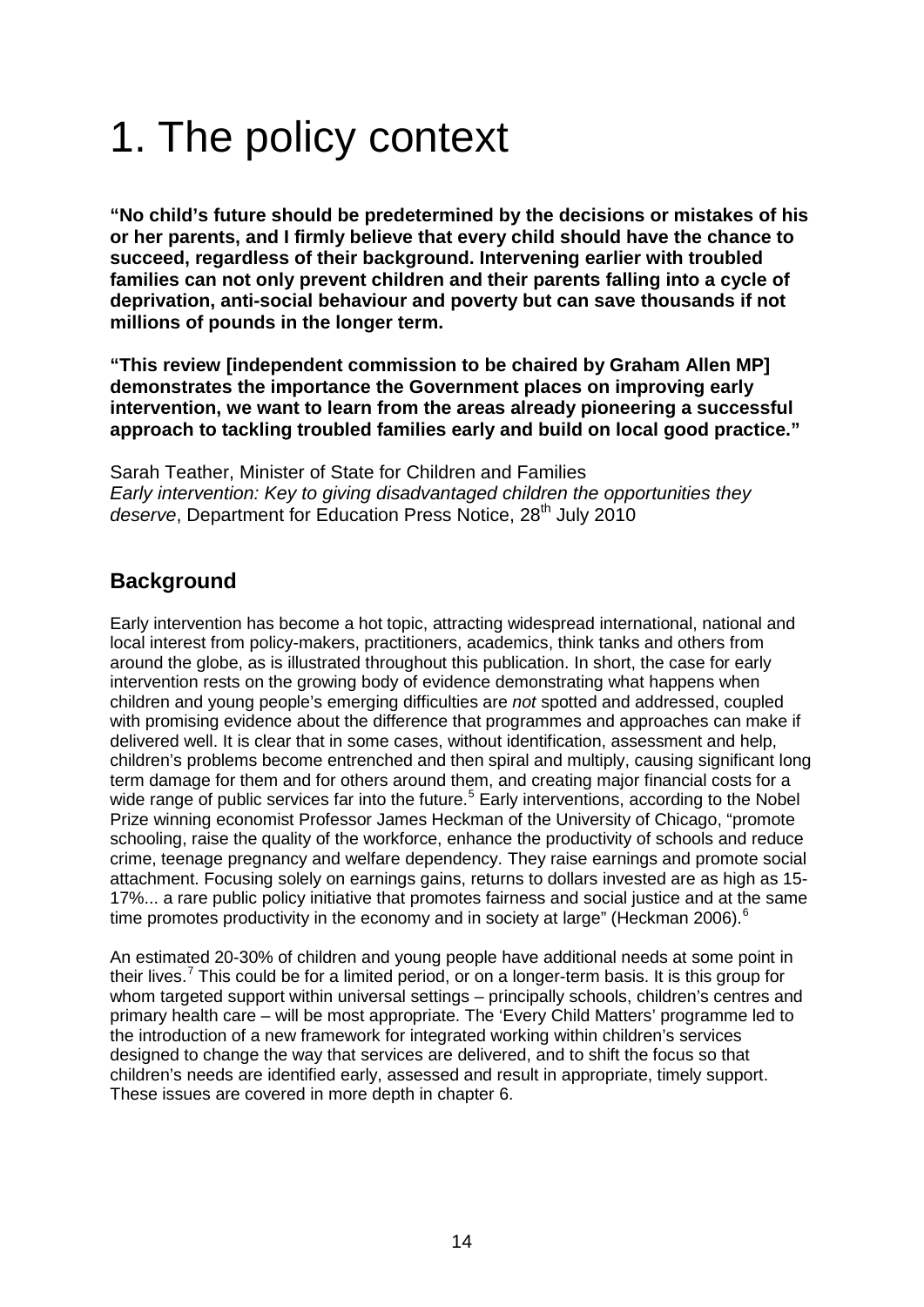# 1. The policy context

**"No child's future should be predetermined by the decisions or mistakes of his or her parents, and I firmly believe that every child should have the chance to succeed, regardless of their background. Intervening earlier with troubled families can not only prevent children and their parents falling into a cycle of deprivation, anti-social behaviour and poverty but can save thousands if not millions of pounds in the longer term.**

**"This review [independent commission to be chaired by Graham Allen MP] demonstrates the importance the Government places on improving early intervention, we want to learn from the areas already pioneering a successful approach to tackling troubled families early and build on local good practice."**

Sarah Teather, Minister of State for Children and Families
*Early intervention: Key to giving disadvantaged children the opportunities they deserve*, Department for Education Press Notice, 28th July 2010

## Background

Early intervention has become a hot topic, attracting widespread international, national and local interest from policy-makers, practitioners, academics, think tanks and others from around the globe, as is illustrated throughout this publication. In short, the case for early intervention rests on the growing body of evidence demonstrating what happens when children and young people's emerging difficulties are *not* spotted and addressed, coupled with promising evidence about the difference that programmes and approaches can make if delivered well. It is clear that in some cases, without identification, assessment and help, children's problems become entrenched and then spiral and multiply, causing significant long term damage for them and for others around them, and creating major financial costs for a wide range of public services far into the future.[5] Early interventions, according to the Nobel Prize winning economist Professor James Heckman of the University of Chicago, "promote schooling, raise the quality of the workforce, enhance the productivity of schools and reduce crime, teenage pregnancy and welfare dependency. They raise earnings and promote social attachment. Focusing solely on earnings gains, returns to dollars invested are as high as 15-17%... a rare public policy initiative that promotes fairness and social justice and at the same time promotes productivity in the economy and in society at large" (Heckman 2006).[6]

An estimated 20-30% of children and young people have additional needs at some point in their lives.[7] This could be for a limited period, or on a longer-term basis. It is this group for whom targeted support within universal settings – principally schools, children's centres and primary health care – will be most appropriate. The 'Every Child Matters' programme led to the introduction of a new framework for integrated working within children's services designed to change the way that services are delivered, and to shift the focus so that children's needs are identified early, assessed and result in appropriate, timely support. These issues are covered in more depth in chapter 6.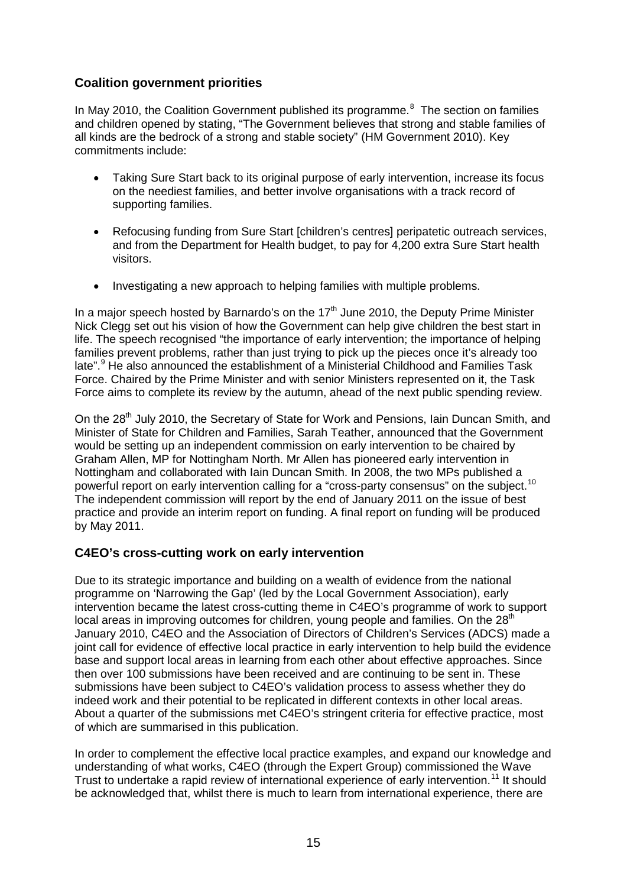## Coalition government priorities

In May 2010, the Coalition Government published its programme.[8] The section on families and children opened by stating, "The Government believes that strong and stable families of all kinds are the bedrock of a strong and stable society" (HM Government 2010). Key commitments include:

- Taking Sure Start back to its original purpose of early intervention, increase its focus on the neediest families, and better involve organisations with a track record of supporting families.
- Refocusing funding from Sure Start [children's centres] peripatetic outreach services, and from the Department for Health budget, to pay for 4,200 extra Sure Start health visitors.
- Investigating a new approach to helping families with multiple problems.

In a major speech hosted by Barnardo's on the 17th June 2010, the Deputy Prime Minister Nick Clegg set out his vision of how the Government can help give children the best start in life. The speech recognised "the importance of early intervention; the importance of helping families prevent problems, rather than just trying to pick up the pieces once it's already too late".[9] He also announced the establishment of a Ministerial Childhood and Families Task Force. Chaired by the Prime Minister and with senior Ministers represented on it, the Task Force aims to complete its review by the autumn, ahead of the next public spending review.

On the 28th July 2010, the Secretary of State for Work and Pensions, Iain Duncan Smith, and Minister of State for Children and Families, Sarah Teather, announced that the Government would be setting up an independent commission on early intervention to be chaired by Graham Allen, MP for Nottingham North. Mr Allen has pioneered early intervention in Nottingham and collaborated with Iain Duncan Smith. In 2008, the two MPs published a powerful report on early intervention calling for a "cross-party consensus" on the subject.[10] The independent commission will report by the end of January 2011 on the issue of best practice and provide an interim report on funding. A final report on funding will be produced by May 2011.

## C4EO's cross-cutting work on early intervention

Due to its strategic importance and building on a wealth of evidence from the national programme on 'Narrowing the Gap' (led by the Local Government Association), early intervention became the latest cross-cutting theme in C4EO's programme of work to support local areas in improving outcomes for children, young people and families. On the 28th January 2010, C4EO and the Association of Directors of Children's Services (ADCS) made a joint call for evidence of effective local practice in early intervention to help build the evidence base and support local areas in learning from each other about effective approaches. Since then over 100 submissions have been received and are continuing to be sent in. These submissions have been subject to C4EO's validation process to assess whether they do indeed work and their potential to be replicated in different contexts in other local areas. About a quarter of the submissions met C4EO's stringent criteria for effective practice, most of which are summarised in this publication.

In order to complement the effective local practice examples, and expand our knowledge and understanding of what works, C4EO (through the Expert Group) commissioned the Wave Trust to undertake a rapid review of international experience of early intervention.[11] It should be acknowledged that, whilst there is much to learn from international experience, there are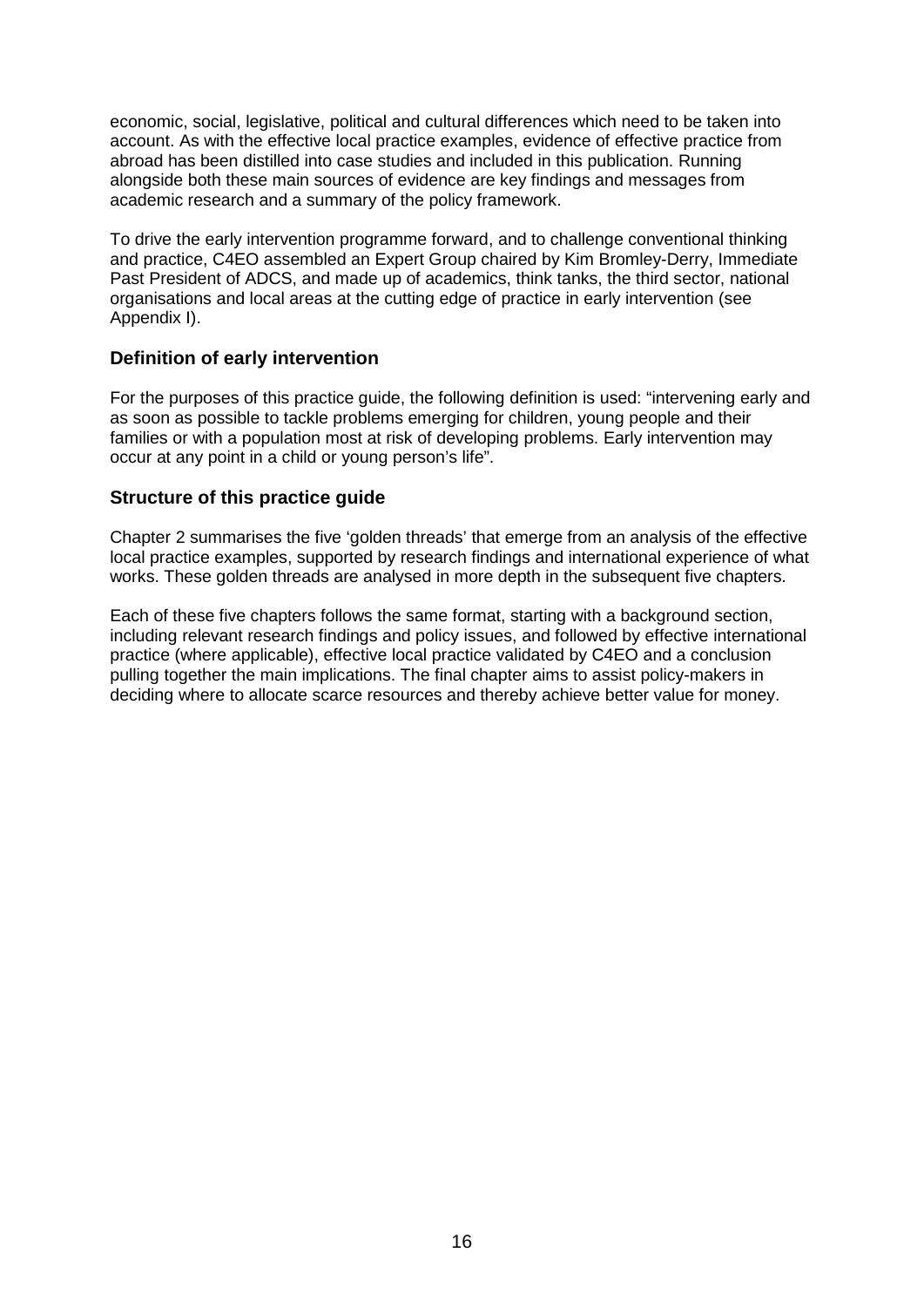economic, social, legislative, political and cultural differences which need to be taken into account. As with the effective local practice examples, evidence of effective practice from abroad has been distilled into case studies and included in this publication. Running alongside both these main sources of evidence are key findings and messages from academic research and a summary of the policy framework.

To drive the early intervention programme forward, and to challenge conventional thinking and practice, C4EO assembled an Expert Group chaired by Kim Bromley-Derry, Immediate Past President of ADCS, and made up of academics, think tanks, the third sector, national organisations and local areas at the cutting edge of practice in early intervention (see Appendix I).

### Definition of early intervention

For the purposes of this practice guide, the following definition is used: "intervening early and as soon as possible to tackle problems emerging for children, young people and their families or with a population most at risk of developing problems. Early intervention may occur at any point in a child or young person's life".

### Structure of this practice guide

Chapter 2 summarises the five 'golden threads' that emerge from an analysis of the effective local practice examples, supported by research findings and international experience of what works. These golden threads are analysed in more depth in the subsequent five chapters.

Each of these five chapters follows the same format, starting with a background section, including relevant research findings and policy issues, and followed by effective international practice (where applicable), effective local practice validated by C4EO and a conclusion pulling together the main implications. The final chapter aims to assist policy-makers in deciding where to allocate scarce resources and thereby achieve better value for money.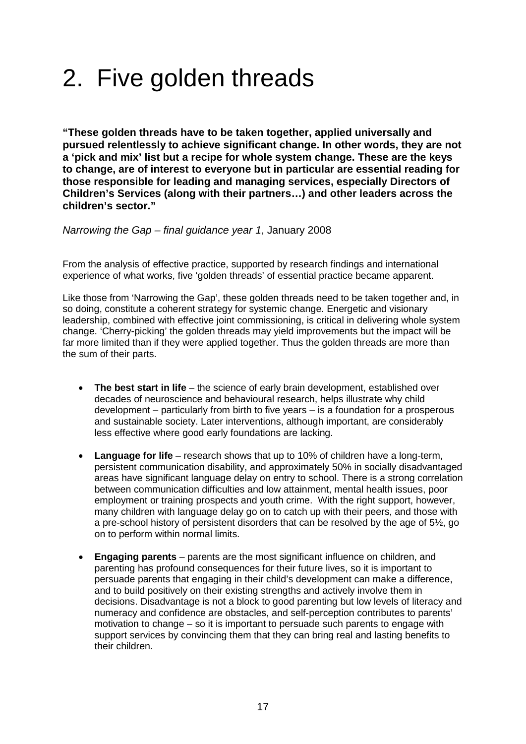# 2. Five golden threads

**"These golden threads have to be taken together, applied universally and pursued relentlessly to achieve significant change. In other words, they are not a 'pick and mix' list but a recipe for whole system change. These are the keys to change, are of interest to everyone but in particular are essential reading for those responsible for leading and managing services, especially Directors of Children's Services (along with their partners…) and other leaders across the children's sector."**

*Narrowing the Gap – final guidance year 1*, January 2008

From the analysis of effective practice, supported by research findings and international experience of what works, five 'golden threads' of essential practice became apparent.

Like those from 'Narrowing the Gap', these golden threads need to be taken together and, in so doing, constitute a coherent strategy for systemic change. Energetic and visionary leadership, combined with effective joint commissioning, is critical in delivering whole system change. 'Cherry-picking' the golden threads may yield improvements but the impact will be far more limited than if they were applied together. Thus the golden threads are more than the sum of their parts.

- **The best start in life** – the science of early brain development, established over decades of neuroscience and behavioural research, helps illustrate why child development – particularly from birth to five years – is a foundation for a prosperous and sustainable society. Later interventions, although important, are considerably less effective where good early foundations are lacking.
- **Language for life** – research shows that up to 10% of children have a long-term, persistent communication disability, and approximately 50% in socially disadvantaged areas have significant language delay on entry to school. There is a strong correlation between communication difficulties and low attainment, mental health issues, poor employment or training prospects and youth crime. With the right support, however, many children with language delay go on to catch up with their peers, and those with a pre-school history of persistent disorders that can be resolved by the age of 5½, go on to perform within normal limits.
- **Engaging parents** – parents are the most significant influence on children, and parenting has profound consequences for their future lives, so it is important to persuade parents that engaging in their child's development can make a difference, and to build positively on their existing strengths and actively involve them in decisions. Disadvantage is not a block to good parenting but low levels of literacy and numeracy and confidence are obstacles, and self-perception contributes to parents' motivation to change – so it is important to persuade such parents to engage with support services by convincing them that they can bring real and lasting benefits to their children.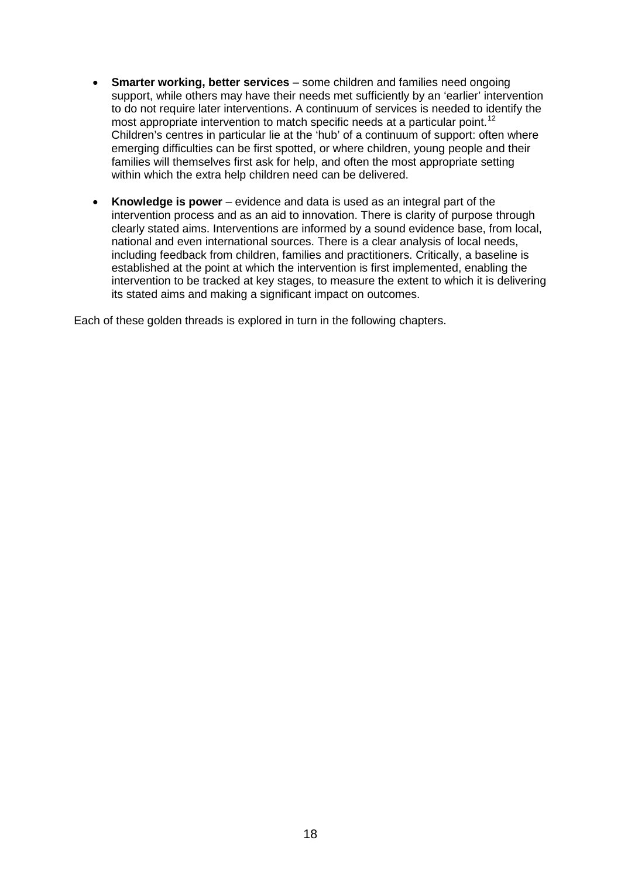- **Smarter working, better services** – some children and families need ongoing support, while others may have their needs met sufficiently by an 'earlier' intervention to do not require later interventions. A continuum of services is needed to identify the most appropriate intervention to match specific needs at a particular point.[12] Children's centres in particular lie at the 'hub' of a continuum of support: often where emerging difficulties can be first spotted, or where children, young people and their families will themselves first ask for help, and often the most appropriate setting within which the extra help children need can be delivered.
- **Knowledge is power** – evidence and data is used as an integral part of the intervention process and as an aid to innovation. There is clarity of purpose through clearly stated aims. Interventions are informed by a sound evidence base, from local, national and even international sources. There is a clear analysis of local needs, including feedback from children, families and practitioners. Critically, a baseline is established at the point at which the intervention is first implemented, enabling the intervention to be tracked at key stages, to measure the extent to which it is delivering its stated aims and making a significant impact on outcomes.

Each of these golden threads is explored in turn in the following chapters.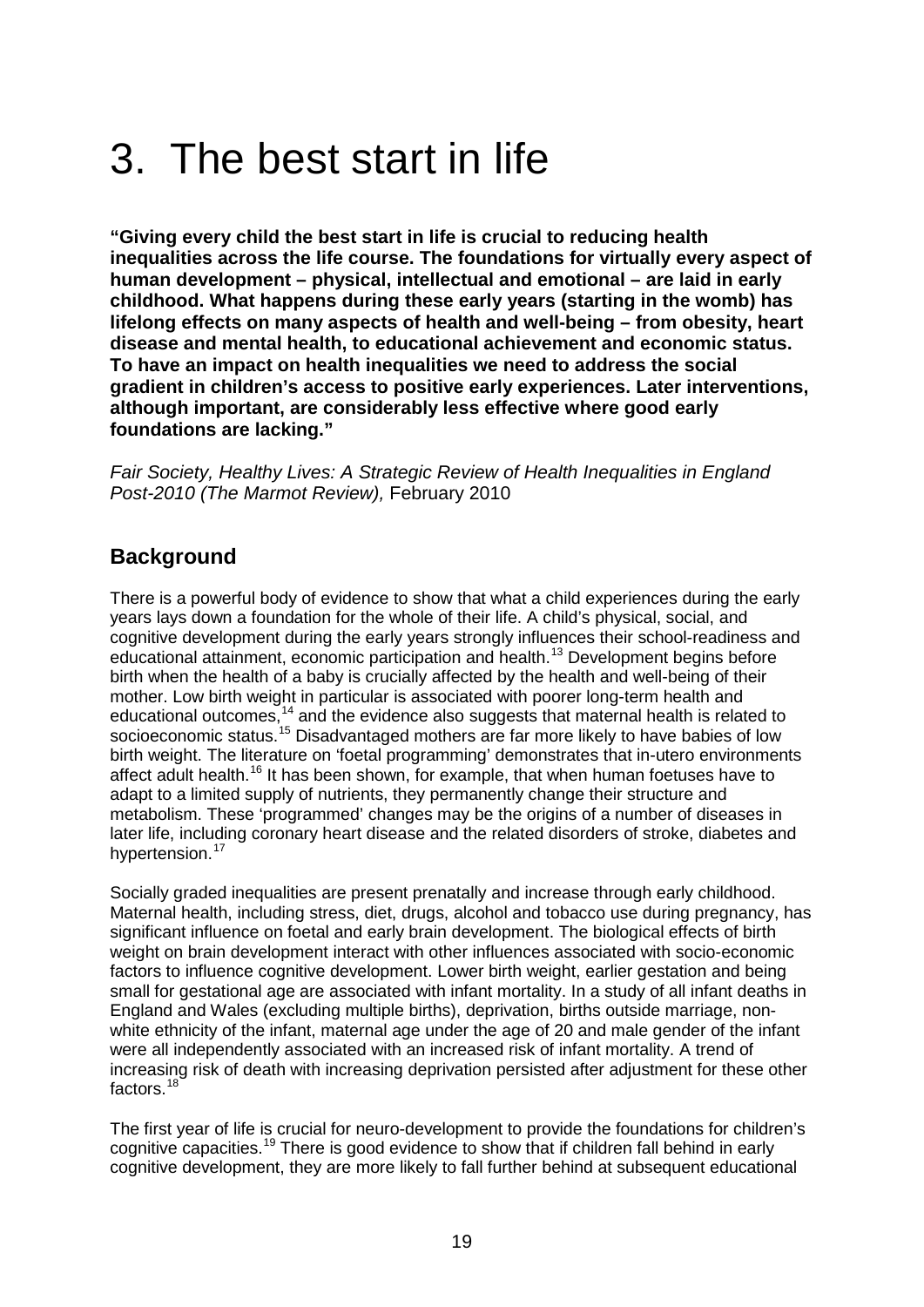# 3. The best start in life

**"Giving every child the best start in life is crucial to reducing health inequalities across the life course. The foundations for virtually every aspect of human development – physical, intellectual and emotional – are laid in early childhood. What happens during these early years (starting in the womb) has lifelong effects on many aspects of health and well-being – from obesity, heart disease and mental health, to educational achievement and economic status. To have an impact on health inequalities we need to address the social gradient in children's access to positive early experiences. Later interventions, although important, are considerably less effective where good early foundations are lacking."**

*Fair Society, Healthy Lives: A Strategic Review of Health Inequalities in England Post-2010 (The Marmot Review),* February 2010

## Background

There is a powerful body of evidence to show that what a child experiences during the early years lays down a foundation for the whole of their life. A child's physical, social, and cognitive development during the early years strongly influences their school-readiness and educational attainment, economic participation and health.[13] Development begins before birth when the health of a baby is crucially affected by the health and well-being of their mother. Low birth weight in particular is associated with poorer long-term health and educational outcomes,[14] and the evidence also suggests that maternal health is related to socioeconomic status.[15] Disadvantaged mothers are far more likely to have babies of low birth weight. The literature on 'foetal programming' demonstrates that in-utero environments affect adult health.[16] It has been shown, for example, that when human foetuses have to adapt to a limited supply of nutrients, they permanently change their structure and metabolism. These 'programmed' changes may be the origins of a number of diseases in later life, including coronary heart disease and the related disorders of stroke, diabetes and hypertension.[17]

Socially graded inequalities are present prenatally and increase through early childhood. Maternal health, including stress, diet, drugs, alcohol and tobacco use during pregnancy, has significant influence on foetal and early brain development. The biological effects of birth weight on brain development interact with other influences associated with socio-economic factors to influence cognitive development. Lower birth weight, earlier gestation and being small for gestational age are associated with infant mortality. In a study of all infant deaths in England and Wales (excluding multiple births), deprivation, births outside marriage, non-white ethnicity of the infant, maternal age under the age of 20 and male gender of the infant were all independently associated with an increased risk of infant mortality. A trend of increasing risk of death with increasing deprivation persisted after adjustment for these other factors.[18]

The first year of life is crucial for neuro-development to provide the foundations for children's cognitive capacities.[19] There is good evidence to show that if children fall behind in early cognitive development, they are more likely to fall further behind at subsequent educational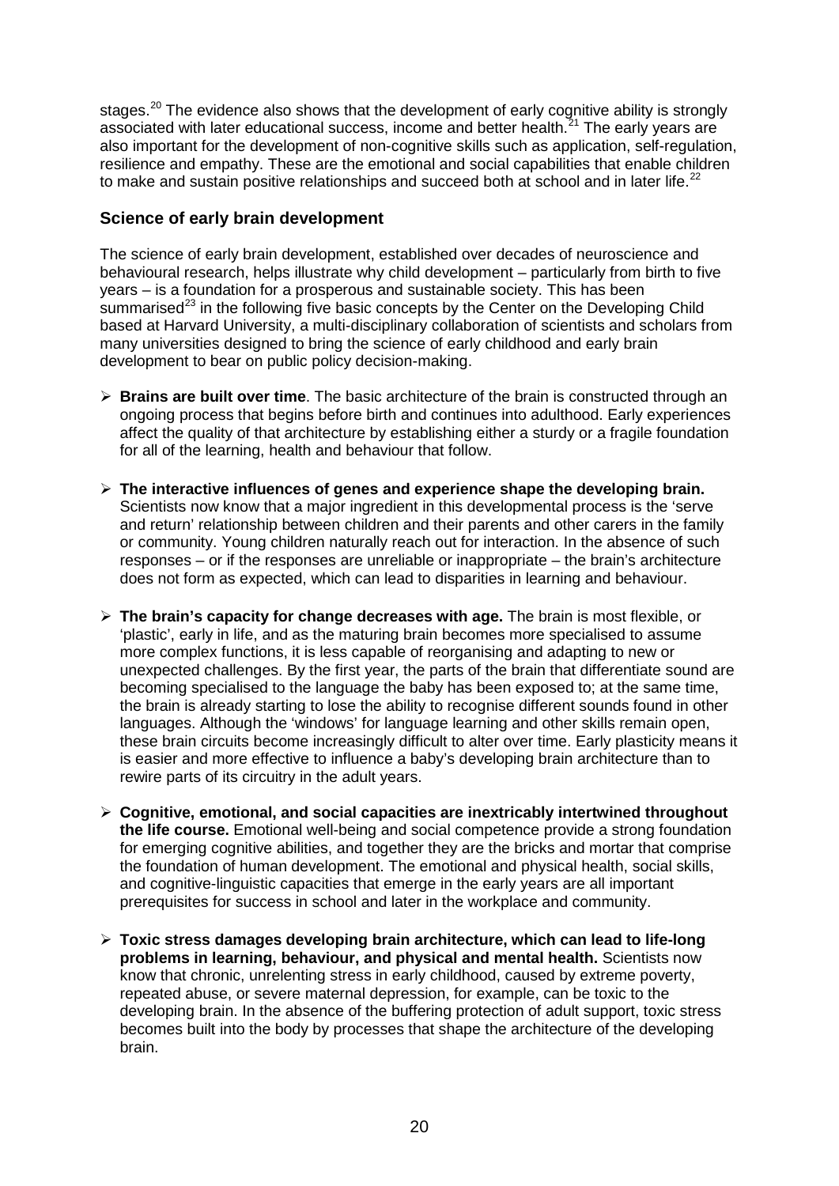stages.[20] The evidence also shows that the development of early cognitive ability is strongly associated with later educational success, income and better health.[21] The early years are also important for the development of non-cognitive skills such as application, self-regulation, resilience and empathy. These are the emotional and social capabilities that enable children to make and sustain positive relationships and succeed both at school and in later life.[22]

### Science of early brain development

The science of early brain development, established over decades of neuroscience and behavioural research, helps illustrate why child development – particularly from birth to five years – is a foundation for a prosperous and sustainable society. This has been summarised[23] in the following five basic concepts by the Center on the Developing Child based at Harvard University, a multi-disciplinary collaboration of scientists and scholars from many universities designed to bring the science of early childhood and early brain development to bear on public policy decision-making.

- **Brains are built over time**. The basic architecture of the brain is constructed through an ongoing process that begins before birth and continues into adulthood. Early experiences affect the quality of that architecture by establishing either a sturdy or a fragile foundation for all of the learning, health and behaviour that follow.

- **The interactive influences of genes and experience shape the developing brain.** Scientists now know that a major ingredient in this developmental process is the 'serve and return' relationship between children and their parents and other carers in the family or community. Young children naturally reach out for interaction. In the absence of such responses – or if the responses are unreliable or inappropriate – the brain's architecture does not form as expected, which can lead to disparities in learning and behaviour.

- **The brain's capacity for change decreases with age.** The brain is most flexible, or 'plastic', early in life, and as the maturing brain becomes more specialised to assume more complex functions, it is less capable of reorganising and adapting to new or unexpected challenges. By the first year, the parts of the brain that differentiate sound are becoming specialised to the language the baby has been exposed to; at the same time, the brain is already starting to lose the ability to recognise different sounds found in other languages. Although the 'windows' for language learning and other skills remain open, these brain circuits become increasingly difficult to alter over time. Early plasticity means it is easier and more effective to influence a baby's developing brain architecture than to rewire parts of its circuitry in the adult years.

- **Cognitive, emotional, and social capacities are inextricably intertwined throughout the life course.** Emotional well-being and social competence provide a strong foundation for emerging cognitive abilities, and together they are the bricks and mortar that comprise the foundation of human development. The emotional and physical health, social skills, and cognitive-linguistic capacities that emerge in the early years are all important prerequisites for success in school and later in the workplace and community.

- **Toxic stress damages developing brain architecture, which can lead to life-long problems in learning, behaviour, and physical and mental health.** Scientists now know that chronic, unrelenting stress in early childhood, caused by extreme poverty, repeated abuse, or severe maternal depression, for example, can be toxic to the developing brain. In the absence of the buffering protection of adult support, toxic stress becomes built into the body by processes that shape the architecture of the developing brain.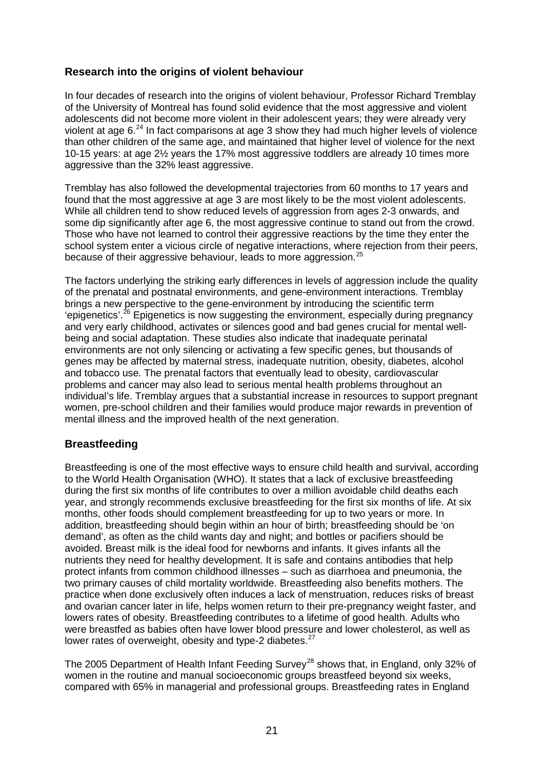## Research into the origins of violent behaviour

In four decades of research into the origins of violent behaviour, Professor Richard Tremblay of the University of Montreal has found solid evidence that the most aggressive and violent adolescents did not become more violent in their adolescent years; they were already very violent at age 6.[24] In fact comparisons at age 3 show they had much higher levels of violence than other children of the same age, and maintained that higher level of violence for the next 10-15 years: at age 2½ years the 17% most aggressive toddlers are already 10 times more aggressive than the 32% least aggressive.

Tremblay has also followed the developmental trajectories from 60 months to 17 years and found that the most aggressive at age 3 are most likely to be the most violent adolescents. While all children tend to show reduced levels of aggression from ages 2-3 onwards, and some dip significantly after age 6, the most aggressive continue to stand out from the crowd. Those who have not learned to control their aggressive reactions by the time they enter the school system enter a vicious circle of negative interactions, where rejection from their peers, because of their aggressive behaviour, leads to more aggression.[25]

The factors underlying the striking early differences in levels of aggression include the quality of the prenatal and postnatal environments, and gene-environment interactions. Tremblay brings a new perspective to the gene-environment by introducing the scientific term 'epigenetics'.[26] Epigenetics is now suggesting the environment, especially during pregnancy and very early childhood, activates or silences good and bad genes crucial for mental well-being and social adaptation. These studies also indicate that inadequate perinatal environments are not only silencing or activating a few specific genes, but thousands of genes may be affected by maternal stress, inadequate nutrition, obesity, diabetes, alcohol and tobacco use. The prenatal factors that eventually lead to obesity, cardiovascular problems and cancer may also lead to serious mental health problems throughout an individual's life. Tremblay argues that a substantial increase in resources to support pregnant women, pre-school children and their families would produce major rewards in prevention of mental illness and the improved health of the next generation.

## Breastfeeding

Breastfeeding is one of the most effective ways to ensure child health and survival, according to the World Health Organisation (WHO). It states that a lack of exclusive breastfeeding during the first six months of life contributes to over a million avoidable child deaths each year, and strongly recommends exclusive breastfeeding for the first six months of life. At six months, other foods should complement breastfeeding for up to two years or more. In addition, breastfeeding should begin within an hour of birth; breastfeeding should be 'on demand', as often as the child wants day and night; and bottles or pacifiers should be avoided. Breast milk is the ideal food for newborns and infants. It gives infants all the nutrients they need for healthy development. It is safe and contains antibodies that help protect infants from common childhood illnesses – such as diarrhoea and pneumonia, the two primary causes of child mortality worldwide. Breastfeeding also benefits mothers. The practice when done exclusively often induces a lack of menstruation, reduces risks of breast and ovarian cancer later in life, helps women return to their pre-pregnancy weight faster, and lowers rates of obesity. Breastfeeding contributes to a lifetime of good health. Adults who were breastfed as babies often have lower blood pressure and lower cholesterol, as well as lower rates of overweight, obesity and type-2 diabetes.[27]

The 2005 Department of Health Infant Feeding Survey[28] shows that, in England, only 32% of women in the routine and manual socioeconomic groups breastfeed beyond six weeks, compared with 65% in managerial and professional groups. Breastfeeding rates in England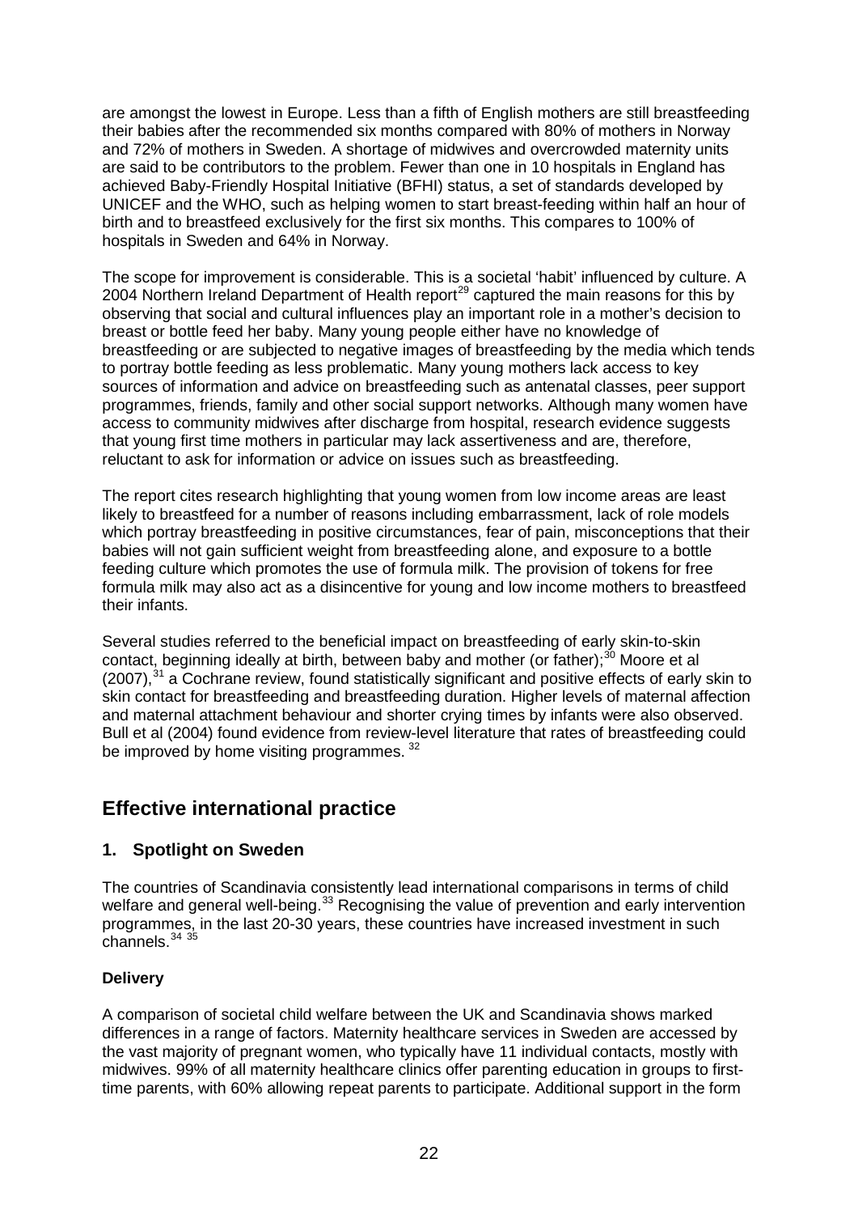are amongst the lowest in Europe. Less than a fifth of English mothers are still breastfeeding their babies after the recommended six months compared with 80% of mothers in Norway and 72% of mothers in Sweden. A shortage of midwives and overcrowded maternity units are said to be contributors to the problem. Fewer than one in 10 hospitals in England has achieved Baby-Friendly Hospital Initiative (BFHI) status, a set of standards developed by UNICEF and the WHO, such as helping women to start breast-feeding within half an hour of birth and to breastfeed exclusively for the first six months. This compares to 100% of hospitals in Sweden and 64% in Norway.

The scope for improvement is considerable. This is a societal 'habit' influenced by culture. A 2004 Northern Ireland Department of Health report[29] captured the main reasons for this by observing that social and cultural influences play an important role in a mother's decision to breast or bottle feed her baby. Many young people either have no knowledge of breastfeeding or are subjected to negative images of breastfeeding by the media which tends to portray bottle feeding as less problematic. Many young mothers lack access to key sources of information and advice on breastfeeding such as antenatal classes, peer support programmes, friends, family and other social support networks. Although many women have access to community midwives after discharge from hospital, research evidence suggests that young first time mothers in particular may lack assertiveness and are, therefore, reluctant to ask for information or advice on issues such as breastfeeding.

The report cites research highlighting that young women from low income areas are least likely to breastfeed for a number of reasons including embarrassment, lack of role models which portray breastfeeding in positive circumstances, fear of pain, misconceptions that their babies will not gain sufficient weight from breastfeeding alone, and exposure to a bottle feeding culture which promotes the use of formula milk. The provision of tokens for free formula milk may also act as a disincentive for young and low income mothers to breastfeed their infants.

Several studies referred to the beneficial impact on breastfeeding of early skin-to-skin contact, beginning ideally at birth, between baby and mother (or father);[30] Moore et al (2007),[31] a Cochrane review, found statistically significant and positive effects of early skin to skin contact for breastfeeding and breastfeeding duration. Higher levels of maternal affection and maternal attachment behaviour and shorter crying times by infants were also observed. Bull et al (2004) found evidence from review-level literature that rates of breastfeeding could be improved by home visiting programmes. [32]

## Effective international practice

### 1. Spotlight on Sweden

The countries of Scandinavia consistently lead international comparisons in terms of child welfare and general well-being.[33] Recognising the value of prevention and early intervention programmes, in the last 20-30 years, these countries have increased investment in such channels.[34 35]

#### Delivery

A comparison of societal child welfare between the UK and Scandinavia shows marked differences in a range of factors. Maternity healthcare services in Sweden are accessed by the vast majority of pregnant women, who typically have 11 individual contacts, mostly with midwives. 99% of all maternity healthcare clinics offer parenting education in groups to first-time parents, with 60% allowing repeat parents to participate. Additional support in the form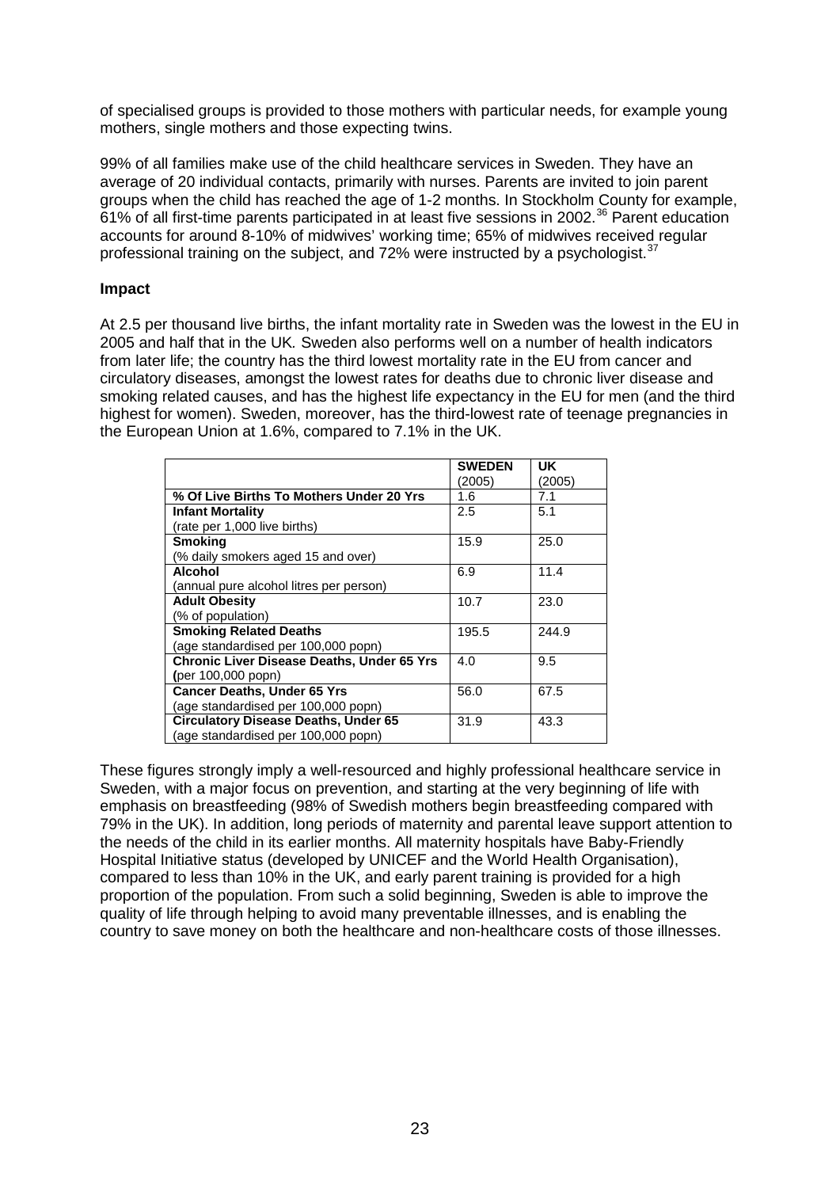of specialised groups is provided to those mothers with particular needs, for example young mothers, single mothers and those expecting twins.

99% of all families make use of the child healthcare services in Sweden. They have an average of 20 individual contacts, primarily with nurses. Parents are invited to join parent groups when the child has reached the age of 1-2 months. In Stockholm County for example, 61% of all first-time parents participated in at least five sessions in 2002.[36] Parent education accounts for around 8-10% of midwives' working time; 65% of midwives received regular professional training on the subject, and 72% were instructed by a psychologist.[37]

**Impact**

At 2.5 per thousand live births, the infant mortality rate in Sweden was the lowest in the EU in 2005 and half that in the UK. Sweden also performs well on a number of health indicators from later life; the country has the third lowest mortality rate in the EU from cancer and circulatory diseases, amongst the lowest rates for deaths due to chronic liver disease and smoking related causes, and has the highest life expectancy in the EU for men (and the third highest for women). Sweden, moreover, has the third-lowest rate of teenage pregnancies in the European Union at 1.6%, compared to 7.1% in the UK.

| | **SWEDEN** (2005) | **UK** (2005) |
|---|---|---|
| **% Of Live Births To Mothers Under 20 Yrs** | 1.6 | 7.1 |
| **Infant Mortality** (rate per 1,000 live births) | 2.5 | 5.1 |
| **Smoking** (% daily smokers aged 15 and over) | 15.9 | 25.0 |
| **Alcohol** (annual pure alcohol litres per person) | 6.9 | 11.4 |
| **Adult Obesity** (% of population) | 10.7 | 23.0 |
| **Smoking Related Deaths** (age standardised per 100,000 popn) | 195.5 | 244.9 |
| **Chronic Liver Disease Deaths, Under 65 Yrs** (per 100,000 popn) | 4.0 | 9.5 |
| **Cancer Deaths, Under 65 Yrs** (age standardised per 100,000 popn) | 56.0 | 67.5 |
| **Circulatory Disease Deaths, Under 65** (age standardised per 100,000 popn) | 31.9 | 43.3 |

These figures strongly imply a well-resourced and highly professional healthcare service in Sweden, with a major focus on prevention, and starting at the very beginning of life with emphasis on breastfeeding (98% of Swedish mothers begin breastfeeding compared with 79% in the UK). In addition, long periods of maternity and parental leave support attention to the needs of the child in its earlier months. All maternity hospitals have Baby-Friendly Hospital Initiative status (developed by UNICEF and the World Health Organisation), compared to less than 10% in the UK, and early parent training is provided for a high proportion of the population. From such a solid beginning, Sweden is able to improve the quality of life through helping to avoid many preventable illnesses, and is enabling the country to save money on both the healthcare and non-healthcare costs of those illnesses.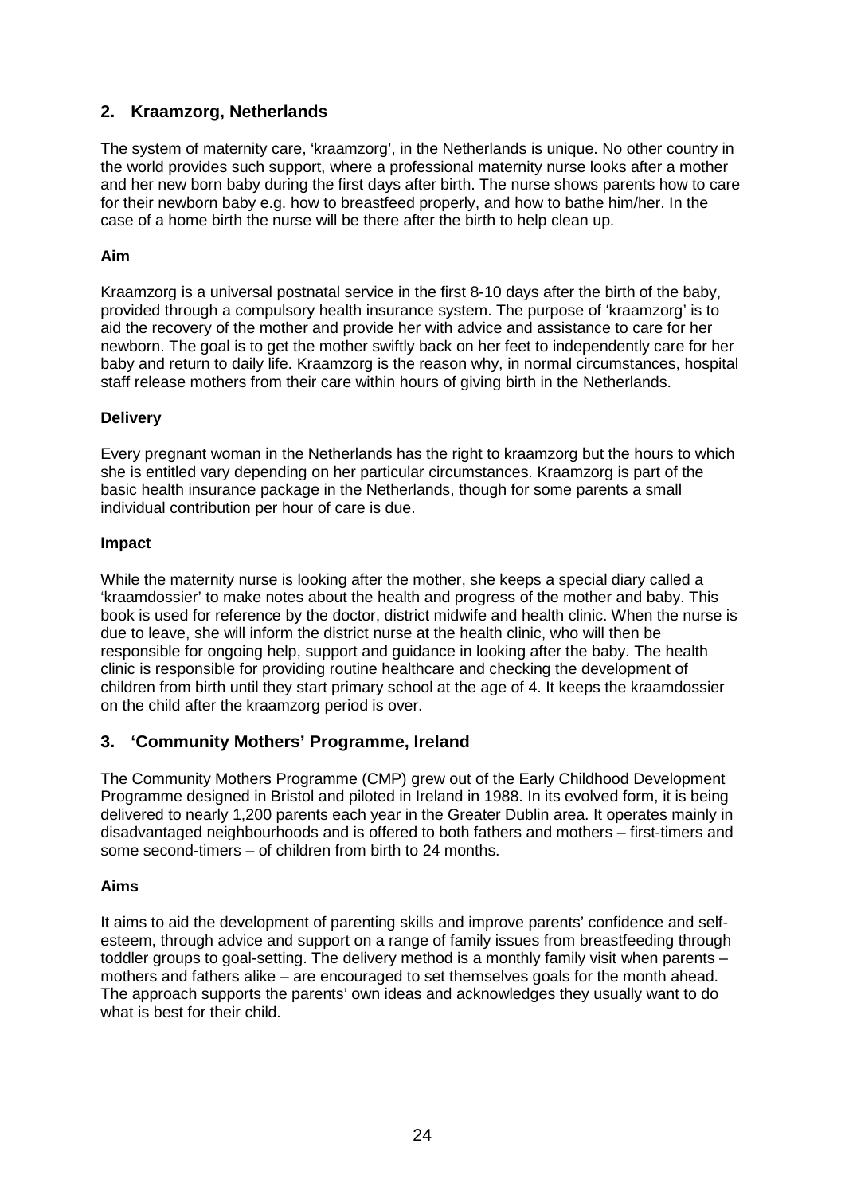## 2. Kraamzorg, Netherlands

The system of maternity care, 'kraamzorg', in the Netherlands is unique. No other country in the world provides such support, where a professional maternity nurse looks after a mother and her new born baby during the first days after birth. The nurse shows parents how to care for their newborn baby e.g. how to breastfeed properly, and how to bathe him/her. In the case of a home birth the nurse will be there after the birth to help clean up.

### Aim

Kraamzorg is a universal postnatal service in the first 8-10 days after the birth of the baby, provided through a compulsory health insurance system. The purpose of 'kraamzorg' is to aid the recovery of the mother and provide her with advice and assistance to care for her newborn. The goal is to get the mother swiftly back on her feet to independently care for her baby and return to daily life. Kraamzorg is the reason why, in normal circumstances, hospital staff release mothers from their care within hours of giving birth in the Netherlands.

### Delivery

Every pregnant woman in the Netherlands has the right to kraamzorg but the hours to which she is entitled vary depending on her particular circumstances. Kraamzorg is part of the basic health insurance package in the Netherlands, though for some parents a small individual contribution per hour of care is due.

### Impact

While the maternity nurse is looking after the mother, she keeps a special diary called a 'kraamdossier' to make notes about the health and progress of the mother and baby. This book is used for reference by the doctor, district midwife and health clinic. When the nurse is due to leave, she will inform the district nurse at the health clinic, who will then be responsible for ongoing help, support and guidance in looking after the baby. The health clinic is responsible for providing routine healthcare and checking the development of children from birth until they start primary school at the age of 4. It keeps the kraamdossier on the child after the kraamzorg period is over.

## 3. 'Community Mothers' Programme, Ireland

The Community Mothers Programme (CMP) grew out of the Early Childhood Development Programme designed in Bristol and piloted in Ireland in 1988. In its evolved form, it is being delivered to nearly 1,200 parents each year in the Greater Dublin area. It operates mainly in disadvantaged neighbourhoods and is offered to both fathers and mothers – first-timers and some second-timers – of children from birth to 24 months.

### Aims

It aims to aid the development of parenting skills and improve parents' confidence and self-esteem, through advice and support on a range of family issues from breastfeeding through toddler groups to goal-setting. The delivery method is a monthly family visit when parents – mothers and fathers alike – are encouraged to set themselves goals for the month ahead. The approach supports the parents' own ideas and acknowledges they usually want to do what is best for their child.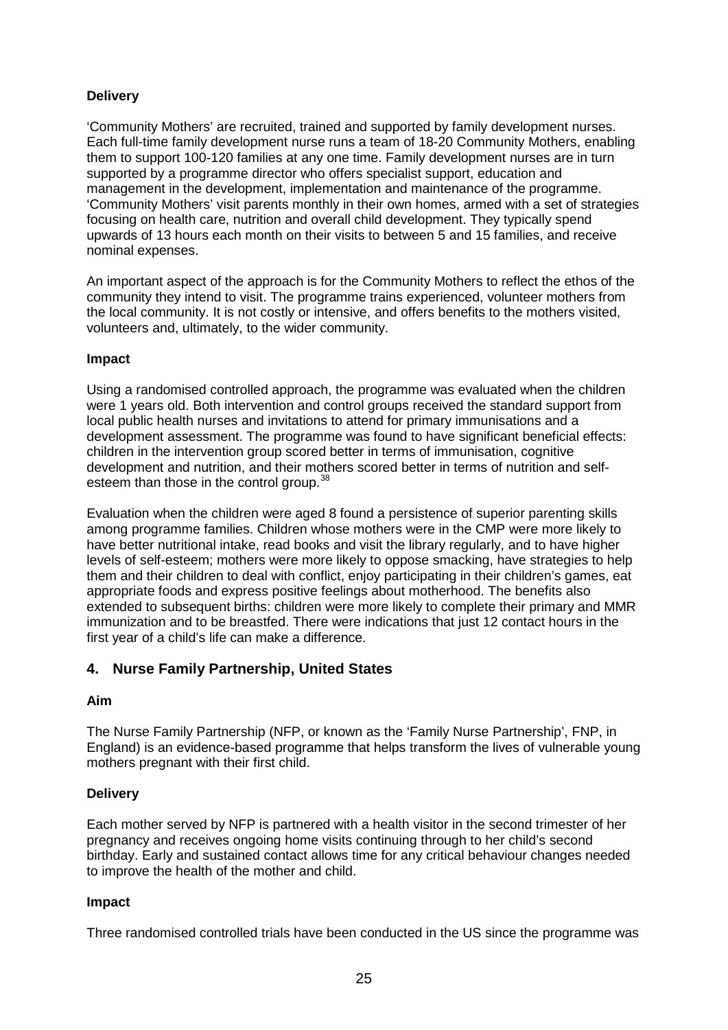**Delivery**

'Community Mothers' are recruited, trained and supported by family development nurses. Each full-time family development nurse runs a team of 18-20 Community Mothers, enabling them to support 100-120 families at any one time. Family development nurses are in turn supported by a programme director who offers specialist support, education and management in the development, implementation and maintenance of the programme. 'Community Mothers' visit parents monthly in their own homes, armed with a set of strategies focusing on health care, nutrition and overall child development. They typically spend upwards of 13 hours each month on their visits to between 5 and 15 families, and receive nominal expenses.

An important aspect of the approach is for the Community Mothers to reflect the ethos of the community they intend to visit. The programme trains experienced, volunteer mothers from the local community. It is not costly or intensive, and offers benefits to the mothers visited, volunteers and, ultimately, to the wider community.

**Impact**

Using a randomised controlled approach, the programme was evaluated when the children were 1 years old. Both intervention and control groups received the standard support from local public health nurses and invitations to attend for primary immunisations and a development assessment. The programme was found to have significant beneficial effects: children in the intervention group scored better in terms of immunisation, cognitive development and nutrition, and their mothers scored better in terms of nutrition and self-esteem than those in the control group.[38]

Evaluation when the children were aged 8 found a persistence of superior parenting skills among programme families. Children whose mothers were in the CMP were more likely to have better nutritional intake, read books and visit the library regularly, and to have higher levels of self-esteem; mothers were more likely to oppose smacking, have strategies to help them and their children to deal with conflict, enjoy participating in their children's games, eat appropriate foods and express positive feelings about motherhood. The benefits also extended to subsequent births: children were more likely to complete their primary and MMR immunization and to be breastfed. There were indications that just 12 contact hours in the first year of a child's life can make a difference.

## 4. Nurse Family Partnership, United States

**Aim**

The Nurse Family Partnership (NFP, or known as the 'Family Nurse Partnership', FNP, in England) is an evidence-based programme that helps transform the lives of vulnerable young mothers pregnant with their first child.

**Delivery**

Each mother served by NFP is partnered with a health visitor in the second trimester of her pregnancy and receives ongoing home visits continuing through to her child's second birthday. Early and sustained contact allows time for any critical behaviour changes needed to improve the health of the mother and child.

**Impact**

Three randomised controlled trials have been conducted in the US since the programme was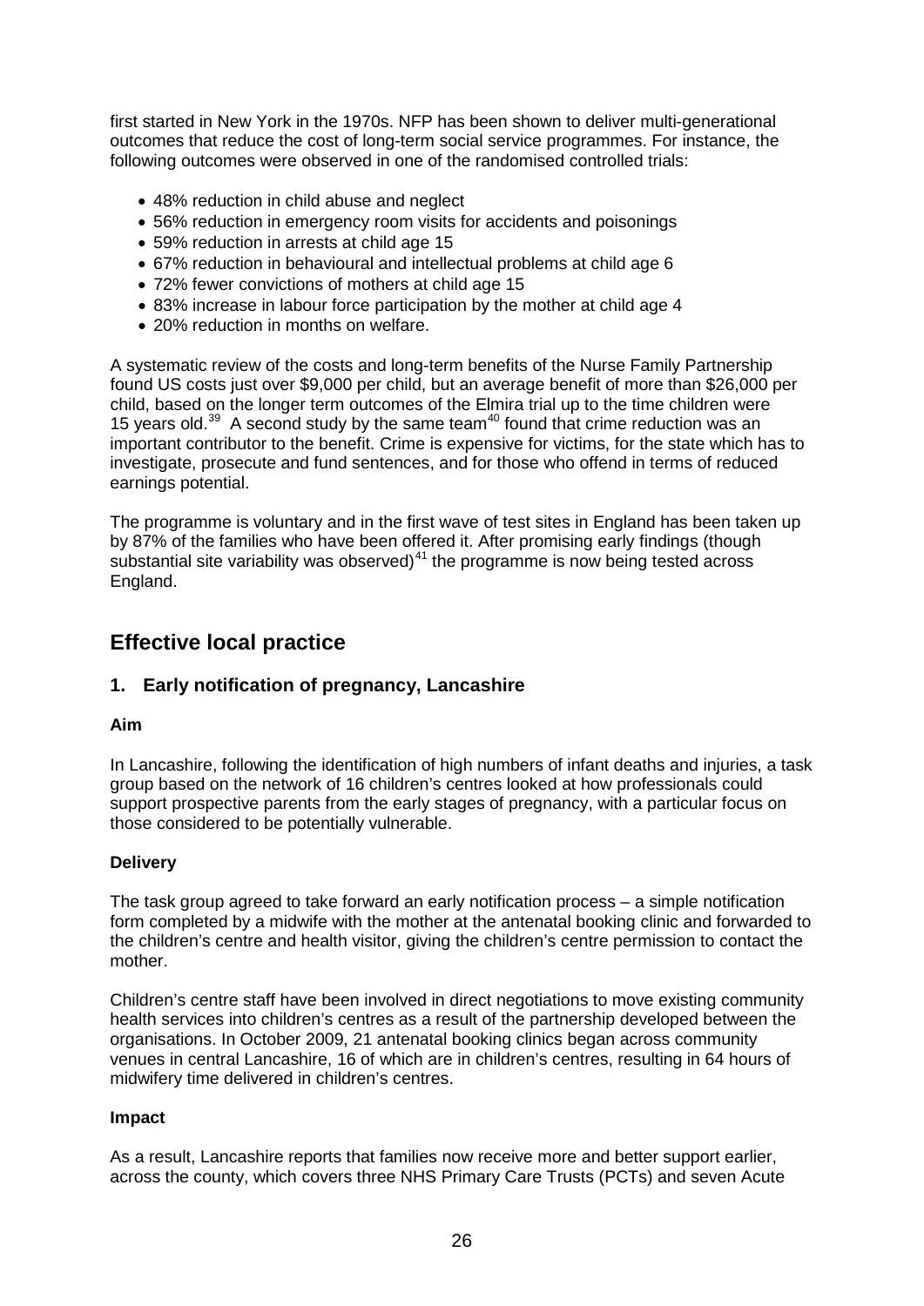first started in New York in the 1970s. NFP has been shown to deliver multi-generational outcomes that reduce the cost of long-term social service programmes. For instance, the following outcomes were observed in one of the randomised controlled trials:

- 48% reduction in child abuse and neglect
- 56% reduction in emergency room visits for accidents and poisonings
- 59% reduction in arrests at child age 15
- 67% reduction in behavioural and intellectual problems at child age 6
- 72% fewer convictions of mothers at child age 15
- 83% increase in labour force participation by the mother at child age 4
- 20% reduction in months on welfare.

A systematic review of the costs and long-term benefits of the Nurse Family Partnership found US costs just over $9,000 per child, but an average benefit of more than $26,000 per child, based on the longer term outcomes of the Elmira trial up to the time children were 15 years old.[39] A second study by the same team[40] found that crime reduction was an important contributor to the benefit. Crime is expensive for victims, for the state which has to investigate, prosecute and fund sentences, and for those who offend in terms of reduced earnings potential.

The programme is voluntary and in the first wave of test sites in England has been taken up by 87% of the families who have been offered it. After promising early findings (though substantial site variability was observed)[41] the programme is now being tested across England.

## Effective local practice

### 1. Early notification of pregnancy, Lancashire

**Aim**

In Lancashire, following the identification of high numbers of infant deaths and injuries, a task group based on the network of 16 children's centres looked at how professionals could support prospective parents from the early stages of pregnancy, with a particular focus on those considered to be potentially vulnerable.

**Delivery**

The task group agreed to take forward an early notification process – a simple notification form completed by a midwife with the mother at the antenatal booking clinic and forwarded to the children's centre and health visitor, giving the children's centre permission to contact the mother.

Children's centre staff have been involved in direct negotiations to move existing community health services into children's centres as a result of the partnership developed between the organisations. In October 2009, 21 antenatal booking clinics began across community venues in central Lancashire, 16 of which are in children's centres, resulting in 64 hours of midwifery time delivered in children's centres.

**Impact**

As a result, Lancashire reports that families now receive more and better support earlier, across the county, which covers three NHS Primary Care Trusts (PCTs) and seven Acute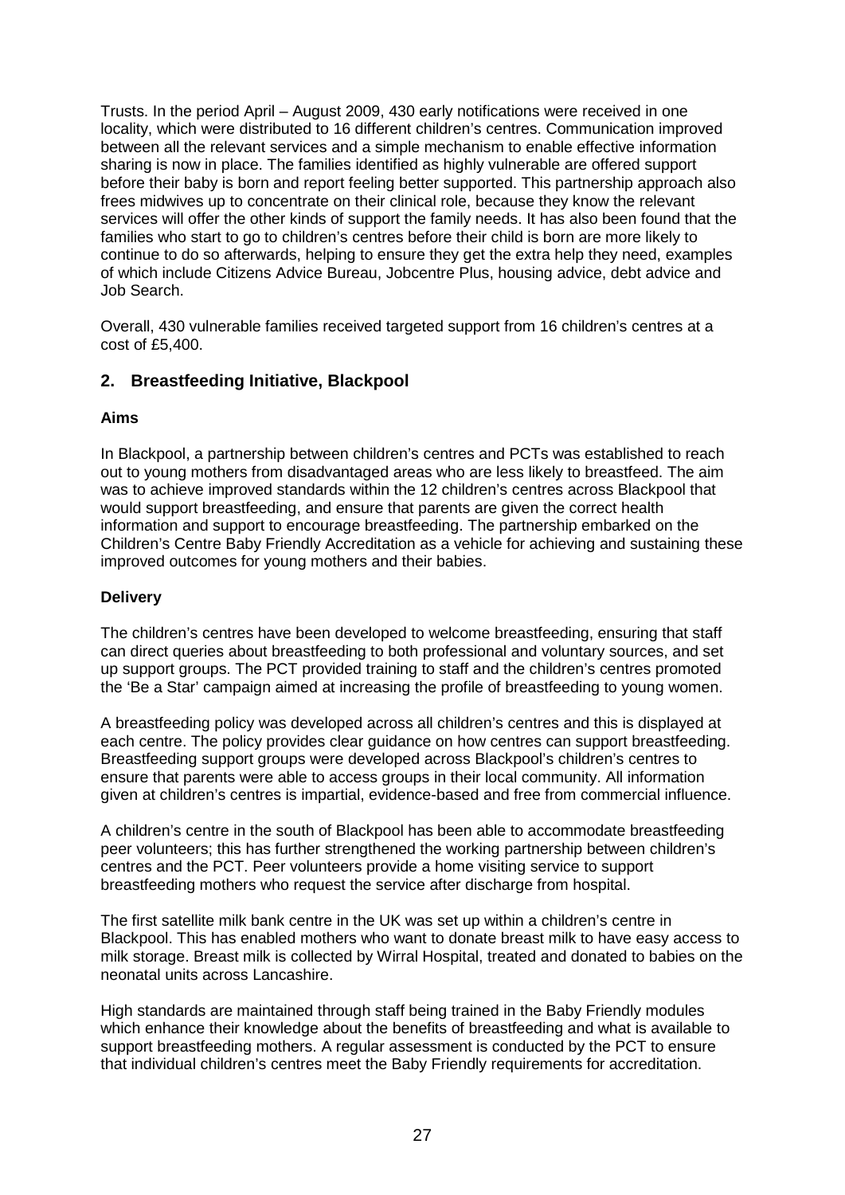Trusts. In the period April – August 2009, 430 early notifications were received in one locality, which were distributed to 16 different children's centres. Communication improved between all the relevant services and a simple mechanism to enable effective information sharing is now in place. The families identified as highly vulnerable are offered support before their baby is born and report feeling better supported. This partnership approach also frees midwives up to concentrate on their clinical role, because they know the relevant services will offer the other kinds of support the family needs. It has also been found that the families who start to go to children's centres before their child is born are more likely to continue to do so afterwards, helping to ensure they get the extra help they need, examples of which include Citizens Advice Bureau, Jobcentre Plus, housing advice, debt advice and Job Search.

Overall, 430 vulnerable families received targeted support from 16 children's centres at a cost of £5,400.

## 2. Breastfeeding Initiative, Blackpool

### Aims

In Blackpool, a partnership between children's centres and PCTs was established to reach out to young mothers from disadvantaged areas who are less likely to breastfeed. The aim was to achieve improved standards within the 12 children's centres across Blackpool that would support breastfeeding, and ensure that parents are given the correct health information and support to encourage breastfeeding. The partnership embarked on the Children's Centre Baby Friendly Accreditation as a vehicle for achieving and sustaining these improved outcomes for young mothers and their babies.

### Delivery

The children's centres have been developed to welcome breastfeeding, ensuring that staff can direct queries about breastfeeding to both professional and voluntary sources, and set up support groups. The PCT provided training to staff and the children's centres promoted the 'Be a Star' campaign aimed at increasing the profile of breastfeeding to young women.

A breastfeeding policy was developed across all children's centres and this is displayed at each centre. The policy provides clear guidance on how centres can support breastfeeding. Breastfeeding support groups were developed across Blackpool's children's centres to ensure that parents were able to access groups in their local community. All information given at children's centres is impartial, evidence-based and free from commercial influence.

A children's centre in the south of Blackpool has been able to accommodate breastfeeding peer volunteers; this has further strengthened the working partnership between children's centres and the PCT. Peer volunteers provide a home visiting service to support breastfeeding mothers who request the service after discharge from hospital.

The first satellite milk bank centre in the UK was set up within a children's centre in Blackpool. This has enabled mothers who want to donate breast milk to have easy access to milk storage. Breast milk is collected by Wirral Hospital, treated and donated to babies on the neonatal units across Lancashire.

High standards are maintained through staff being trained in the Baby Friendly modules which enhance their knowledge about the benefits of breastfeeding and what is available to support breastfeeding mothers. A regular assessment is conducted by the PCT to ensure that individual children's centres meet the Baby Friendly requirements for accreditation.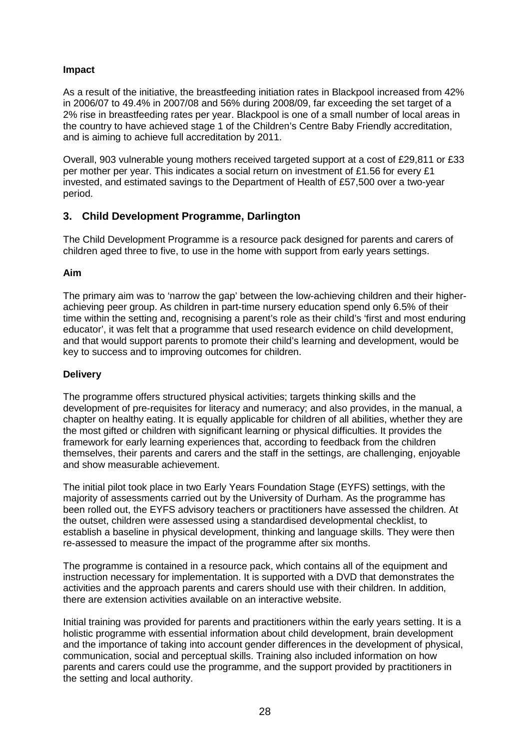**Impact**

As a result of the initiative, the breastfeeding initiation rates in Blackpool increased from 42% in 2006/07 to 49.4% in 2007/08 and 56% during 2008/09, far exceeding the set target of a 2% rise in breastfeeding rates per year. Blackpool is one of a small number of local areas in the country to have achieved stage 1 of the Children's Centre Baby Friendly accreditation, and is aiming to achieve full accreditation by 2011.

Overall, 903 vulnerable young mothers received targeted support at a cost of £29,811 or £33 per mother per year. This indicates a social return on investment of £1.56 for every £1 invested, and estimated savings to the Department of Health of £57,500 over a two-year period.

## 3. Child Development Programme, Darlington

The Child Development Programme is a resource pack designed for parents and carers of children aged three to five, to use in the home with support from early years settings.

**Aim**

The primary aim was to 'narrow the gap' between the low-achieving children and their higher-achieving peer group. As children in part-time nursery education spend only 6.5% of their time within the setting and, recognising a parent's role as their child's 'first and most enduring educator', it was felt that a programme that used research evidence on child development, and that would support parents to promote their child's learning and development, would be key to success and to improving outcomes for children.

**Delivery**

The programme offers structured physical activities; targets thinking skills and the development of pre-requisites for literacy and numeracy; and also provides, in the manual, a chapter on healthy eating. It is equally applicable for children of all abilities, whether they are the most gifted or children with significant learning or physical difficulties. It provides the framework for early learning experiences that, according to feedback from the children themselves, their parents and carers and the staff in the settings, are challenging, enjoyable and show measurable achievement.

The initial pilot took place in two Early Years Foundation Stage (EYFS) settings, with the majority of assessments carried out by the University of Durham. As the programme has been rolled out, the EYFS advisory teachers or practitioners have assessed the children. At the outset, children were assessed using a standardised developmental checklist, to establish a baseline in physical development, thinking and language skills. They were then re-assessed to measure the impact of the programme after six months.

The programme is contained in a resource pack, which contains all of the equipment and instruction necessary for implementation. It is supported with a DVD that demonstrates the activities and the approach parents and carers should use with their children. In addition, there are extension activities available on an interactive website.

Initial training was provided for parents and practitioners within the early years setting. It is a holistic programme with essential information about child development, brain development and the importance of taking into account gender differences in the development of physical, communication, social and perceptual skills. Training also included information on how parents and carers could use the programme, and the support provided by practitioners in the setting and local authority.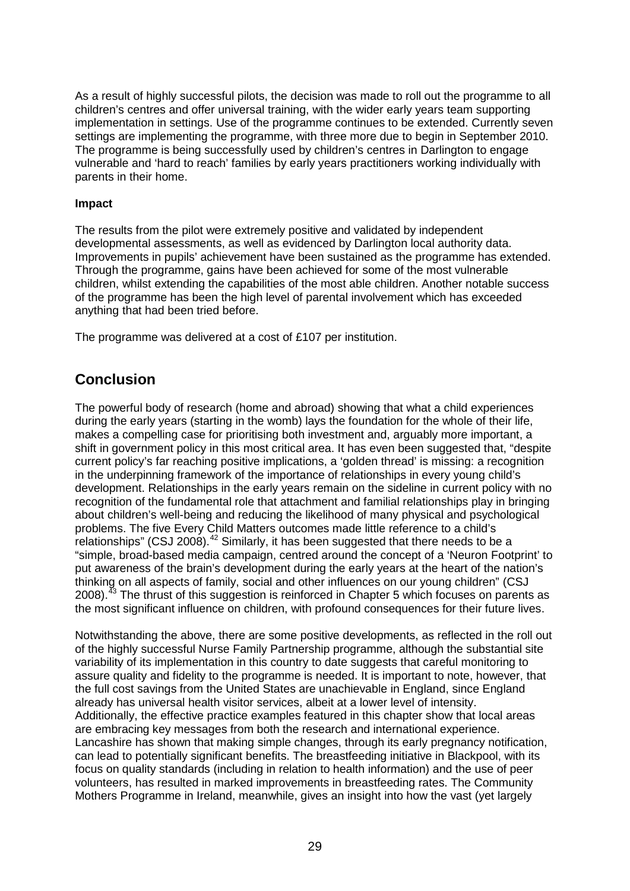As a result of highly successful pilots, the decision was made to roll out the programme to all children's centres and offer universal training, with the wider early years team supporting implementation in settings. Use of the programme continues to be extended. Currently seven settings are implementing the programme, with three more due to begin in September 2010. The programme is being successfully used by children's centres in Darlington to engage vulnerable and 'hard to reach' families by early years practitioners working individually with parents in their home.

**Impact**

The results from the pilot were extremely positive and validated by independent developmental assessments, as well as evidenced by Darlington local authority data. Improvements in pupils' achievement have been sustained as the programme has extended. Through the programme, gains have been achieved for some of the most vulnerable children, whilst extending the capabilities of the most able children. Another notable success of the programme has been the high level of parental involvement which has exceeded anything that had been tried before.

The programme was delivered at a cost of £107 per institution.

## Conclusion

The powerful body of research (home and abroad) showing that what a child experiences during the early years (starting in the womb) lays the foundation for the whole of their life, makes a compelling case for prioritising both investment and, arguably more important, a shift in government policy in this most critical area. It has even been suggested that, "despite current policy's far reaching positive implications, a 'golden thread' is missing: a recognition in the underpinning framework of the importance of relationships in every young child's development. Relationships in the early years remain on the sideline in current policy with no recognition of the fundamental role that attachment and familial relationships play in bringing about children's well-being and reducing the likelihood of many physical and psychological problems. The five Every Child Matters outcomes made little reference to a child's relationships" (CSJ 2008).[42] Similarly, it has been suggested that there needs to be a "simple, broad-based media campaign, centred around the concept of a 'Neuron Footprint' to put awareness of the brain's development during the early years at the heart of the nation's thinking on all aspects of family, social and other influences on our young children" (CSJ 2008).[43] The thrust of this suggestion is reinforced in Chapter 5 which focuses on parents as the most significant influence on children, with profound consequences for their future lives.

Notwithstanding the above, there are some positive developments, as reflected in the roll out of the highly successful Nurse Family Partnership programme, although the substantial site variability of its implementation in this country to date suggests that careful monitoring to assure quality and fidelity to the programme is needed. It is important to note, however, that the full cost savings from the United States are unachievable in England, since England already has universal health visitor services, albeit at a lower level of intensity. Additionally, the effective practice examples featured in this chapter show that local areas are embracing key messages from both the research and international experience. Lancashire has shown that making simple changes, through its early pregnancy notification, can lead to potentially significant benefits. The breastfeeding initiative in Blackpool, with its focus on quality standards (including in relation to health information) and the use of peer volunteers, has resulted in marked improvements in breastfeeding rates. The Community Mothers Programme in Ireland, meanwhile, gives an insight into how the vast (yet largely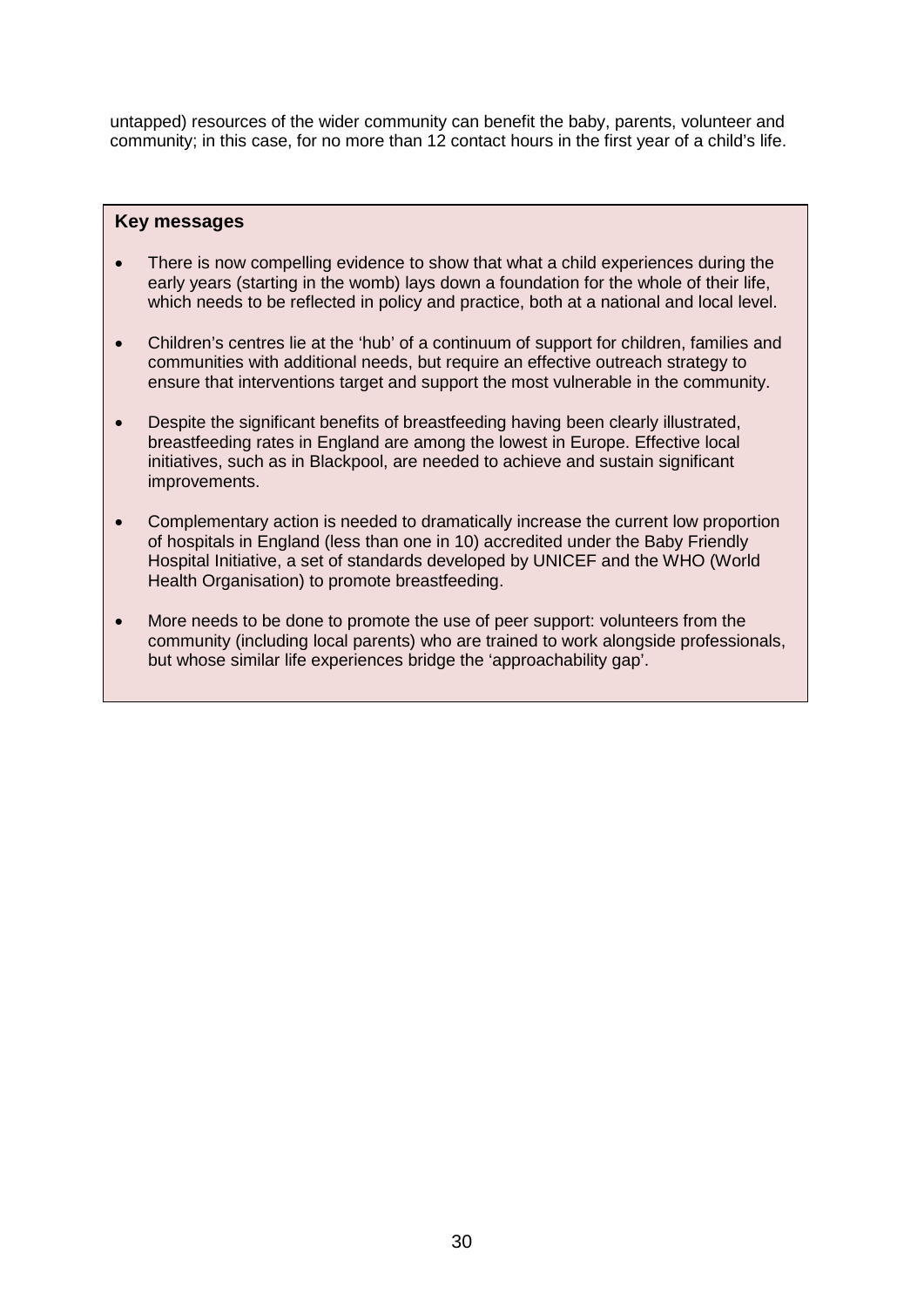untapped) resources of the wider community can benefit the baby, parents, volunteer and community; in this case, for no more than 12 contact hours in the first year of a child's life.

**Key messages**

- There is now compelling evidence to show that what a child experiences during the early years (starting in the womb) lays down a foundation for the whole of their life, which needs to be reflected in policy and practice, both at a national and local level.
- Children's centres lie at the 'hub' of a continuum of support for children, families and communities with additional needs, but require an effective outreach strategy to ensure that interventions target and support the most vulnerable in the community.
- Despite the significant benefits of breastfeeding having been clearly illustrated, breastfeeding rates in England are among the lowest in Europe. Effective local initiatives, such as in Blackpool, are needed to achieve and sustain significant improvements.
- Complementary action is needed to dramatically increase the current low proportion of hospitals in England (less than one in 10) accredited under the Baby Friendly Hospital Initiative, a set of standards developed by UNICEF and the WHO (World Health Organisation) to promote breastfeeding.
- More needs to be done to promote the use of peer support: volunteers from the community (including local parents) who are trained to work alongside professionals, but whose similar life experiences bridge the 'approachability gap'.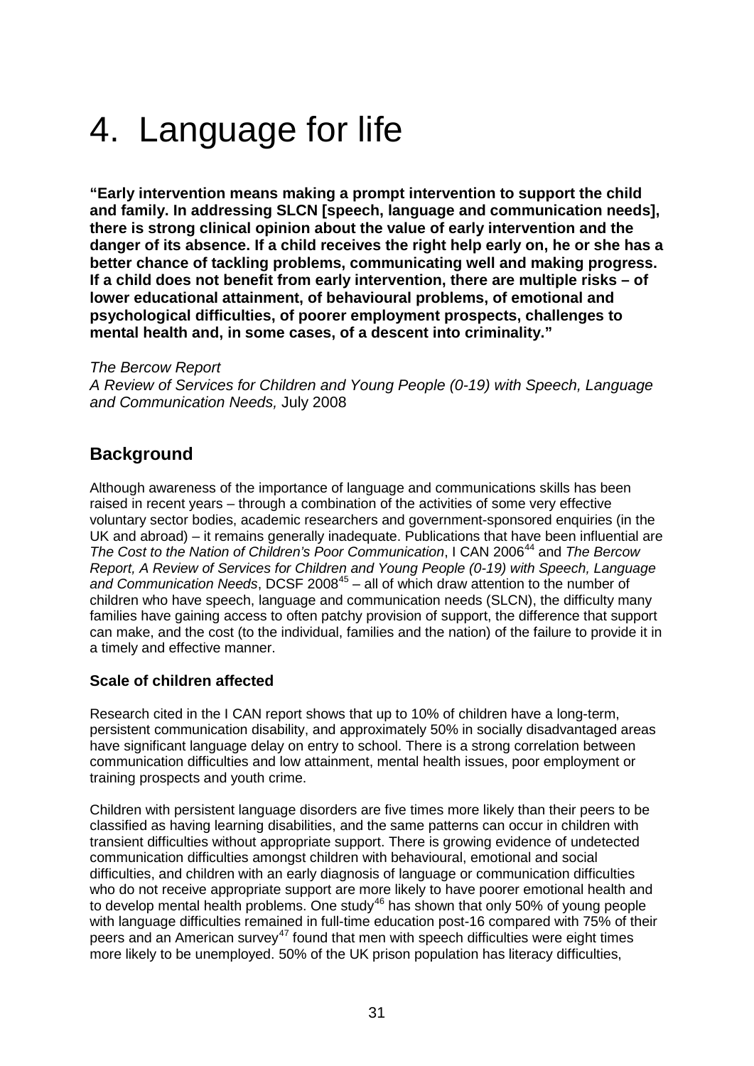# 4. Language for life

**"Early intervention means making a prompt intervention to support the child and family. In addressing SLCN [speech, language and communication needs], there is strong clinical opinion about the value of early intervention and the danger of its absence. If a child receives the right help early on, he or she has a better chance of tackling problems, communicating well and making progress. If a child does not benefit from early intervention, there are multiple risks – of lower educational attainment, of behavioural problems, of emotional and psychological difficulties, of poorer employment prospects, challenges to mental health and, in some cases, of a descent into criminality."**

*The Bercow Report*
*A Review of Services for Children and Young People (0-19) with Speech, Language and Communication Needs,* July 2008

## Background

Although awareness of the importance of language and communications skills has been raised in recent years – through a combination of the activities of some very effective voluntary sector bodies, academic researchers and government-sponsored enquiries (in the UK and abroad) – it remains generally inadequate. Publications that have been influential are *The Cost to the Nation of Children's Poor Communication*, I CAN 2006[44] and *The Bercow Report, A Review of Services for Children and Young People (0-19) with Speech, Language and Communication Needs*, DCSF 2008[45] – all of which draw attention to the number of children who have speech, language and communication needs (SLCN), the difficulty many families have gaining access to often patchy provision of support, the difference that support can make, and the cost (to the individual, families and the nation) of the failure to provide it in a timely and effective manner.

### Scale of children affected

Research cited in the I CAN report shows that up to 10% of children have a long-term, persistent communication disability, and approximately 50% in socially disadvantaged areas have significant language delay on entry to school. There is a strong correlation between communication difficulties and low attainment, mental health issues, poor employment or training prospects and youth crime.

Children with persistent language disorders are five times more likely than their peers to be classified as having learning disabilities, and the same patterns can occur in children with transient difficulties without appropriate support. There is growing evidence of undetected communication difficulties amongst children with behavioural, emotional and social difficulties, and children with an early diagnosis of language or communication difficulties who do not receive appropriate support are more likely to have poorer emotional health and to develop mental health problems. One study[46] has shown that only 50% of young people with language difficulties remained in full-time education post-16 compared with 75% of their peers and an American survey[47] found that men with speech difficulties were eight times more likely to be unemployed. 50% of the UK prison population has literacy difficulties,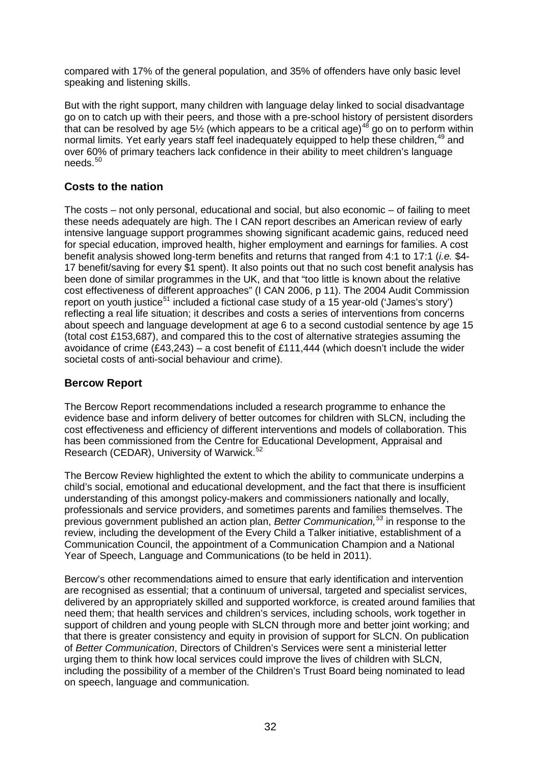compared with 17% of the general population, and 35% of offenders have only basic level speaking and listening skills.

But with the right support, many children with language delay linked to social disadvantage go on to catch up with their peers, and those with a pre-school history of persistent disorders that can be resolved by age 5½ (which appears to be a critical age)[48] go on to perform within normal limits. Yet early years staff feel inadequately equipped to help these children,[49] and over 60% of primary teachers lack confidence in their ability to meet children's language needs.[50]

## Costs to the nation

The costs – not only personal, educational and social, but also economic – of failing to meet these needs adequately are high. The I CAN report describes an American review of early intensive language support programmes showing significant academic gains, reduced need for special education, improved health, higher employment and earnings for families. A cost benefit analysis showed long-term benefits and returns that ranged from 4:1 to 17:1 (*i.e.* $4-17 benefit/saving for every $1 spent). It also points out that no such cost benefit analysis has been done of similar programmes in the UK, and that "too little is known about the relative cost effectiveness of different approaches" (I CAN 2006, p 11). The 2004 Audit Commission report on youth justice[51] included a fictional case study of a 15 year-old ('James's story') reflecting a real life situation; it describes and costs a series of interventions from concerns about speech and language development at age 6 to a second custodial sentence by age 15 (total cost £153,687), and compared this to the cost of alternative strategies assuming the avoidance of crime (£43,243) – a cost benefit of £111,444 (which doesn't include the wider societal costs of anti-social behaviour and crime).

## Bercow Report

The Bercow Report recommendations included a research programme to enhance the evidence base and inform delivery of better outcomes for children with SLCN, including the cost effectiveness and efficiency of different interventions and models of collaboration. This has been commissioned from the Centre for Educational Development, Appraisal and Research (CEDAR), University of Warwick.[52]

The Bercow Review highlighted the extent to which the ability to communicate underpins a child's social, emotional and educational development, and the fact that there is insufficient understanding of this amongst policy-makers and commissioners nationally and locally, professionals and service providers, and sometimes parents and families themselves. The previous government published an action plan, *Better Communication,*[53] in response to the review, including the development of the Every Child a Talker initiative, establishment of a Communication Council, the appointment of a Communication Champion and a National Year of Speech, Language and Communications (to be held in 2011).

Bercow's other recommendations aimed to ensure that early identification and intervention are recognised as essential; that a continuum of universal, targeted and specialist services, delivered by an appropriately skilled and supported workforce, is created around families that need them; that health services and children's services, including schools, work together in support of children and young people with SLCN through more and better joint working; and that there is greater consistency and equity in provision of support for SLCN. On publication of *Better Communication*, Directors of Children's Services were sent a ministerial letter urging them to think how local services could improve the lives of children with SLCN, including the possibility of a member of the Children's Trust Board being nominated to lead on speech, language and communication.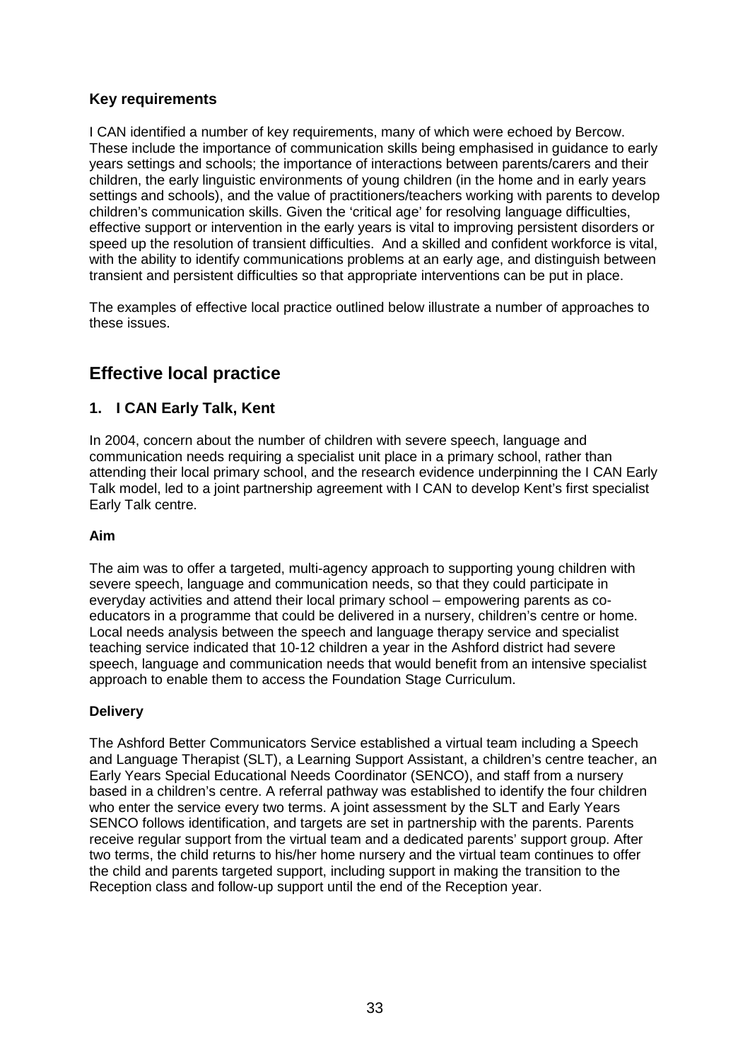### Key requirements

I CAN identified a number of key requirements, many of which were echoed by Bercow. These include the importance of communication skills being emphasised in guidance to early years settings and schools; the importance of interactions between parents/carers and their children, the early linguistic environments of young children (in the home and in early years settings and schools), and the value of practitioners/teachers working with parents to develop children's communication skills. Given the 'critical age' for resolving language difficulties, effective support or intervention in the early years is vital to improving persistent disorders or speed up the resolution of transient difficulties. And a skilled and confident workforce is vital, with the ability to identify communications problems at an early age, and distinguish between transient and persistent difficulties so that appropriate interventions can be put in place.

The examples of effective local practice outlined below illustrate a number of approaches to these issues.

## Effective local practice

### 1. I CAN Early Talk, Kent

In 2004, concern about the number of children with severe speech, language and communication needs requiring a specialist unit place in a primary school, rather than attending their local primary school, and the research evidence underpinning the I CAN Early Talk model, led to a joint partnership agreement with I CAN to develop Kent's first specialist Early Talk centre.

#### Aim

The aim was to offer a targeted, multi-agency approach to supporting young children with severe speech, language and communication needs, so that they could participate in everyday activities and attend their local primary school – empowering parents as co-educators in a programme that could be delivered in a nursery, children's centre or home. Local needs analysis between the speech and language therapy service and specialist teaching service indicated that 10-12 children a year in the Ashford district had severe speech, language and communication needs that would benefit from an intensive specialist approach to enable them to access the Foundation Stage Curriculum.

#### Delivery

The Ashford Better Communicators Service established a virtual team including a Speech and Language Therapist (SLT), a Learning Support Assistant, a children's centre teacher, an Early Years Special Educational Needs Coordinator (SENCO), and staff from a nursery based in a children's centre. A referral pathway was established to identify the four children who enter the service every two terms. A joint assessment by the SLT and Early Years SENCO follows identification, and targets are set in partnership with the parents. Parents receive regular support from the virtual team and a dedicated parents' support group. After two terms, the child returns to his/her home nursery and the virtual team continues to offer the child and parents targeted support, including support in making the transition to the Reception class and follow-up support until the end of the Reception year.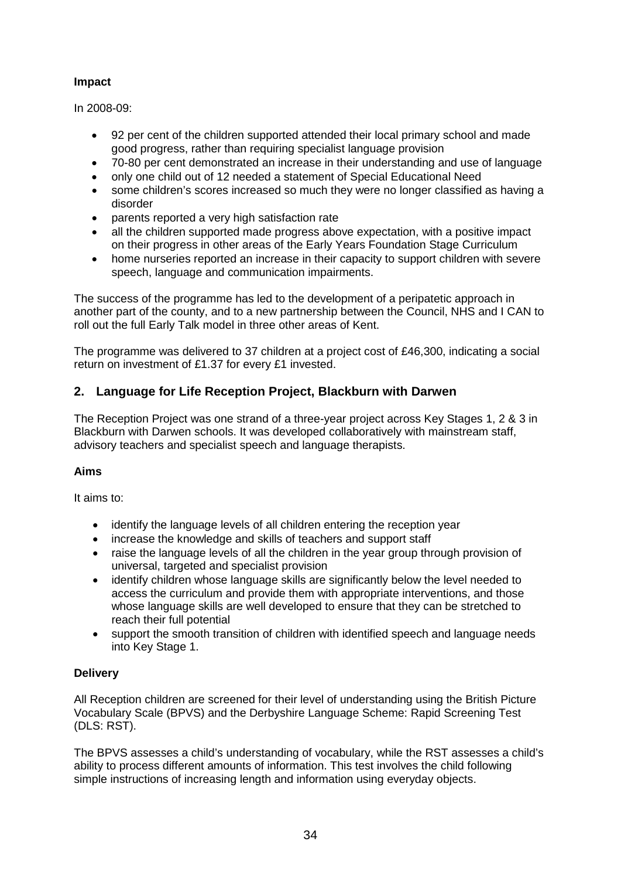### Impact

In 2008-09:

- 92 per cent of the children supported attended their local primary school and made good progress, rather than requiring specialist language provision
- 70-80 per cent demonstrated an increase in their understanding and use of language
- only one child out of 12 needed a statement of Special Educational Need
- some children's scores increased so much they were no longer classified as having a disorder
- parents reported a very high satisfaction rate
- all the children supported made progress above expectation, with a positive impact on their progress in other areas of the Early Years Foundation Stage Curriculum
- home nurseries reported an increase in their capacity to support children with severe speech, language and communication impairments.

The success of the programme has led to the development of a peripatetic approach in another part of the county, and to a new partnership between the Council, NHS and I CAN to roll out the full Early Talk model in three other areas of Kent.

The programme was delivered to 37 children at a project cost of £46,300, indicating a social return on investment of £1.37 for every £1 invested.

## 2. Language for Life Reception Project, Blackburn with Darwen

The Reception Project was one strand of a three-year project across Key Stages 1, 2 & 3 in Blackburn with Darwen schools. It was developed collaboratively with mainstream staff, advisory teachers and specialist speech and language therapists.

### Aims

It aims to:

- identify the language levels of all children entering the reception year
- increase the knowledge and skills of teachers and support staff
- raise the language levels of all the children in the year group through provision of universal, targeted and specialist provision
- identify children whose language skills are significantly below the level needed to access the curriculum and provide them with appropriate interventions, and those whose language skills are well developed to ensure that they can be stretched to reach their full potential
- support the smooth transition of children with identified speech and language needs into Key Stage 1.

### Delivery

All Reception children are screened for their level of understanding using the British Picture Vocabulary Scale (BPVS) and the Derbyshire Language Scheme: Rapid Screening Test (DLS: RST).

The BPVS assesses a child's understanding of vocabulary, while the RST assesses a child's ability to process different amounts of information. This test involves the child following simple instructions of increasing length and information using everyday objects.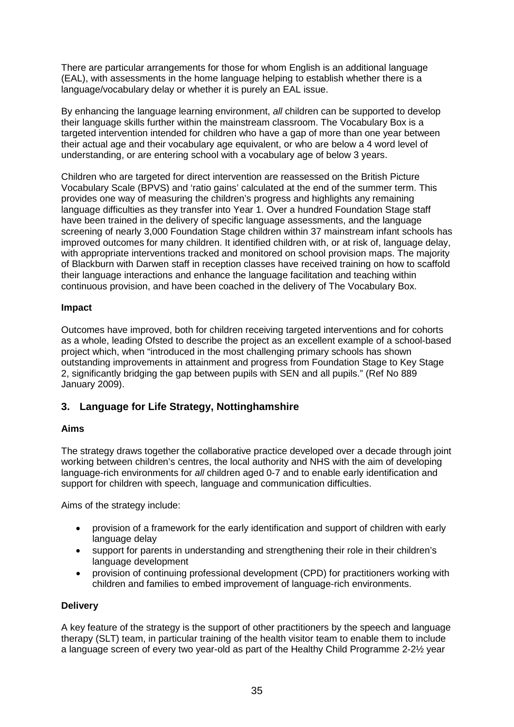There are particular arrangements for those for whom English is an additional language (EAL), with assessments in the home language helping to establish whether there is a language/vocabulary delay or whether it is purely an EAL issue.

By enhancing the language learning environment, *all* children can be supported to develop their language skills further within the mainstream classroom. The Vocabulary Box is a targeted intervention intended for children who have a gap of more than one year between their actual age and their vocabulary age equivalent, or who are below a 4 word level of understanding, or are entering school with a vocabulary age of below 3 years.

Children who are targeted for direct intervention are reassessed on the British Picture Vocabulary Scale (BPVS) and 'ratio gains' calculated at the end of the summer term. This provides one way of measuring the children's progress and highlights any remaining language difficulties as they transfer into Year 1. Over a hundred Foundation Stage staff have been trained in the delivery of specific language assessments, and the language screening of nearly 3,000 Foundation Stage children within 37 mainstream infant schools has improved outcomes for many children. It identified children with, or at risk of, language delay, with appropriate interventions tracked and monitored on school provision maps. The majority of Blackburn with Darwen staff in reception classes have received training on how to scaffold their language interactions and enhance the language facilitation and teaching within continuous provision, and have been coached in the delivery of The Vocabulary Box.

**Impact**

Outcomes have improved, both for children receiving targeted interventions and for cohorts as a whole, leading Ofsted to describe the project as an excellent example of a school-based project which, when "introduced in the most challenging primary schools has shown outstanding improvements in attainment and progress from Foundation Stage to Key Stage 2, significantly bridging the gap between pupils with SEN and all pupils." (Ref No 889 January 2009).

## 3. Language for Life Strategy, Nottinghamshire

**Aims**

The strategy draws together the collaborative practice developed over a decade through joint working between children's centres, the local authority and NHS with the aim of developing language-rich environments for *all* children aged 0-7 and to enable early identification and support for children with speech, language and communication difficulties.

Aims of the strategy include:

- provision of a framework for the early identification and support of children with early language delay
- support for parents in understanding and strengthening their role in their children's language development
- provision of continuing professional development (CPD) for practitioners working with children and families to embed improvement of language-rich environments.

**Delivery**

A key feature of the strategy is the support of other practitioners by the speech and language therapy (SLT) team, in particular training of the health visitor team to enable them to include a language screen of every two year-old as part of the Healthy Child Programme 2-2½ year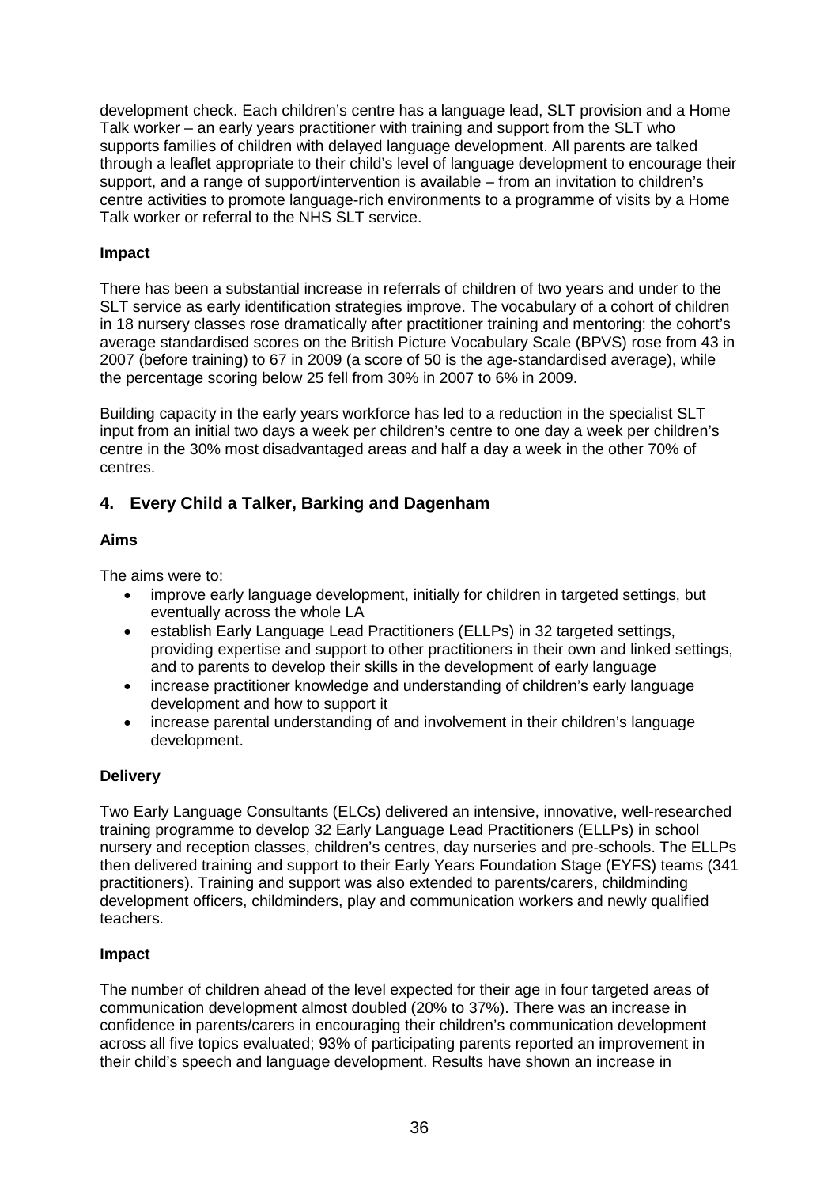development check. Each children's centre has a language lead, SLT provision and a Home Talk worker – an early years practitioner with training and support from the SLT who supports families of children with delayed language development. All parents are talked through a leaflet appropriate to their child's level of language development to encourage their support, and a range of support/intervention is available – from an invitation to children's centre activities to promote language-rich environments to a programme of visits by a Home Talk worker or referral to the NHS SLT service.

**Impact**

There has been a substantial increase in referrals of children of two years and under to the SLT service as early identification strategies improve. The vocabulary of a cohort of children in 18 nursery classes rose dramatically after practitioner training and mentoring: the cohort's average standardised scores on the British Picture Vocabulary Scale (BPVS) rose from 43 in 2007 (before training) to 67 in 2009 (a score of 50 is the age-standardised average), while the percentage scoring below 25 fell from 30% in 2007 to 6% in 2009.

Building capacity in the early years workforce has led to a reduction in the specialist SLT input from an initial two days a week per children's centre to one day a week per children's centre in the 30% most disadvantaged areas and half a day a week in the other 70% of centres.

## 4. Every Child a Talker, Barking and Dagenham

**Aims**

The aims were to:

- improve early language development, initially for children in targeted settings, but eventually across the whole LA
- establish Early Language Lead Practitioners (ELLPs) in 32 targeted settings, providing expertise and support to other practitioners in their own and linked settings, and to parents to develop their skills in the development of early language
- increase practitioner knowledge and understanding of children's early language development and how to support it
- increase parental understanding of and involvement in their children's language development.

**Delivery**

Two Early Language Consultants (ELCs) delivered an intensive, innovative, well-researched training programme to develop 32 Early Language Lead Practitioners (ELLPs) in school nursery and reception classes, children's centres, day nurseries and pre-schools. The ELLPs then delivered training and support to their Early Years Foundation Stage (EYFS) teams (341 practitioners). Training and support was also extended to parents/carers, childminding development officers, childminders, play and communication workers and newly qualified teachers.

**Impact**

The number of children ahead of the level expected for their age in four targeted areas of communication development almost doubled (20% to 37%). There was an increase in confidence in parents/carers in encouraging their children's communication development across all five topics evaluated; 93% of participating parents reported an improvement in their child's speech and language development. Results have shown an increase in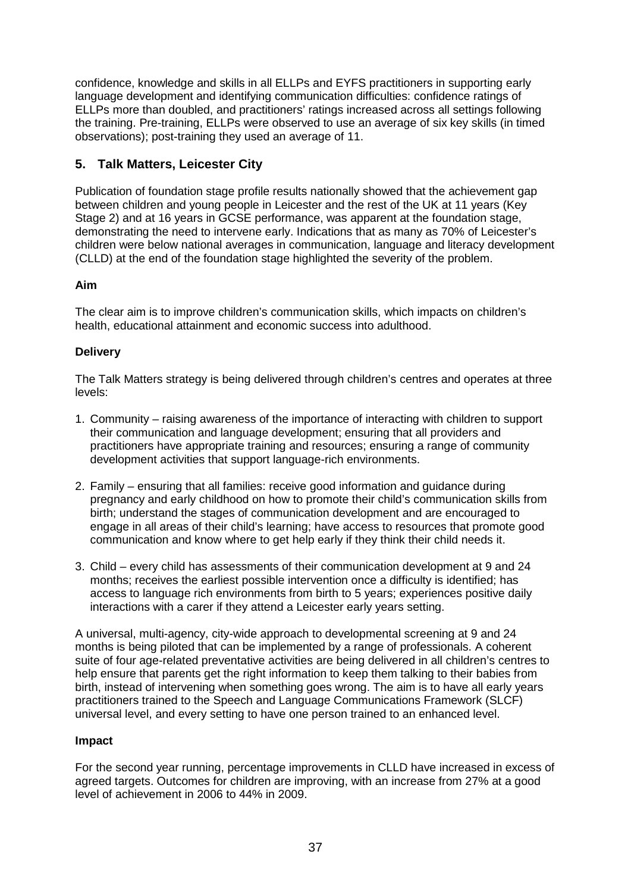confidence, knowledge and skills in all ELLPs and EYFS practitioners in supporting early language development and identifying communication difficulties: confidence ratings of ELLPs more than doubled, and practitioners' ratings increased across all settings following the training. Pre-training, ELLPs were observed to use an average of six key skills (in timed observations); post-training they used an average of 11.

## 5. Talk Matters, Leicester City

Publication of foundation stage profile results nationally showed that the achievement gap between children and young people in Leicester and the rest of the UK at 11 years (Key Stage 2) and at 16 years in GCSE performance, was apparent at the foundation stage, demonstrating the need to intervene early. Indications that as many as 70% of Leicester's children were below national averages in communication, language and literacy development (CLLD) at the end of the foundation stage highlighted the severity of the problem.

**Aim**

The clear aim is to improve children's communication skills, which impacts on children's health, educational attainment and economic success into adulthood.

**Delivery**

The Talk Matters strategy is being delivered through children's centres and operates at three levels:

1. Community – raising awareness of the importance of interacting with children to support their communication and language development; ensuring that all providers and practitioners have appropriate training and resources; ensuring a range of community development activities that support language-rich environments.

2. Family – ensuring that all families: receive good information and guidance during pregnancy and early childhood on how to promote their child's communication skills from birth; understand the stages of communication development and are encouraged to engage in all areas of their child's learning; have access to resources that promote good communication and know where to get help early if they think their child needs it.

3. Child – every child has assessments of their communication development at 9 and 24 months; receives the earliest possible intervention once a difficulty is identified; has access to language rich environments from birth to 5 years; experiences positive daily interactions with a carer if they attend a Leicester early years setting.

A universal, multi-agency, city-wide approach to developmental screening at 9 and 24 months is being piloted that can be implemented by a range of professionals. A coherent suite of four age-related preventative activities are being delivered in all children's centres to help ensure that parents get the right information to keep them talking to their babies from birth, instead of intervening when something goes wrong. The aim is to have all early years practitioners trained to the Speech and Language Communications Framework (SLCF) universal level, and every setting to have one person trained to an enhanced level.

**Impact**

For the second year running, percentage improvements in CLLD have increased in excess of agreed targets. Outcomes for children are improving, with an increase from 27% at a good level of achievement in 2006 to 44% in 2009.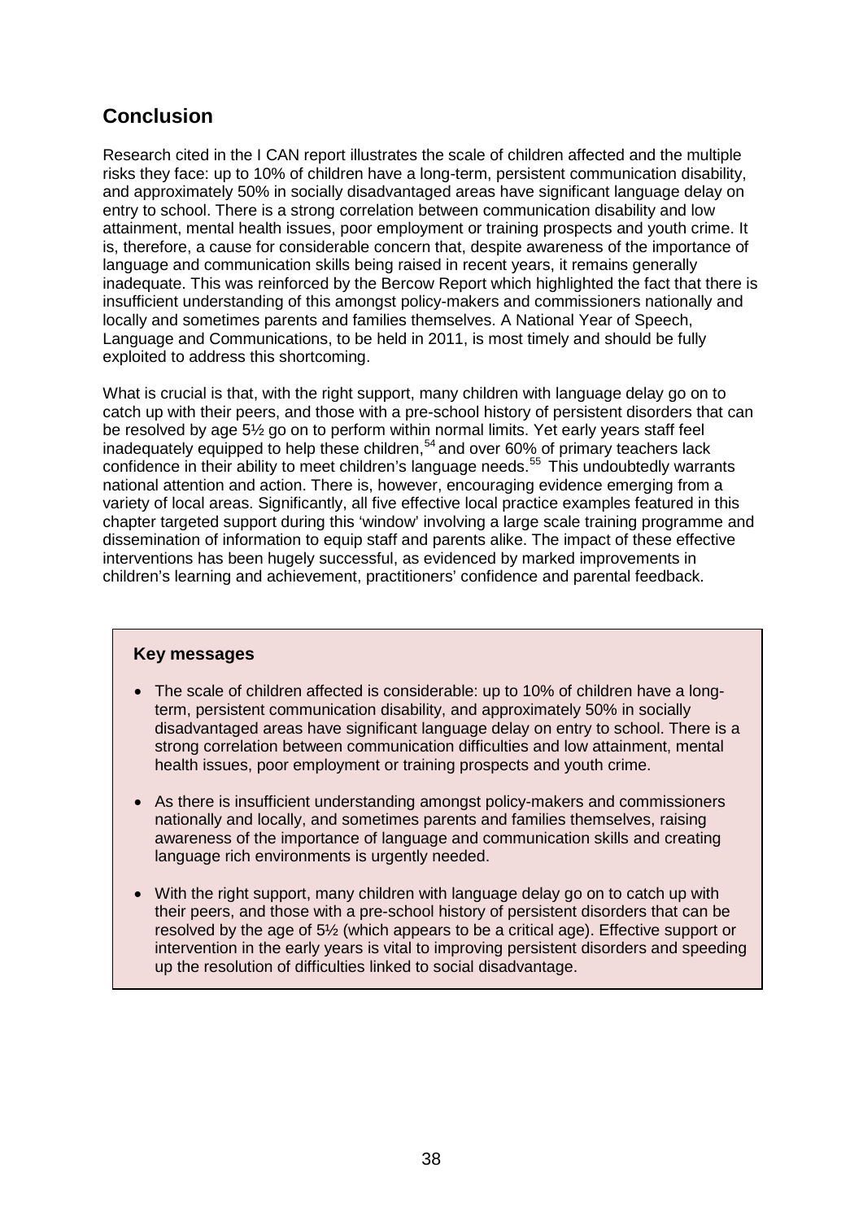## Conclusion

Research cited in the I CAN report illustrates the scale of children affected and the multiple risks they face: up to 10% of children have a long-term, persistent communication disability, and approximately 50% in socially disadvantaged areas have significant language delay on entry to school. There is a strong correlation between communication disability and low attainment, mental health issues, poor employment or training prospects and youth crime. It is, therefore, a cause for considerable concern that, despite awareness of the importance of language and communication skills being raised in recent years, it remains generally inadequate. This was reinforced by the Bercow Report which highlighted the fact that there is insufficient understanding of this amongst policy-makers and commissioners nationally and locally and sometimes parents and families themselves. A National Year of Speech, Language and Communications, to be held in 2011, is most timely and should be fully exploited to address this shortcoming.

What is crucial is that, with the right support, many children with language delay go on to catch up with their peers, and those with a pre-school history of persistent disorders that can be resolved by age 5½ go on to perform within normal limits. Yet early years staff feel inadequately equipped to help these children,[54] and over 60% of primary teachers lack confidence in their ability to meet children's language needs.[55] This undoubtedly warrants national attention and action. There is, however, encouraging evidence emerging from a variety of local areas. Significantly, all five effective local practice examples featured in this chapter targeted support during this 'window' involving a large scale training programme and dissemination of information to equip staff and parents alike. The impact of these effective interventions has been hugely successful, as evidenced by marked improvements in children's learning and achievement, practitioners' confidence and parental feedback.

**Key messages**

- The scale of children affected is considerable: up to 10% of children have a long-term, persistent communication disability, and approximately 50% in socially disadvantaged areas have significant language delay on entry to school. There is a strong correlation between communication difficulties and low attainment, mental health issues, poor employment or training prospects and youth crime.
- As there is insufficient understanding amongst policy-makers and commissioners nationally and locally, and sometimes parents and families themselves, raising awareness of the importance of language and communication skills and creating language rich environments is urgently needed.
- With the right support, many children with language delay go on to catch up with their peers, and those with a pre-school history of persistent disorders that can be resolved by the age of 5½ (which appears to be a critical age). Effective support or intervention in the early years is vital to improving persistent disorders and speeding up the resolution of difficulties linked to social disadvantage.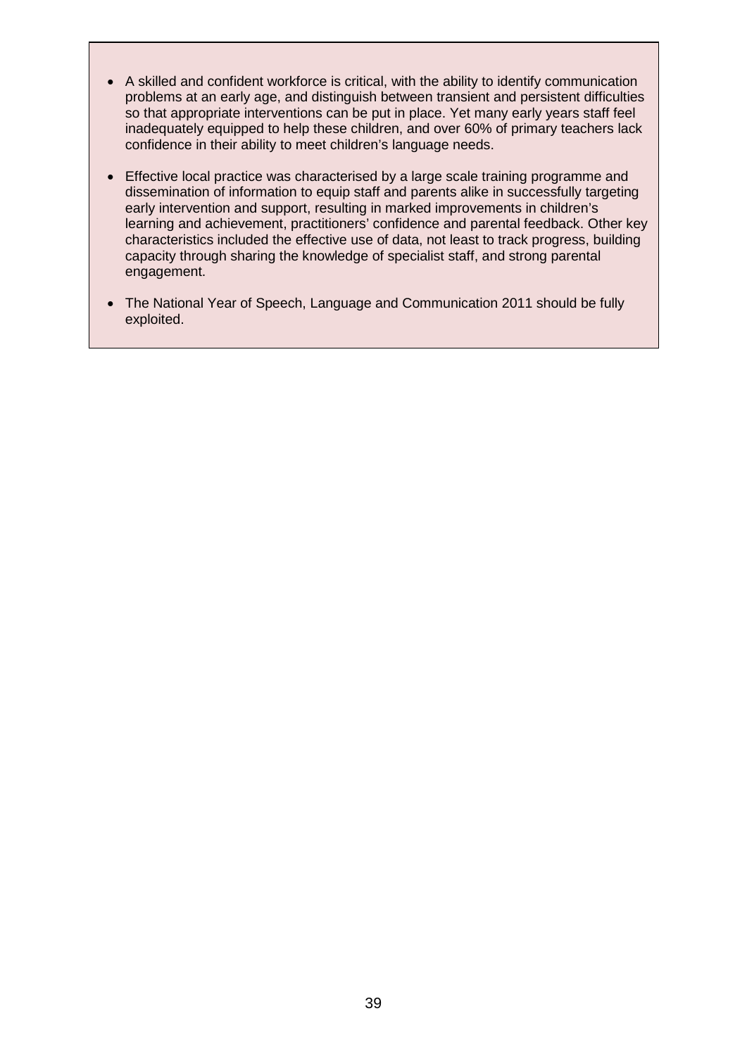- A skilled and confident workforce is critical, with the ability to identify communication problems at an early age, and distinguish between transient and persistent difficulties so that appropriate interventions can be put in place. Yet many early years staff feel inadequately equipped to help these children, and over 60% of primary teachers lack confidence in their ability to meet children's language needs.

- Effective local practice was characterised by a large scale training programme and dissemination of information to equip staff and parents alike in successfully targeting early intervention and support, resulting in marked improvements in children's learning and achievement, practitioners' confidence and parental feedback. Other key characteristics included the effective use of data, not least to track progress, building capacity through sharing the knowledge of specialist staff, and strong parental engagement.

- The National Year of Speech, Language and Communication 2011 should be fully exploited.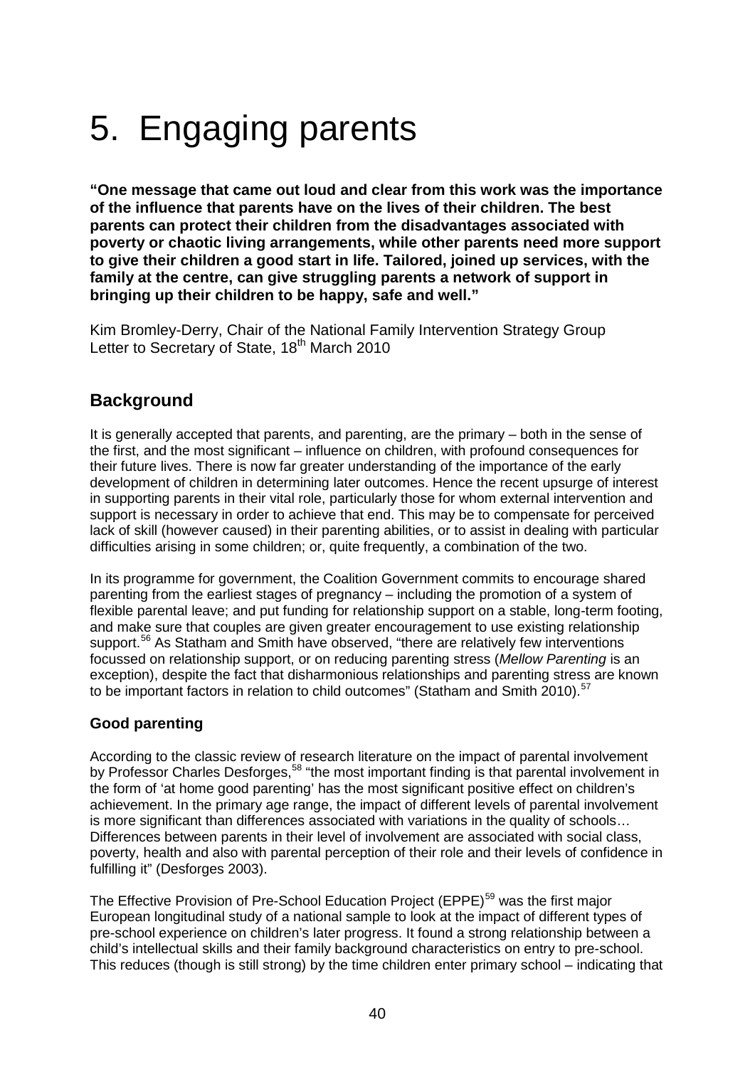# 5. Engaging parents

**"One message that came out loud and clear from this work was the importance of the influence that parents have on the lives of their children. The best parents can protect their children from the disadvantages associated with poverty or chaotic living arrangements, while other parents need more support to give their children a good start in life. Tailored, joined up services, with the family at the centre, can give struggling parents a network of support in bringing up their children to be happy, safe and well."**

Kim Bromley-Derry, Chair of the National Family Intervention Strategy Group
Letter to Secretary of State, 18th March 2010

## Background

It is generally accepted that parents, and parenting, are the primary – both in the sense of the first, and the most significant – influence on children, with profound consequences for their future lives. There is now far greater understanding of the importance of the early development of children in determining later outcomes. Hence the recent upsurge of interest in supporting parents in their vital role, particularly those for whom external intervention and support is necessary in order to achieve that end. This may be to compensate for perceived lack of skill (however caused) in their parenting abilities, or to assist in dealing with particular difficulties arising in some children; or, quite frequently, a combination of the two.

In its programme for government, the Coalition Government commits to encourage shared parenting from the earliest stages of pregnancy – including the promotion of a system of flexible parental leave; and put funding for relationship support on a stable, long-term footing, and make sure that couples are given greater encouragement to use existing relationship support.[56] As Statham and Smith have observed, "there are relatively few interventions focussed on relationship support, or on reducing parenting stress (*Mellow Parenting* is an exception), despite the fact that disharmonious relationships and parenting stress are known to be important factors in relation to child outcomes" (Statham and Smith 2010).[57]

### Good parenting

According to the classic review of research literature on the impact of parental involvement by Professor Charles Desforges,[58] "the most important finding is that parental involvement in the form of 'at home good parenting' has the most significant positive effect on children's achievement. In the primary age range, the impact of different levels of parental involvement is more significant than differences associated with variations in the quality of schools… Differences between parents in their level of involvement are associated with social class, poverty, health and also with parental perception of their role and their levels of confidence in fulfilling it" (Desforges 2003).

The Effective Provision of Pre-School Education Project (EPPE)[59] was the first major European longitudinal study of a national sample to look at the impact of different types of pre-school experience on children's later progress. It found a strong relationship between a child's intellectual skills and their family background characteristics on entry to pre-school. This reduces (though is still strong) by the time children enter primary school – indicating that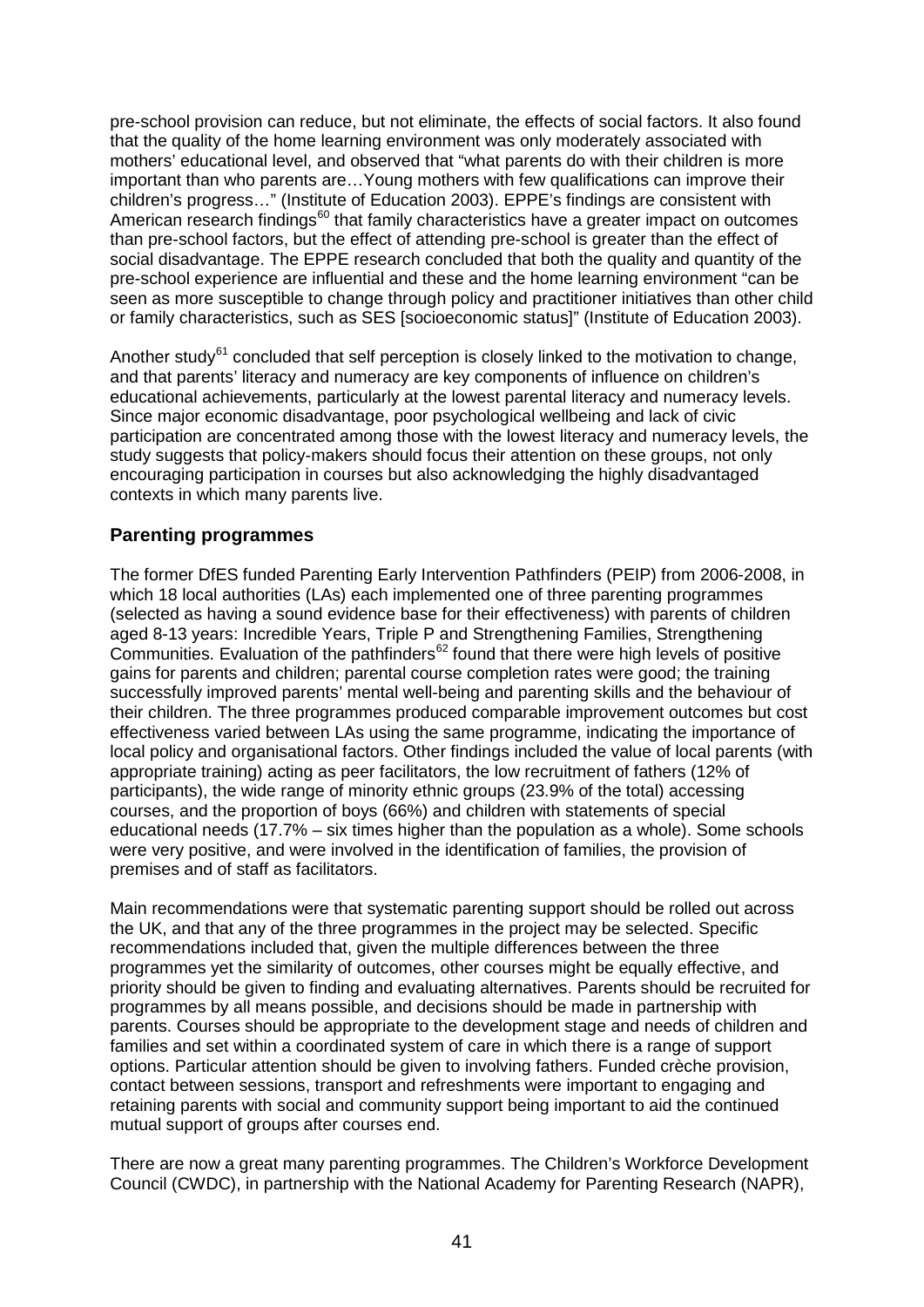pre-school provision can reduce, but not eliminate, the effects of social factors. It also found that the quality of the home learning environment was only moderately associated with mothers' educational level, and observed that "what parents do with their children is more important than who parents are…Young mothers with few qualifications can improve their children's progress…" (Institute of Education 2003). EPPE's findings are consistent with American research findings[60] that family characteristics have a greater impact on outcomes than pre-school factors, but the effect of attending pre-school is greater than the effect of social disadvantage. The EPPE research concluded that both the quality and quantity of the pre-school experience are influential and these and the home learning environment "can be seen as more susceptible to change through policy and practitioner initiatives than other child or family characteristics, such as SES [socioeconomic status]" (Institute of Education 2003).

Another study[61] concluded that self perception is closely linked to the motivation to change, and that parents' literacy and numeracy are key components of influence on children's educational achievements, particularly at the lowest parental literacy and numeracy levels. Since major economic disadvantage, poor psychological wellbeing and lack of civic participation are concentrated among those with the lowest literacy and numeracy levels, the study suggests that policy-makers should focus their attention on these groups, not only encouraging participation in courses but also acknowledging the highly disadvantaged contexts in which many parents live.

## Parenting programmes

The former DfES funded Parenting Early Intervention Pathfinders (PEIP) from 2006-2008, in which 18 local authorities (LAs) each implemented one of three parenting programmes (selected as having a sound evidence base for their effectiveness) with parents of children aged 8-13 years: Incredible Years, Triple P and Strengthening Families, Strengthening Communities. Evaluation of the pathfinders[62] found that there were high levels of positive gains for parents and children; parental course completion rates were good; the training successfully improved parents' mental well-being and parenting skills and the behaviour of their children. The three programmes produced comparable improvement outcomes but cost effectiveness varied between LAs using the same programme, indicating the importance of local policy and organisational factors. Other findings included the value of local parents (with appropriate training) acting as peer facilitators, the low recruitment of fathers (12% of participants), the wide range of minority ethnic groups (23.9% of the total) accessing courses, and the proportion of boys (66%) and children with statements of special educational needs (17.7% – six times higher than the population as a whole). Some schools were very positive, and were involved in the identification of families, the provision of premises and of staff as facilitators.

Main recommendations were that systematic parenting support should be rolled out across the UK, and that any of the three programmes in the project may be selected. Specific recommendations included that, given the multiple differences between the three programmes yet the similarity of outcomes, other courses might be equally effective, and priority should be given to finding and evaluating alternatives. Parents should be recruited for programmes by all means possible, and decisions should be made in partnership with parents. Courses should be appropriate to the development stage and needs of children and families and set within a coordinated system of care in which there is a range of support options. Particular attention should be given to involving fathers. Funded crèche provision, contact between sessions, transport and refreshments were important to engaging and retaining parents with social and community support being important to aid the continued mutual support of groups after courses end.

There are now a great many parenting programmes. The Children's Workforce Development Council (CWDC), in partnership with the National Academy for Parenting Research (NAPR),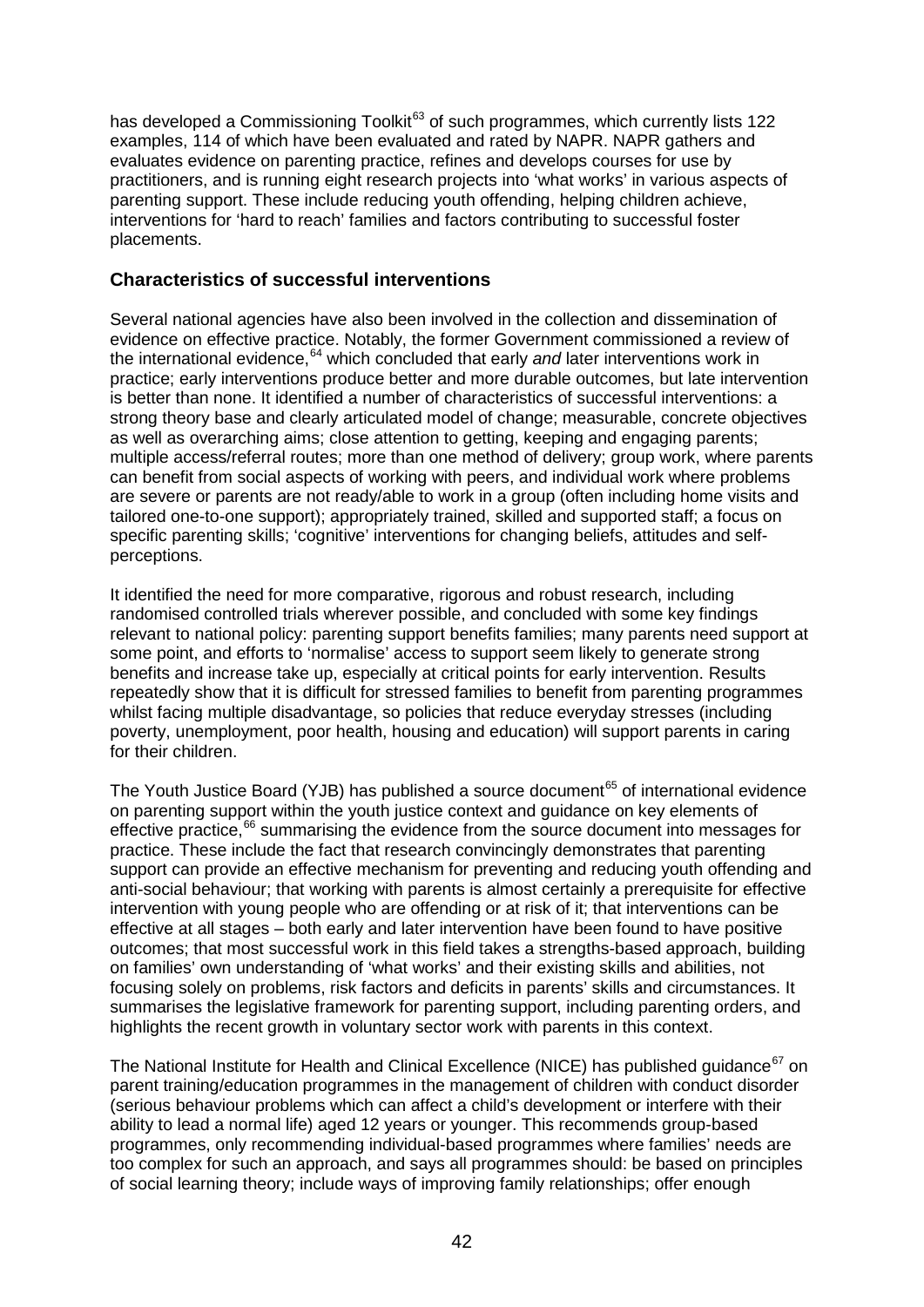has developed a Commissioning Toolkit[63] of such programmes, which currently lists 122 examples, 114 of which have been evaluated and rated by NAPR. NAPR gathers and evaluates evidence on parenting practice, refines and develops courses for use by practitioners, and is running eight research projects into 'what works' in various aspects of parenting support. These include reducing youth offending, helping children achieve, interventions for 'hard to reach' families and factors contributing to successful foster placements.

### Characteristics of successful interventions

Several national agencies have also been involved in the collection and dissemination of evidence on effective practice. Notably, the former Government commissioned a review of the international evidence,[64] which concluded that early *and* later interventions work in practice; early interventions produce better and more durable outcomes, but late intervention is better than none. It identified a number of characteristics of successful interventions: a strong theory base and clearly articulated model of change; measurable, concrete objectives as well as overarching aims; close attention to getting, keeping and engaging parents; multiple access/referral routes; more than one method of delivery; group work, where parents can benefit from social aspects of working with peers, and individual work where problems are severe or parents are not ready/able to work in a group (often including home visits and tailored one-to-one support); appropriately trained, skilled and supported staff; a focus on specific parenting skills; 'cognitive' interventions for changing beliefs, attitudes and self-perceptions.

It identified the need for more comparative, rigorous and robust research, including randomised controlled trials wherever possible, and concluded with some key findings relevant to national policy: parenting support benefits families; many parents need support at some point, and efforts to 'normalise' access to support seem likely to generate strong benefits and increase take up, especially at critical points for early intervention. Results repeatedly show that it is difficult for stressed families to benefit from parenting programmes whilst facing multiple disadvantage, so policies that reduce everyday stresses (including poverty, unemployment, poor health, housing and education) will support parents in caring for their children.

The Youth Justice Board (YJB) has published a source document[65] of international evidence on parenting support within the youth justice context and guidance on key elements of effective practice,[66] summarising the evidence from the source document into messages for practice. These include the fact that research convincingly demonstrates that parenting support can provide an effective mechanism for preventing and reducing youth offending and anti-social behaviour; that working with parents is almost certainly a prerequisite for effective intervention with young people who are offending or at risk of it; that interventions can be effective at all stages – both early and later intervention have been found to have positive outcomes; that most successful work in this field takes a strengths-based approach, building on families' own understanding of 'what works' and their existing skills and abilities, not focusing solely on problems, risk factors and deficits in parents' skills and circumstances. It summarises the legislative framework for parenting support, including parenting orders, and highlights the recent growth in voluntary sector work with parents in this context.

The National Institute for Health and Clinical Excellence (NICE) has published guidance[67] on parent training/education programmes in the management of children with conduct disorder (serious behaviour problems which can affect a child's development or interfere with their ability to lead a normal life) aged 12 years or younger. This recommends group-based programmes, only recommending individual-based programmes where families' needs are too complex for such an approach, and says all programmes should: be based on principles of social learning theory; include ways of improving family relationships; offer enough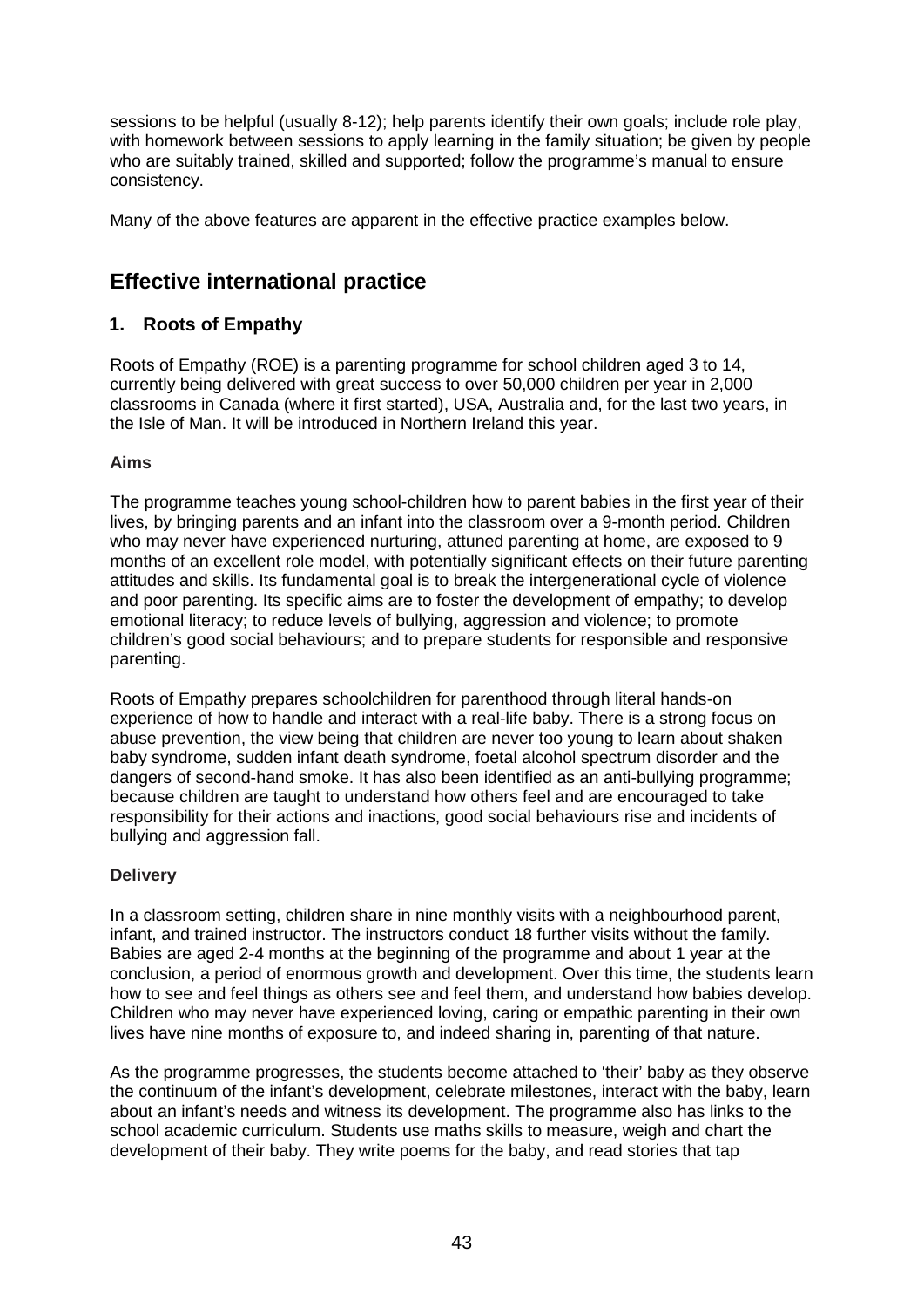sessions to be helpful (usually 8-12); help parents identify their own goals; include role play, with homework between sessions to apply learning in the family situation; be given by people who are suitably trained, skilled and supported; follow the programme's manual to ensure consistency.

Many of the above features are apparent in the effective practice examples below.

## Effective international practice

### 1. Roots of Empathy

Roots of Empathy (ROE) is a parenting programme for school children aged 3 to 14, currently being delivered with great success to over 50,000 children per year in 2,000 classrooms in Canada (where it first started), USA, Australia and, for the last two years, in the Isle of Man. It will be introduced in Northern Ireland this year.

**Aims**

The programme teaches young school-children how to parent babies in the first year of their lives, by bringing parents and an infant into the classroom over a 9-month period. Children who may never have experienced nurturing, attuned parenting at home, are exposed to 9 months of an excellent role model, with potentially significant effects on their future parenting attitudes and skills. Its fundamental goal is to break the intergenerational cycle of violence and poor parenting. Its specific aims are to foster the development of empathy; to develop emotional literacy; to reduce levels of bullying, aggression and violence; to promote children's good social behaviours; and to prepare students for responsible and responsive parenting.

Roots of Empathy prepares schoolchildren for parenthood through literal hands-on experience of how to handle and interact with a real-life baby. There is a strong focus on abuse prevention, the view being that children are never too young to learn about shaken baby syndrome, sudden infant death syndrome, foetal alcohol spectrum disorder and the dangers of second-hand smoke. It has also been identified as an anti-bullying programme; because children are taught to understand how others feel and are encouraged to take responsibility for their actions and inactions, good social behaviours rise and incidents of bullying and aggression fall.

**Delivery**

In a classroom setting, children share in nine monthly visits with a neighbourhood parent, infant, and trained instructor. The instructors conduct 18 further visits without the family. Babies are aged 2-4 months at the beginning of the programme and about 1 year at the conclusion, a period of enormous growth and development. Over this time, the students learn how to see and feel things as others see and feel them, and understand how babies develop. Children who may never have experienced loving, caring or empathic parenting in their own lives have nine months of exposure to, and indeed sharing in, parenting of that nature.

As the programme progresses, the students become attached to 'their' baby as they observe the continuum of the infant's development, celebrate milestones, interact with the baby, learn about an infant's needs and witness its development. The programme also has links to the school academic curriculum. Students use maths skills to measure, weigh and chart the development of their baby. They write poems for the baby, and read stories that tap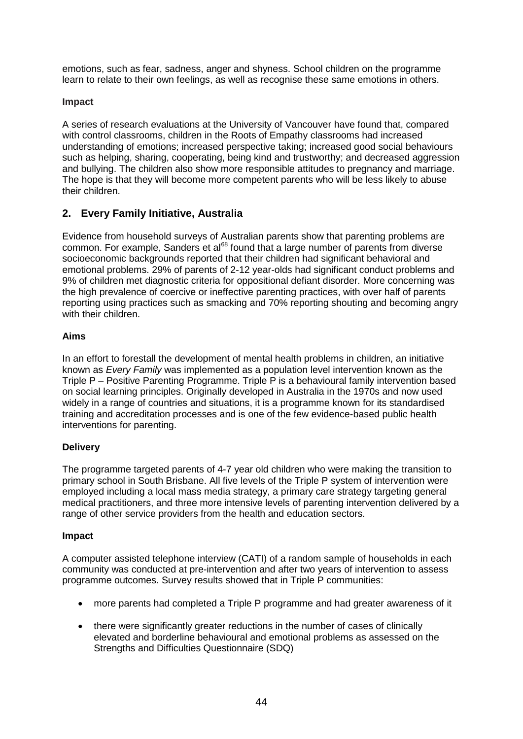emotions, such as fear, sadness, anger and shyness. School children on the programme learn to relate to their own feelings, as well as recognise these same emotions in others.

**Impact**

A series of research evaluations at the University of Vancouver have found that, compared with control classrooms, children in the Roots of Empathy classrooms had increased understanding of emotions; increased perspective taking; increased good social behaviours such as helping, sharing, cooperating, being kind and trustworthy; and decreased aggression and bullying. The children also show more responsible attitudes to pregnancy and marriage. The hope is that they will become more competent parents who will be less likely to abuse their children.

## 2. Every Family Initiative, Australia

Evidence from household surveys of Australian parents show that parenting problems are common. For example, Sanders et al[68] found that a large number of parents from diverse socioeconomic backgrounds reported that their children had significant behavioral and emotional problems. 29% of parents of 2-12 year-olds had significant conduct problems and 9% of children met diagnostic criteria for oppositional defiant disorder. More concerning was the high prevalence of coercive or ineffective parenting practices, with over half of parents reporting using practices such as smacking and 70% reporting shouting and becoming angry with their children.

**Aims**

In an effort to forestall the development of mental health problems in children, an initiative known as *Every Family* was implemented as a population level intervention known as the Triple P – Positive Parenting Programme. Triple P is a behavioural family intervention based on social learning principles. Originally developed in Australia in the 1970s and now used widely in a range of countries and situations, it is a programme known for its standardised training and accreditation processes and is one of the few evidence-based public health interventions for parenting.

**Delivery**

The programme targeted parents of 4-7 year old children who were making the transition to primary school in South Brisbane. All five levels of the Triple P system of intervention were employed including a local mass media strategy, a primary care strategy targeting general medical practitioners, and three more intensive levels of parenting intervention delivered by a range of other service providers from the health and education sectors.

**Impact**

A computer assisted telephone interview (CATI) of a random sample of households in each community was conducted at pre-intervention and after two years of intervention to assess programme outcomes. Survey results showed that in Triple P communities:

- more parents had completed a Triple P programme and had greater awareness of it
- there were significantly greater reductions in the number of cases of clinically elevated and borderline behavioural and emotional problems as assessed on the Strengths and Difficulties Questionnaire (SDQ)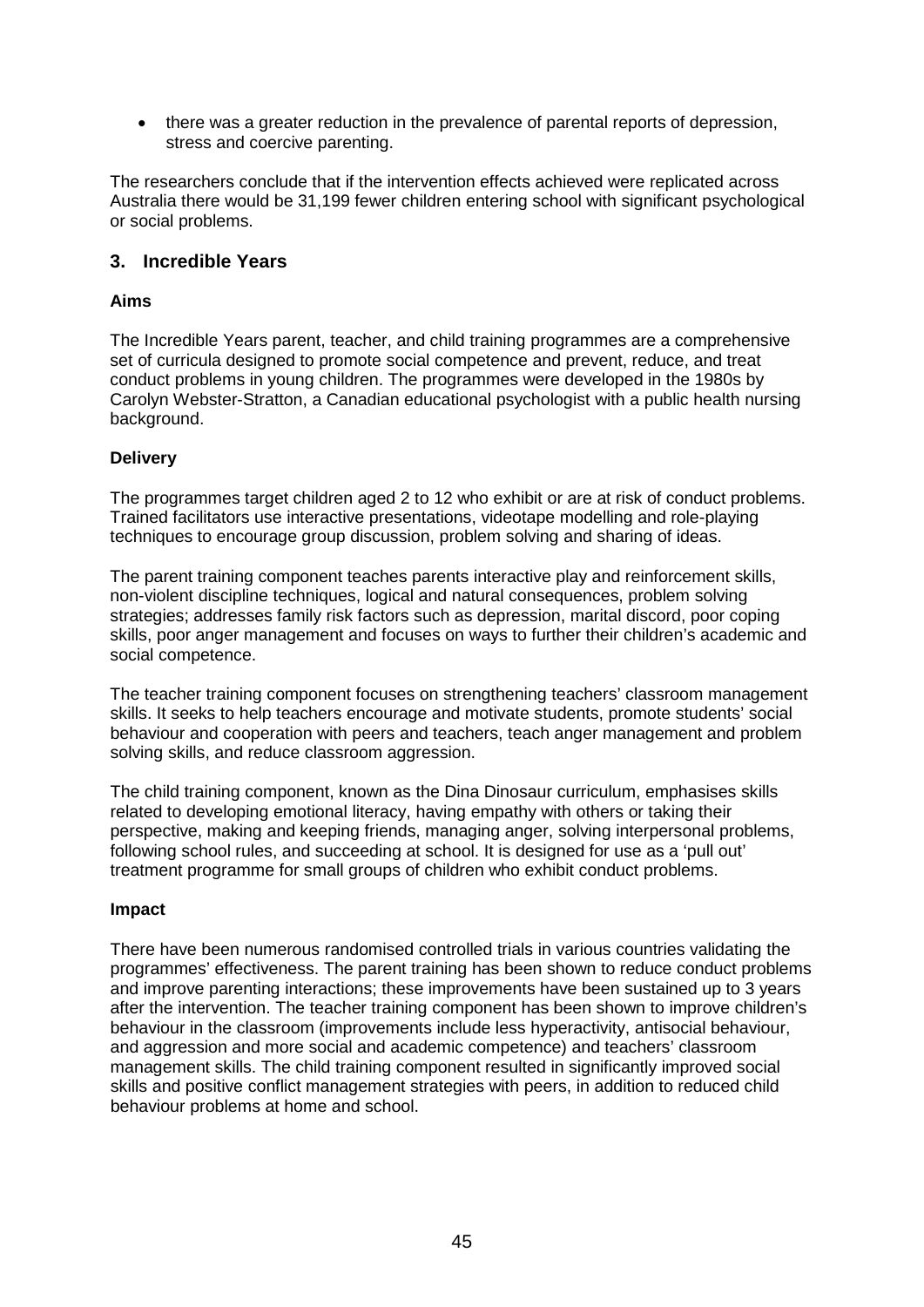- there was a greater reduction in the prevalence of parental reports of depression, stress and coercive parenting.

The researchers conclude that if the intervention effects achieved were replicated across Australia there would be 31,199 fewer children entering school with significant psychological or social problems.

## 3. Incredible Years

**Aims**

The Incredible Years parent, teacher, and child training programmes are a comprehensive set of curricula designed to promote social competence and prevent, reduce, and treat conduct problems in young children. The programmes were developed in the 1980s by Carolyn Webster-Stratton, a Canadian educational psychologist with a public health nursing background.

**Delivery**

The programmes target children aged 2 to 12 who exhibit or are at risk of conduct problems. Trained facilitators use interactive presentations, videotape modelling and role-playing techniques to encourage group discussion, problem solving and sharing of ideas.

The parent training component teaches parents interactive play and reinforcement skills, non-violent discipline techniques, logical and natural consequences, problem solving strategies; addresses family risk factors such as depression, marital discord, poor coping skills, poor anger management and focuses on ways to further their children's academic and social competence.

The teacher training component focuses on strengthening teachers' classroom management skills. It seeks to help teachers encourage and motivate students, promote students' social behaviour and cooperation with peers and teachers, teach anger management and problem solving skills, and reduce classroom aggression.

The child training component, known as the Dina Dinosaur curriculum, emphasises skills related to developing emotional literacy, having empathy with others or taking their perspective, making and keeping friends, managing anger, solving interpersonal problems, following school rules, and succeeding at school. It is designed for use as a 'pull out' treatment programme for small groups of children who exhibit conduct problems.

**Impact**

There have been numerous randomised controlled trials in various countries validating the programmes' effectiveness. The parent training has been shown to reduce conduct problems and improve parenting interactions; these improvements have been sustained up to 3 years after the intervention. The teacher training component has been shown to improve children's behaviour in the classroom (improvements include less hyperactivity, antisocial behaviour, and aggression and more social and academic competence) and teachers' classroom management skills. The child training component resulted in significantly improved social skills and positive conflict management strategies with peers, in addition to reduced child behaviour problems at home and school.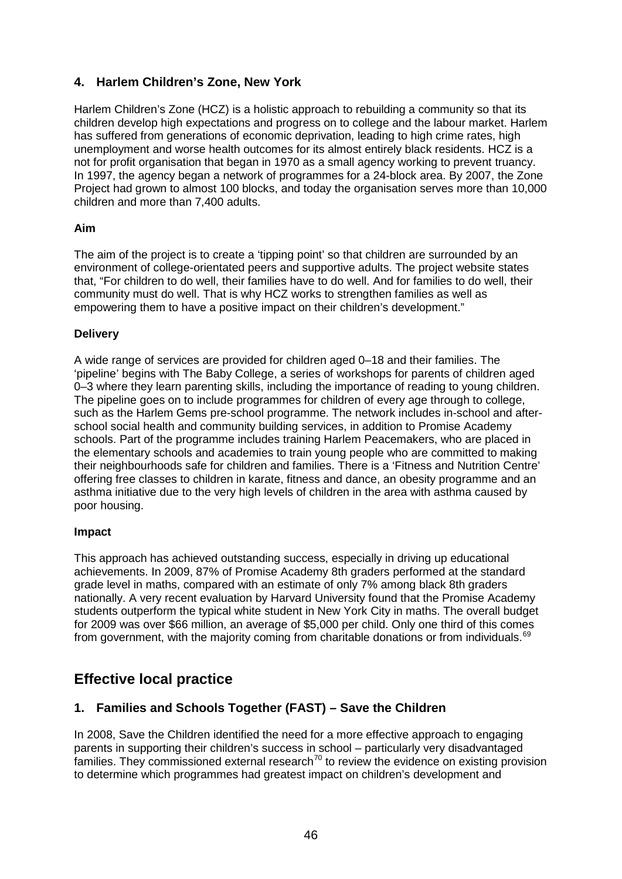### 4. Harlem Children's Zone, New York

Harlem Children's Zone (HCZ) is a holistic approach to rebuilding a community so that its children develop high expectations and progress on to college and the labour market. Harlem has suffered from generations of economic deprivation, leading to high crime rates, high unemployment and worse health outcomes for its almost entirely black residents. HCZ is a not for profit organisation that began in 1970 as a small agency working to prevent truancy. In 1997, the agency began a network of programmes for a 24-block area. By 2007, the Zone Project had grown to almost 100 blocks, and today the organisation serves more than 10,000 children and more than 7,400 adults.

**Aim**

The aim of the project is to create a 'tipping point' so that children are surrounded by an environment of college-orientated peers and supportive adults. The project website states that, "For children to do well, their families have to do well. And for families to do well, their community must do well. That is why HCZ works to strengthen families as well as empowering them to have a positive impact on their children's development."

**Delivery**

A wide range of services are provided for children aged 0–18 and their families. The 'pipeline' begins with The Baby College, a series of workshops for parents of children aged 0–3 where they learn parenting skills, including the importance of reading to young children. The pipeline goes on to include programmes for children of every age through to college, such as the Harlem Gems pre-school programme. The network includes in-school and after-school social health and community building services, in addition to Promise Academy schools. Part of the programme includes training Harlem Peacemakers, who are placed in the elementary schools and academies to train young people who are committed to making their neighbourhoods safe for children and families. There is a 'Fitness and Nutrition Centre' offering free classes to children in karate, fitness and dance, an obesity programme and an asthma initiative due to the very high levels of children in the area with asthma caused by poor housing.

**Impact**

This approach has achieved outstanding success, especially in driving up educational achievements. In 2009, 87% of Promise Academy 8th graders performed at the standard grade level in maths, compared with an estimate of only 7% among black 8th graders nationally. A very recent evaluation by Harvard University found that the Promise Academy students outperform the typical white student in New York City in maths. The overall budget for 2009 was over \$66 million, an average of \$5,000 per child. Only one third of this comes from government, with the majority coming from charitable donations or from individuals.[69]

## Effective local practice

### 1. Families and Schools Together (FAST) – Save the Children

In 2008, Save the Children identified the need for a more effective approach to engaging parents in supporting their children's success in school – particularly very disadvantaged families. They commissioned external research[70] to review the evidence on existing provision to determine which programmes had greatest impact on children's development and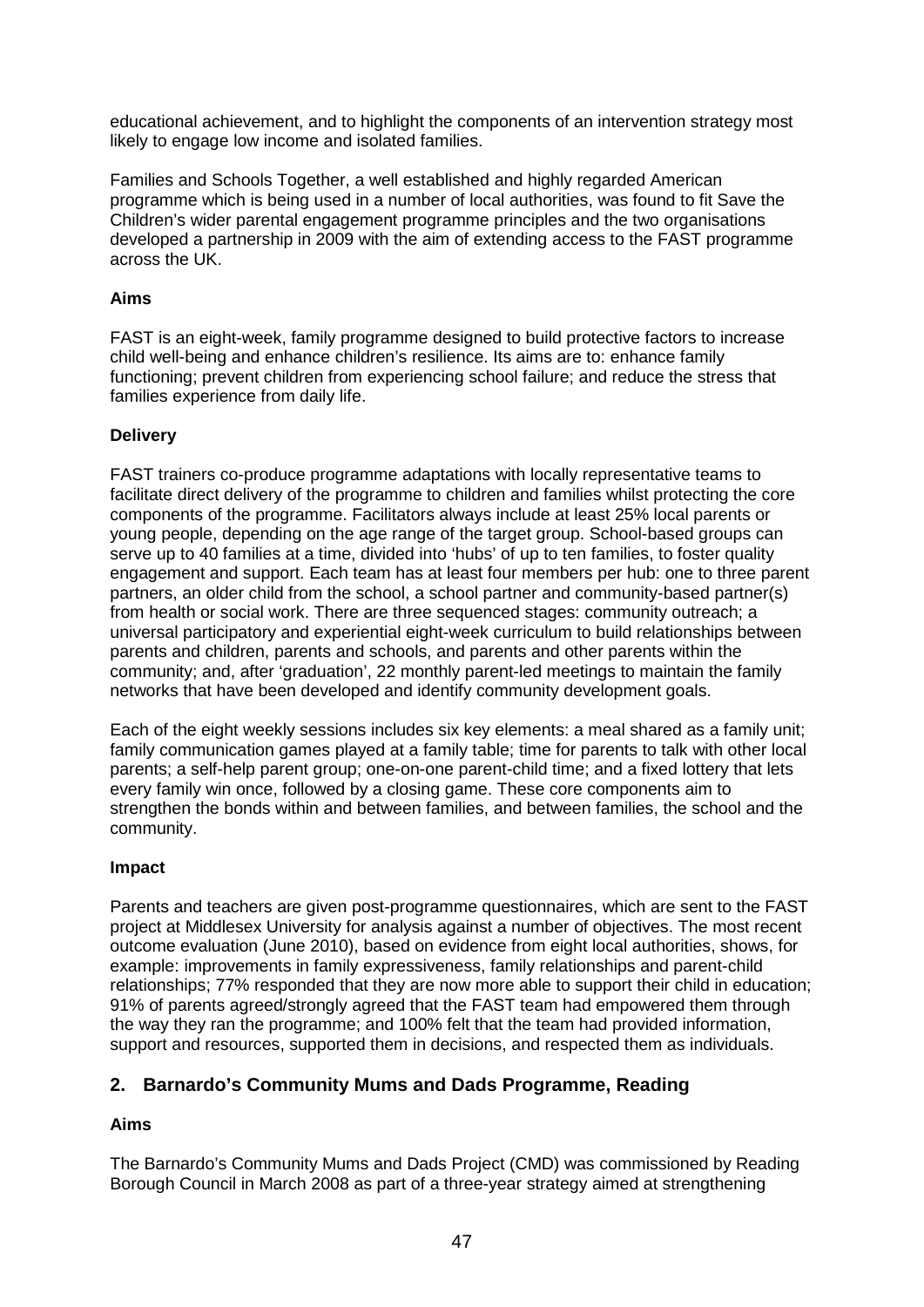educational achievement, and to highlight the components of an intervention strategy most likely to engage low income and isolated families.

Families and Schools Together, a well established and highly regarded American programme which is being used in a number of local authorities, was found to fit Save the Children's wider parental engagement programme principles and the two organisations developed a partnership in 2009 with the aim of extending access to the FAST programme across the UK.

**Aims**

FAST is an eight-week, family programme designed to build protective factors to increase child well-being and enhance children's resilience. Its aims are to: enhance family functioning; prevent children from experiencing school failure; and reduce the stress that families experience from daily life.

**Delivery**

FAST trainers co-produce programme adaptations with locally representative teams to facilitate direct delivery of the programme to children and families whilst protecting the core components of the programme. Facilitators always include at least 25% local parents or young people, depending on the age range of the target group. School-based groups can serve up to 40 families at a time, divided into 'hubs' of up to ten families, to foster quality engagement and support. Each team has at least four members per hub: one to three parent partners, an older child from the school, a school partner and community-based partner(s) from health or social work. There are three sequenced stages: community outreach; a universal participatory and experiential eight-week curriculum to build relationships between parents and children, parents and schools, and parents and other parents within the community; and, after 'graduation', 22 monthly parent-led meetings to maintain the family networks that have been developed and identify community development goals.

Each of the eight weekly sessions includes six key elements: a meal shared as a family unit; family communication games played at a family table; time for parents to talk with other local parents; a self-help parent group; one-on-one parent-child time; and a fixed lottery that lets every family win once, followed by a closing game. These core components aim to strengthen the bonds within and between families, and between families, the school and the community.

**Impact**

Parents and teachers are given post-programme questionnaires, which are sent to the FAST project at Middlesex University for analysis against a number of objectives. The most recent outcome evaluation (June 2010), based on evidence from eight local authorities, shows, for example: improvements in family expressiveness, family relationships and parent-child relationships; 77% responded that they are now more able to support their child in education; 91% of parents agreed/strongly agreed that the FAST team had empowered them through the way they ran the programme; and 100% felt that the team had provided information, support and resources, supported them in decisions, and respected them as individuals.

## 2. Barnardo's Community Mums and Dads Programme, Reading

**Aims**

The Barnardo's Community Mums and Dads Project (CMD) was commissioned by Reading Borough Council in March 2008 as part of a three-year strategy aimed at strengthening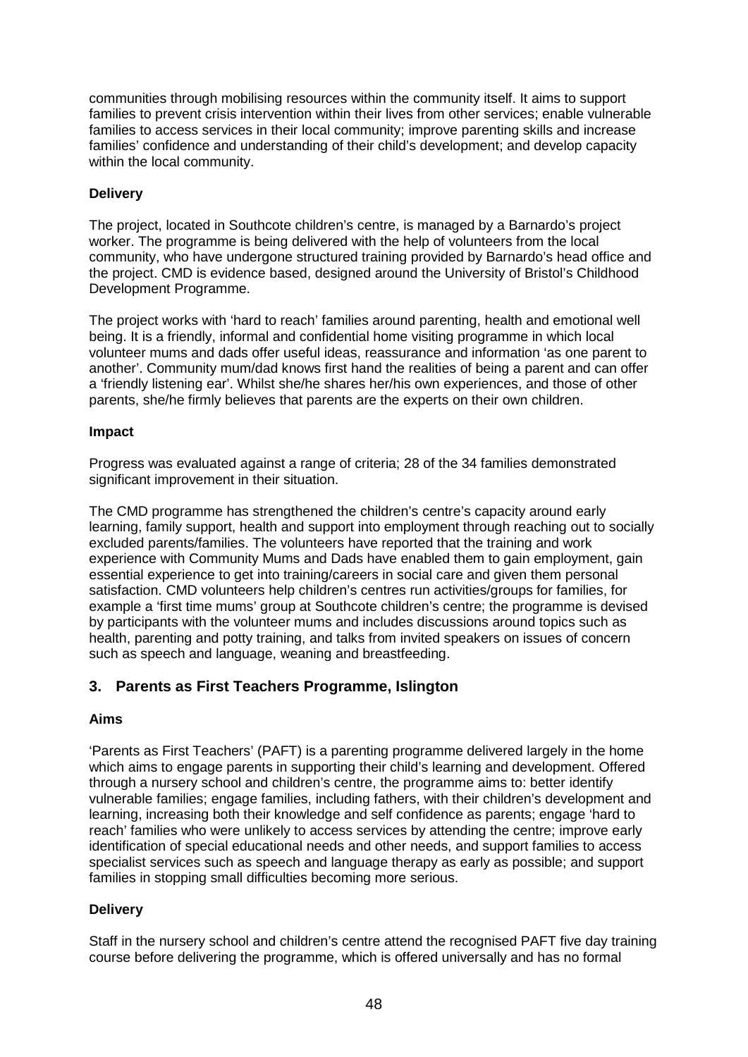communities through mobilising resources within the community itself. It aims to support families to prevent crisis intervention within their lives from other services; enable vulnerable families to access services in their local community; improve parenting skills and increase families' confidence and understanding of their child's development; and develop capacity within the local community.

**Delivery**

The project, located in Southcote children's centre, is managed by a Barnardo's project worker. The programme is being delivered with the help of volunteers from the local community, who have undergone structured training provided by Barnardo's head office and the project. CMD is evidence based, designed around the University of Bristol's Childhood Development Programme.

The project works with 'hard to reach' families around parenting, health and emotional well being. It is a friendly, informal and confidential home visiting programme in which local volunteer mums and dads offer useful ideas, reassurance and information 'as one parent to another'. Community mum/dad knows first hand the realities of being a parent and can offer a 'friendly listening ear'. Whilst she/he shares her/his own experiences, and those of other parents, she/he firmly believes that parents are the experts on their own children.

**Impact**

Progress was evaluated against a range of criteria; 28 of the 34 families demonstrated significant improvement in their situation.

The CMD programme has strengthened the children's centre's capacity around early learning, family support, health and support into employment through reaching out to socially excluded parents/families. The volunteers have reported that the training and work experience with Community Mums and Dads have enabled them to gain employment, gain essential experience to get into training/careers in social care and given them personal satisfaction. CMD volunteers help children's centres run activities/groups for families, for example a 'first time mums' group at Southcote children's centre; the programme is devised by participants with the volunteer mums and includes discussions around topics such as health, parenting and potty training, and talks from invited speakers on issues of concern such as speech and language, weaning and breastfeeding.

## 3. Parents as First Teachers Programme, Islington

**Aims**

'Parents as First Teachers' (PAFT) is a parenting programme delivered largely in the home which aims to engage parents in supporting their child's learning and development. Offered through a nursery school and children's centre, the programme aims to: better identify vulnerable families; engage families, including fathers, with their children's development and learning, increasing both their knowledge and self confidence as parents; engage 'hard to reach' families who were unlikely to access services by attending the centre; improve early identification of special educational needs and other needs, and support families to access specialist services such as speech and language therapy as early as possible; and support families in stopping small difficulties becoming more serious.

**Delivery**

Staff in the nursery school and children's centre attend the recognised PAFT five day training course before delivering the programme, which is offered universally and has no formal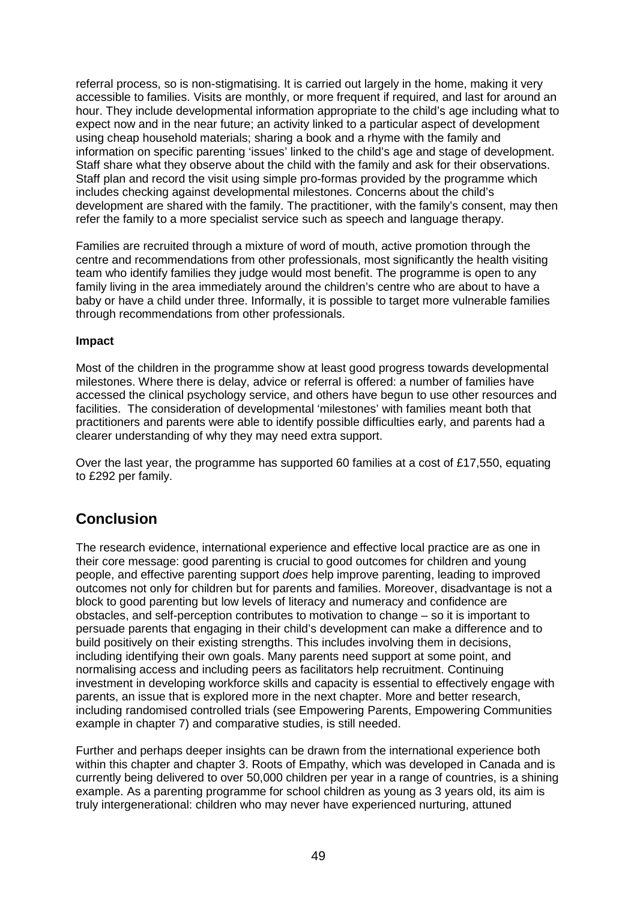referral process, so is non-stigmatising. It is carried out largely in the home, making it very accessible to families. Visits are monthly, or more frequent if required, and last for around an hour. They include developmental information appropriate to the child's age including what to expect now and in the near future; an activity linked to a particular aspect of development using cheap household materials; sharing a book and a rhyme with the family and information on specific parenting 'issues' linked to the child's age and stage of development. Staff share what they observe about the child with the family and ask for their observations. Staff plan and record the visit using simple pro-formas provided by the programme which includes checking against developmental milestones. Concerns about the child's development are shared with the family. The practitioner, with the family's consent, may then refer the family to a more specialist service such as speech and language therapy.

Families are recruited through a mixture of word of mouth, active promotion through the centre and recommendations from other professionals, most significantly the health visiting team who identify families they judge would most benefit. The programme is open to any family living in the area immediately around the children's centre who are about to have a baby or have a child under three. Informally, it is possible to target more vulnerable families through recommendations from other professionals.

**Impact**

Most of the children in the programme show at least good progress towards developmental milestones. Where there is delay, advice or referral is offered: a number of families have accessed the clinical psychology service, and others have begun to use other resources and facilities. The consideration of developmental 'milestones' with families meant both that practitioners and parents were able to identify possible difficulties early, and parents had a clearer understanding of why they may need extra support.

Over the last year, the programme has supported 60 families at a cost of £17,550, equating to £292 per family.

## Conclusion

The research evidence, international experience and effective local practice are as one in their core message: good parenting is crucial to good outcomes for children and young people, and effective parenting support *does* help improve parenting, leading to improved outcomes not only for children but for parents and families. Moreover, disadvantage is not a block to good parenting but low levels of literacy and numeracy and confidence are obstacles, and self-perception contributes to motivation to change – so it is important to persuade parents that engaging in their child's development can make a difference and to build positively on their existing strengths. This includes involving them in decisions, including identifying their own goals. Many parents need support at some point, and normalising access and including peers as facilitators help recruitment. Continuing investment in developing workforce skills and capacity is essential to effectively engage with parents, an issue that is explored more in the next chapter. More and better research, including randomised controlled trials (see Empowering Parents, Empowering Communities example in chapter 7) and comparative studies, is still needed.

Further and perhaps deeper insights can be drawn from the international experience both within this chapter and chapter 3. Roots of Empathy, which was developed in Canada and is currently being delivered to over 50,000 children per year in a range of countries, is a shining example. As a parenting programme for school children as young as 3 years old, its aim is truly intergenerational: children who may never have experienced nurturing, attuned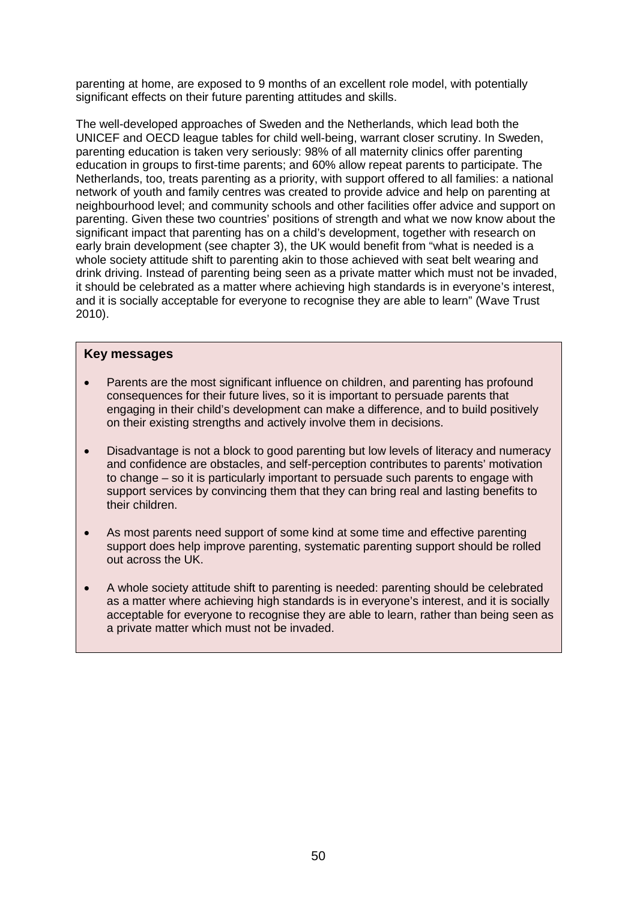parenting at home, are exposed to 9 months of an excellent role model, with potentially significant effects on their future parenting attitudes and skills.

The well-developed approaches of Sweden and the Netherlands, which lead both the UNICEF and OECD league tables for child well-being, warrant closer scrutiny. In Sweden, parenting education is taken very seriously: 98% of all maternity clinics offer parenting education in groups to first-time parents; and 60% allow repeat parents to participate. The Netherlands, too, treats parenting as a priority, with support offered to all families: a national network of youth and family centres was created to provide advice and help on parenting at neighbourhood level; and community schools and other facilities offer advice and support on parenting. Given these two countries' positions of strength and what we now know about the significant impact that parenting has on a child's development, together with research on early brain development (see chapter 3), the UK would benefit from "what is needed is a whole society attitude shift to parenting akin to those achieved with seat belt wearing and drink driving. Instead of parenting being seen as a private matter which must not be invaded, it should be celebrated as a matter where achieving high standards is in everyone's interest, and it is socially acceptable for everyone to recognise they are able to learn" (Wave Trust 2010).

**Key messages**

- Parents are the most significant influence on children, and parenting has profound consequences for their future lives, so it is important to persuade parents that engaging in their child's development can make a difference, and to build positively on their existing strengths and actively involve them in decisions.
- Disadvantage is not a block to good parenting but low levels of literacy and numeracy and confidence are obstacles, and self-perception contributes to parents' motivation to change – so it is particularly important to persuade such parents to engage with support services by convincing them that they can bring real and lasting benefits to their children.
- As most parents need support of some kind at some time and effective parenting support does help improve parenting, systematic parenting support should be rolled out across the UK.
- A whole society attitude shift to parenting is needed: parenting should be celebrated as a matter where achieving high standards is in everyone's interest, and it is socially acceptable for everyone to recognise they are able to learn, rather than being seen as a private matter which must not be invaded.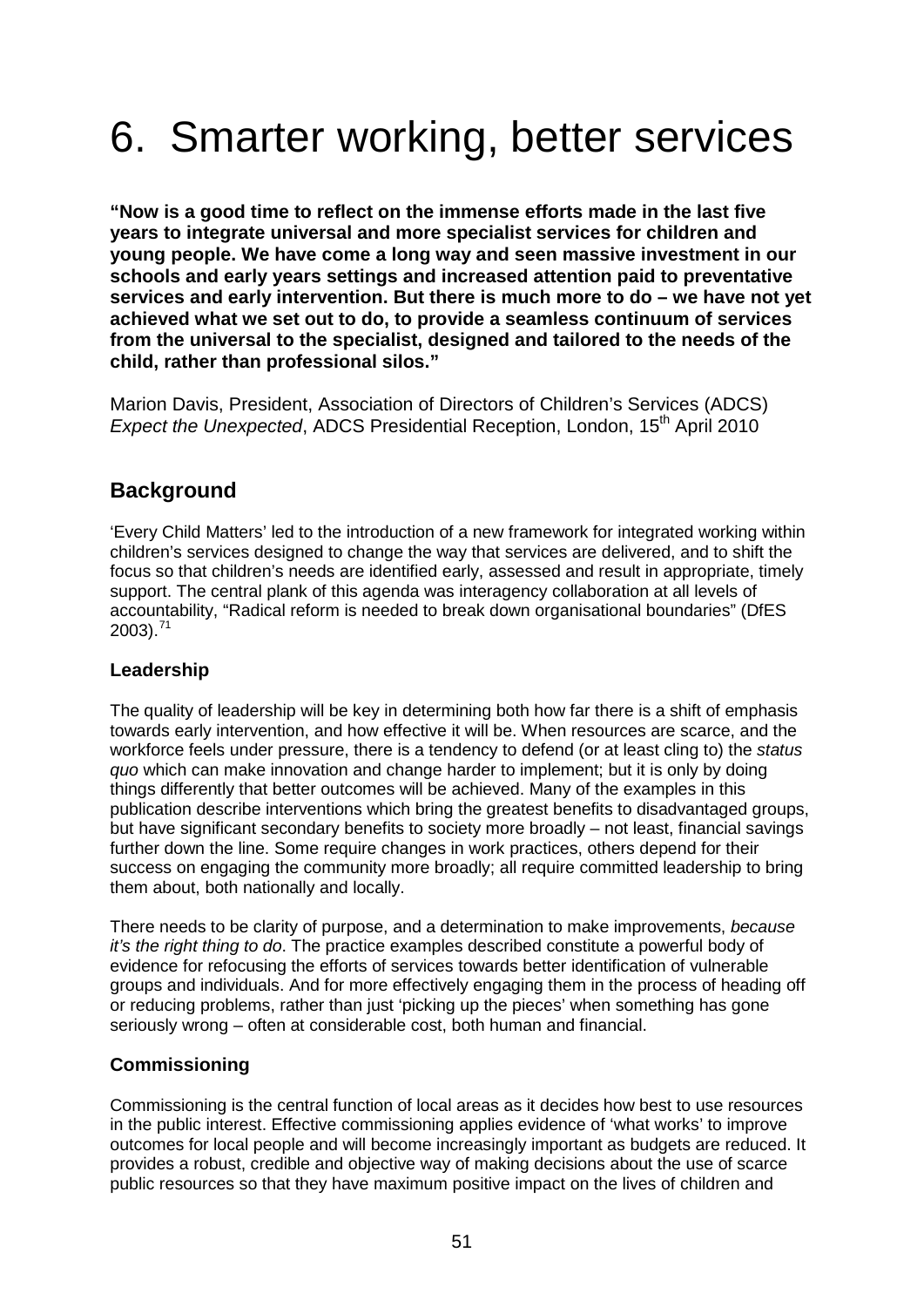# 6. Smarter working, better services

**"Now is a good time to reflect on the immense efforts made in the last five years to integrate universal and more specialist services for children and young people. We have come a long way and seen massive investment in our schools and early years settings and increased attention paid to preventative services and early intervention. But there is much more to do – we have not yet achieved what we set out to do, to provide a seamless continuum of services from the universal to the specialist, designed and tailored to the needs of the child, rather than professional silos."**

Marion Davis, President, Association of Directors of Children's Services (ADCS)
*Expect the Unexpected*, ADCS Presidential Reception, London, 15th April 2010

## Background

'Every Child Matters' led to the introduction of a new framework for integrated working within children's services designed to change the way that services are delivered, and to shift the focus so that children's needs are identified early, assessed and result in appropriate, timely support. The central plank of this agenda was interagency collaboration at all levels of accountability, "Radical reform is needed to break down organisational boundaries" (DfES 2003).[71]

### Leadership

The quality of leadership will be key in determining both how far there is a shift of emphasis towards early intervention, and how effective it will be. When resources are scarce, and the workforce feels under pressure, there is a tendency to defend (or at least cling to) the *status quo* which can make innovation and change harder to implement; but it is only by doing things differently that better outcomes will be achieved. Many of the examples in this publication describe interventions which bring the greatest benefits to disadvantaged groups, but have significant secondary benefits to society more broadly – not least, financial savings further down the line. Some require changes in work practices, others depend for their success on engaging the community more broadly; all require committed leadership to bring them about, both nationally and locally.

There needs to be clarity of purpose, and a determination to make improvements, *because it's the right thing to do*. The practice examples described constitute a powerful body of evidence for refocusing the efforts of services towards better identification of vulnerable groups and individuals. And for more effectively engaging them in the process of heading off or reducing problems, rather than just 'picking up the pieces' when something has gone seriously wrong – often at considerable cost, both human and financial.

### Commissioning

Commissioning is the central function of local areas as it decides how best to use resources in the public interest. Effective commissioning applies evidence of 'what works' to improve outcomes for local people and will become increasingly important as budgets are reduced. It provides a robust, credible and objective way of making decisions about the use of scarce public resources so that they have maximum positive impact on the lives of children and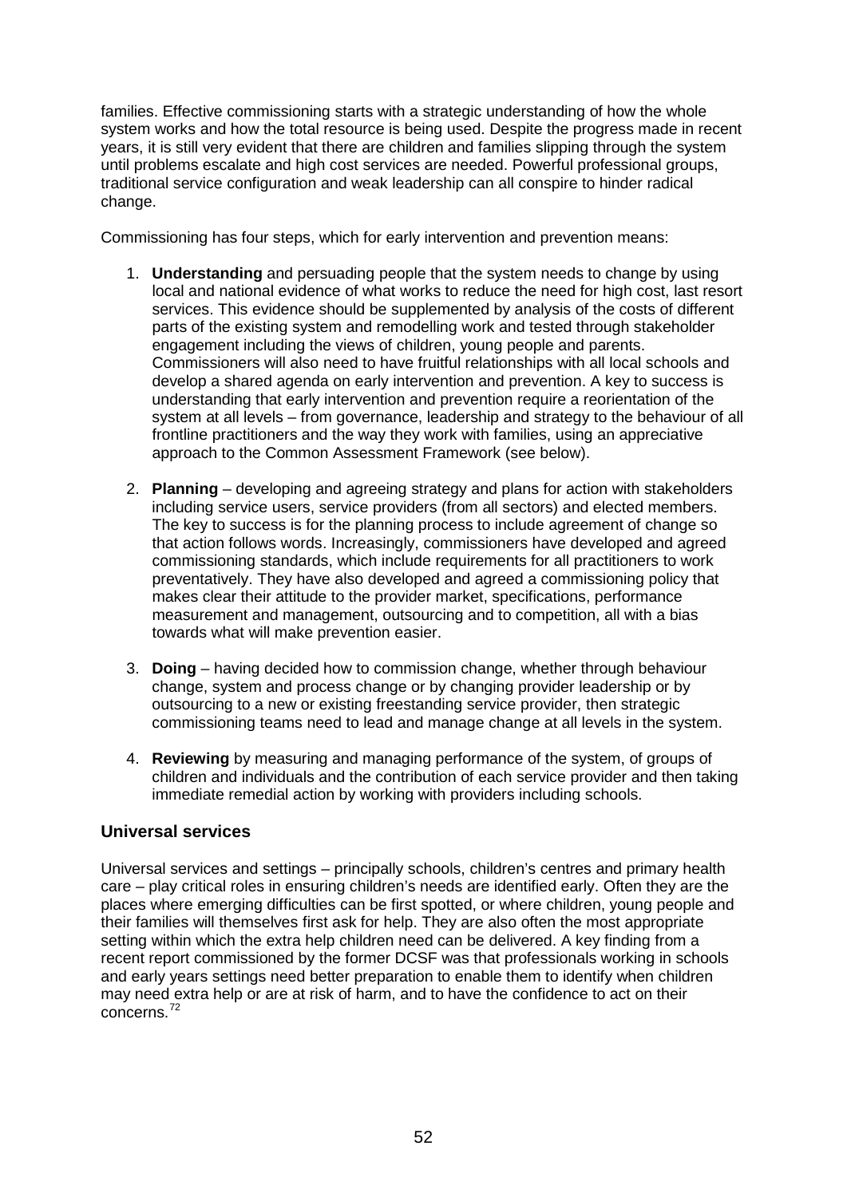families. Effective commissioning starts with a strategic understanding of how the whole system works and how the total resource is being used. Despite the progress made in recent years, it is still very evident that there are children and families slipping through the system until problems escalate and high cost services are needed. Powerful professional groups, traditional service configuration and weak leadership can all conspire to hinder radical change.

Commissioning has four steps, which for early intervention and prevention means:

1. **Understanding** and persuading people that the system needs to change by using local and national evidence of what works to reduce the need for high cost, last resort services. This evidence should be supplemented by analysis of the costs of different parts of the existing system and remodelling work and tested through stakeholder engagement including the views of children, young people and parents. Commissioners will also need to have fruitful relationships with all local schools and develop a shared agenda on early intervention and prevention. A key to success is understanding that early intervention and prevention require a reorientation of the system at all levels – from governance, leadership and strategy to the behaviour of all frontline practitioners and the way they work with families, using an appreciative approach to the Common Assessment Framework (see below).

2. **Planning** – developing and agreeing strategy and plans for action with stakeholders including service users, service providers (from all sectors) and elected members. The key to success is for the planning process to include agreement of change so that action follows words. Increasingly, commissioners have developed and agreed commissioning standards, which include requirements for all practitioners to work preventatively. They have also developed and agreed a commissioning policy that makes clear their attitude to the provider market, specifications, performance measurement and management, outsourcing and to competition, all with a bias towards what will make prevention easier.

3. **Doing** – having decided how to commission change, whether through behaviour change, system and process change or by changing provider leadership or by outsourcing to a new or existing freestanding service provider, then strategic commissioning teams need to lead and manage change at all levels in the system.

4. **Reviewing** by measuring and managing performance of the system, of groups of children and individuals and the contribution of each service provider and then taking immediate remedial action by working with providers including schools.

### Universal services

Universal services and settings – principally schools, children's centres and primary health care – play critical roles in ensuring children's needs are identified early. Often they are the places where emerging difficulties can be first spotted, or where children, young people and their families will themselves first ask for help. They are also often the most appropriate setting within which the extra help children need can be delivered. A key finding from a recent report commissioned by the former DCSF was that professionals working in schools and early years settings need better preparation to enable them to identify when children may need extra help or are at risk of harm, and to have the confidence to act on their concerns.[72]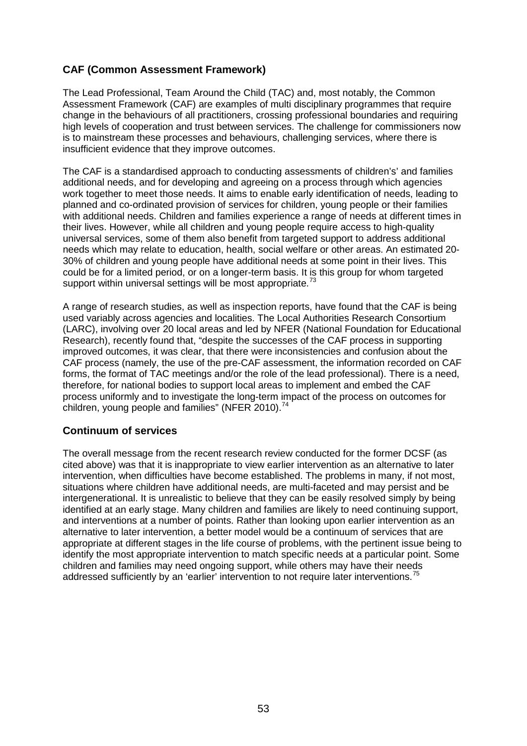## CAF (Common Assessment Framework)

The Lead Professional, Team Around the Child (TAC) and, most notably, the Common Assessment Framework (CAF) are examples of multi disciplinary programmes that require change in the behaviours of all practitioners, crossing professional boundaries and requiring high levels of cooperation and trust between services. The challenge for commissioners now is to mainstream these processes and behaviours, challenging services, where there is insufficient evidence that they improve outcomes.

The CAF is a standardised approach to conducting assessments of children's' and families additional needs, and for developing and agreeing on a process through which agencies work together to meet those needs. It aims to enable early identification of needs, leading to planned and co-ordinated provision of services for children, young people or their families with additional needs. Children and families experience a range of needs at different times in their lives. However, while all children and young people require access to high-quality universal services, some of them also benefit from targeted support to address additional needs which may relate to education, health, social welfare or other areas. An estimated 20-30% of children and young people have additional needs at some point in their lives. This could be for a limited period, or on a longer-term basis. It is this group for whom targeted support within universal settings will be most appropriate.[73]

A range of research studies, as well as inspection reports, have found that the CAF is being used variably across agencies and localities. The Local Authorities Research Consortium (LARC), involving over 20 local areas and led by NFER (National Foundation for Educational Research), recently found that, "despite the successes of the CAF process in supporting improved outcomes, it was clear, that there were inconsistencies and confusion about the CAF process (namely, the use of the pre-CAF assessment, the information recorded on CAF forms, the format of TAC meetings and/or the role of the lead professional). There is a need, therefore, for national bodies to support local areas to implement and embed the CAF process uniformly and to investigate the long-term impact of the process on outcomes for children, young people and families" (NFER 2010).[74]

## Continuum of services

The overall message from the recent research review conducted for the former DCSF (as cited above) was that it is inappropriate to view earlier intervention as an alternative to later intervention, when difficulties have become established. The problems in many, if not most, situations where children have additional needs, are multi-faceted and may persist and be intergenerational. It is unrealistic to believe that they can be easily resolved simply by being identified at an early stage. Many children and families are likely to need continuing support, and interventions at a number of points. Rather than looking upon earlier intervention as an alternative to later intervention, a better model would be a continuum of services that are appropriate at different stages in the life course of problems, with the pertinent issue being to identify the most appropriate intervention to match specific needs at a particular point. Some children and families may need ongoing support, while others may have their needs addressed sufficiently by an 'earlier' intervention to not require later interventions.[75]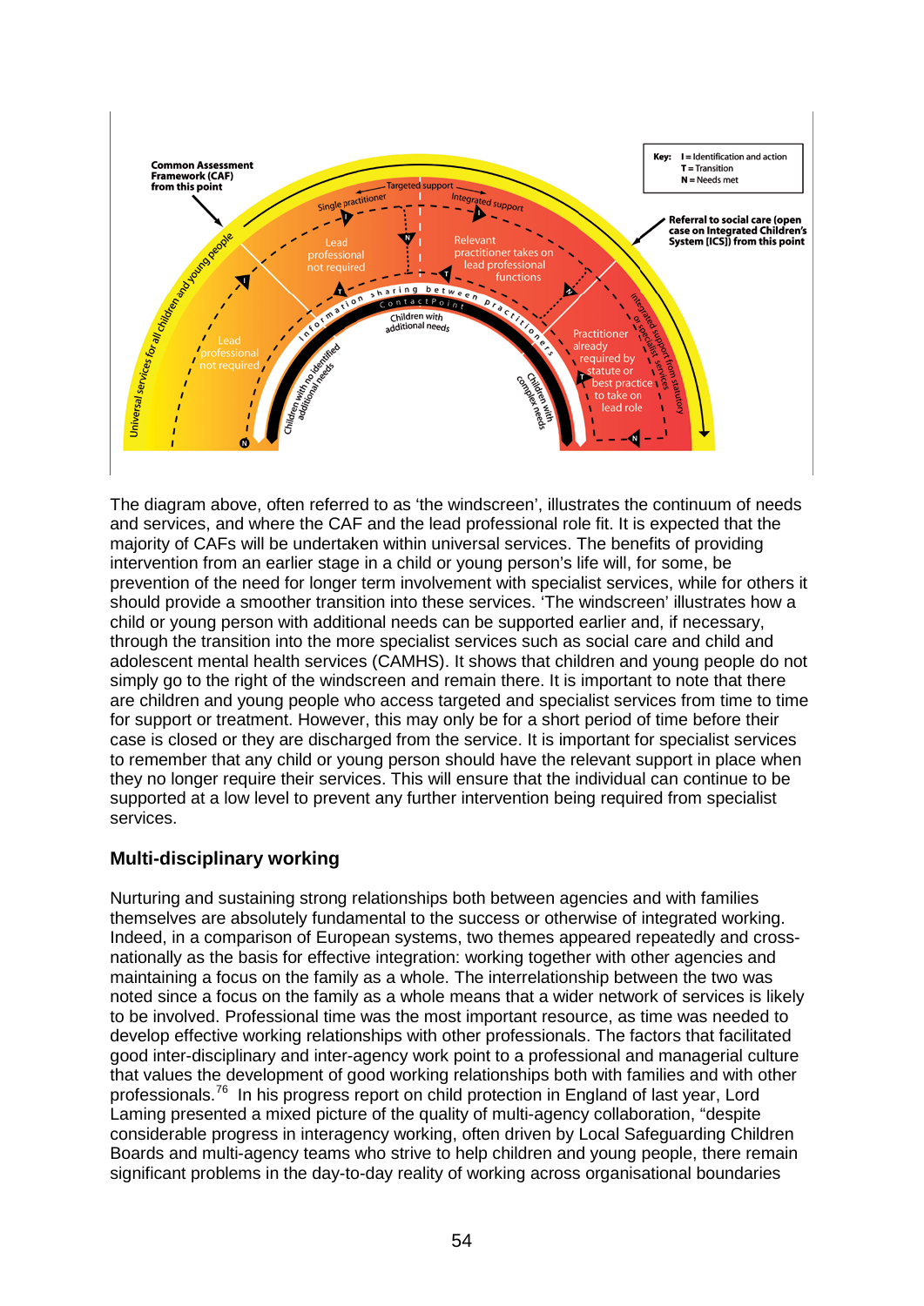Key: I = Identification and action
T = Transition
N = Needs met

Common Assessment Framework (CAF) from this point

Referral to social care (open case on Integrated Children's System [ICS]) from this point

Universal services for all children and young people

Targeted support

Single practitioner

Integrated support

Integrated support from statutory or specialist services

Lead professional not required

Lead professional not required

Relevant practitioner takes on lead professional functions

Practitioner already required by statute or best practice to take on lead role

Information sharing between practitioners

ContactPoint

Children with no identified additional needs

Children with additional needs

Children with complex needs

The diagram above, often referred to as 'the windscreen', illustrates the continuum of needs and services, and where the CAF and the lead professional role fit. It is expected that the majority of CAFs will be undertaken within universal services. The benefits of providing intervention from an earlier stage in a child or young person's life will, for some, be prevention of the need for longer term involvement with specialist services, while for others it should provide a smoother transition into these services. 'The windscreen' illustrates how a child or young person with additional needs can be supported earlier and, if necessary, through the transition into the more specialist services such as social care and child and adolescent mental health services (CAMHS). It shows that children and young people do not simply go to the right of the windscreen and remain there. It is important to note that there are children and young people who access targeted and specialist services from time to time for support or treatment. However, this may only be for a short period of time before their case is closed or they are discharged from the service. It is important for specialist services to remember that any child or young person should have the relevant support in place when they no longer require their services. This will ensure that the individual can continue to be supported at a low level to prevent any further intervention being required from specialist services.

## Multi-disciplinary working

Nurturing and sustaining strong relationships both between agencies and with families themselves are absolutely fundamental to the success or otherwise of integrated working. Indeed, in a comparison of European systems, two themes appeared repeatedly and cross-nationally as the basis for effective integration: working together with other agencies and maintaining a focus on the family as a whole. The interrelationship between the two was noted since a focus on the family as a whole means that a wider network of services is likely to be involved. Professional time was the most important resource, as time was needed to develop effective working relationships with other professionals. The factors that facilitated good inter-disciplinary and inter-agency work point to a professional and managerial culture that values the development of good working relationships both with families and with other professionals.[76] In his progress report on child protection in England of last year, Lord Laming presented a mixed picture of the quality of multi-agency collaboration, "despite considerable progress in interagency working, often driven by Local Safeguarding Children Boards and multi-agency teams who strive to help children and young people, there remain significant problems in the day-to-day reality of working across organisational boundaries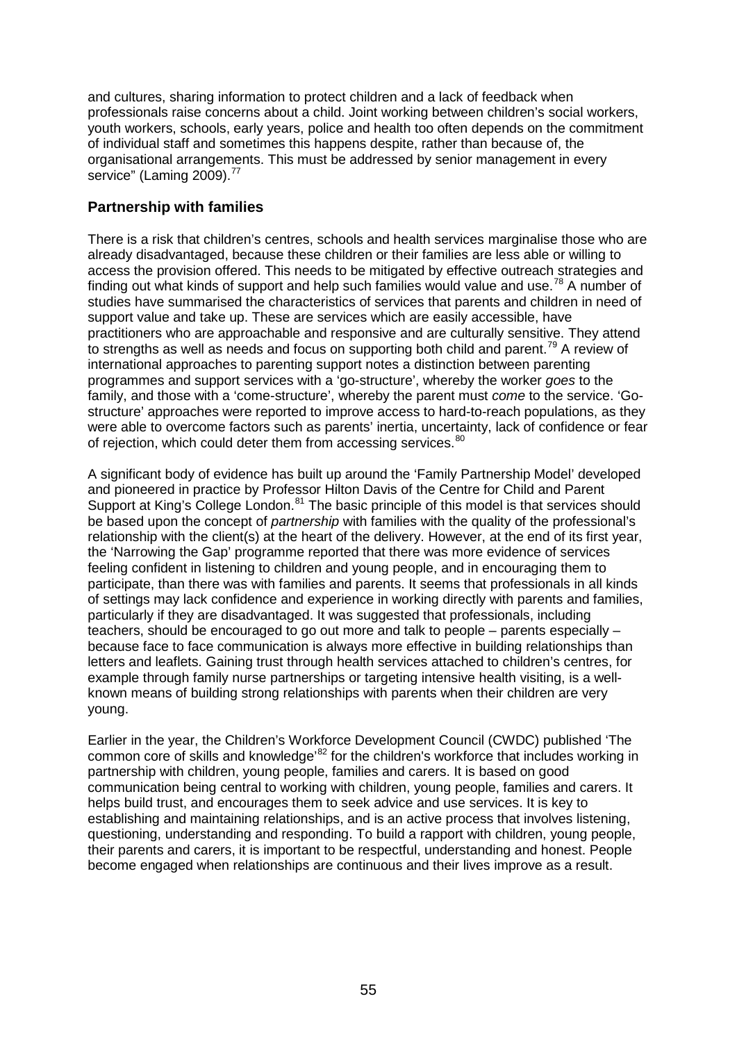and cultures, sharing information to protect children and a lack of feedback when professionals raise concerns about a child. Joint working between children's social workers, youth workers, schools, early years, police and health too often depends on the commitment of individual staff and sometimes this happens despite, rather than because of, the organisational arrangements. This must be addressed by senior management in every service" (Laming 2009).[77]

### Partnership with families

There is a risk that children's centres, schools and health services marginalise those who are already disadvantaged, because these children or their families are less able or willing to access the provision offered. This needs to be mitigated by effective outreach strategies and finding out what kinds of support and help such families would value and use.[78] A number of studies have summarised the characteristics of services that parents and children in need of support value and take up. These are services which are easily accessible, have practitioners who are approachable and responsive and are culturally sensitive. They attend to strengths as well as needs and focus on supporting both child and parent.[79] A review of international approaches to parenting support notes a distinction between parenting programmes and support services with a 'go-structure', whereby the worker *goes* to the family, and those with a 'come-structure', whereby the parent must *come* to the service. 'Go-structure' approaches were reported to improve access to hard-to-reach populations, as they were able to overcome factors such as parents' inertia, uncertainty, lack of confidence or fear of rejection, which could deter them from accessing services.[80]

A significant body of evidence has built up around the 'Family Partnership Model' developed and pioneered in practice by Professor Hilton Davis of the Centre for Child and Parent Support at King's College London.[81] The basic principle of this model is that services should be based upon the concept of *partnership* with families with the quality of the professional's relationship with the client(s) at the heart of the delivery. However, at the end of its first year, the 'Narrowing the Gap' programme reported that there was more evidence of services feeling confident in listening to children and young people, and in encouraging them to participate, than there was with families and parents. It seems that professionals in all kinds of settings may lack confidence and experience in working directly with parents and families, particularly if they are disadvantaged. It was suggested that professionals, including teachers, should be encouraged to go out more and talk to people – parents especially – because face to face communication is always more effective in building relationships than letters and leaflets. Gaining trust through health services attached to children's centres, for example through family nurse partnerships or targeting intensive health visiting, is a well-known means of building strong relationships with parents when their children are very young.

Earlier in the year, the Children's Workforce Development Council (CWDC) published 'The common core of skills and knowledge'[82] for the children's workforce that includes working in partnership with children, young people, families and carers. It is based on good communication being central to working with children, young people, families and carers. It helps build trust, and encourages them to seek advice and use services. It is key to establishing and maintaining relationships, and is an active process that involves listening, questioning, understanding and responding. To build a rapport with children, young people, their parents and carers, it is important to be respectful, understanding and honest. People become engaged when relationships are continuous and their lives improve as a result.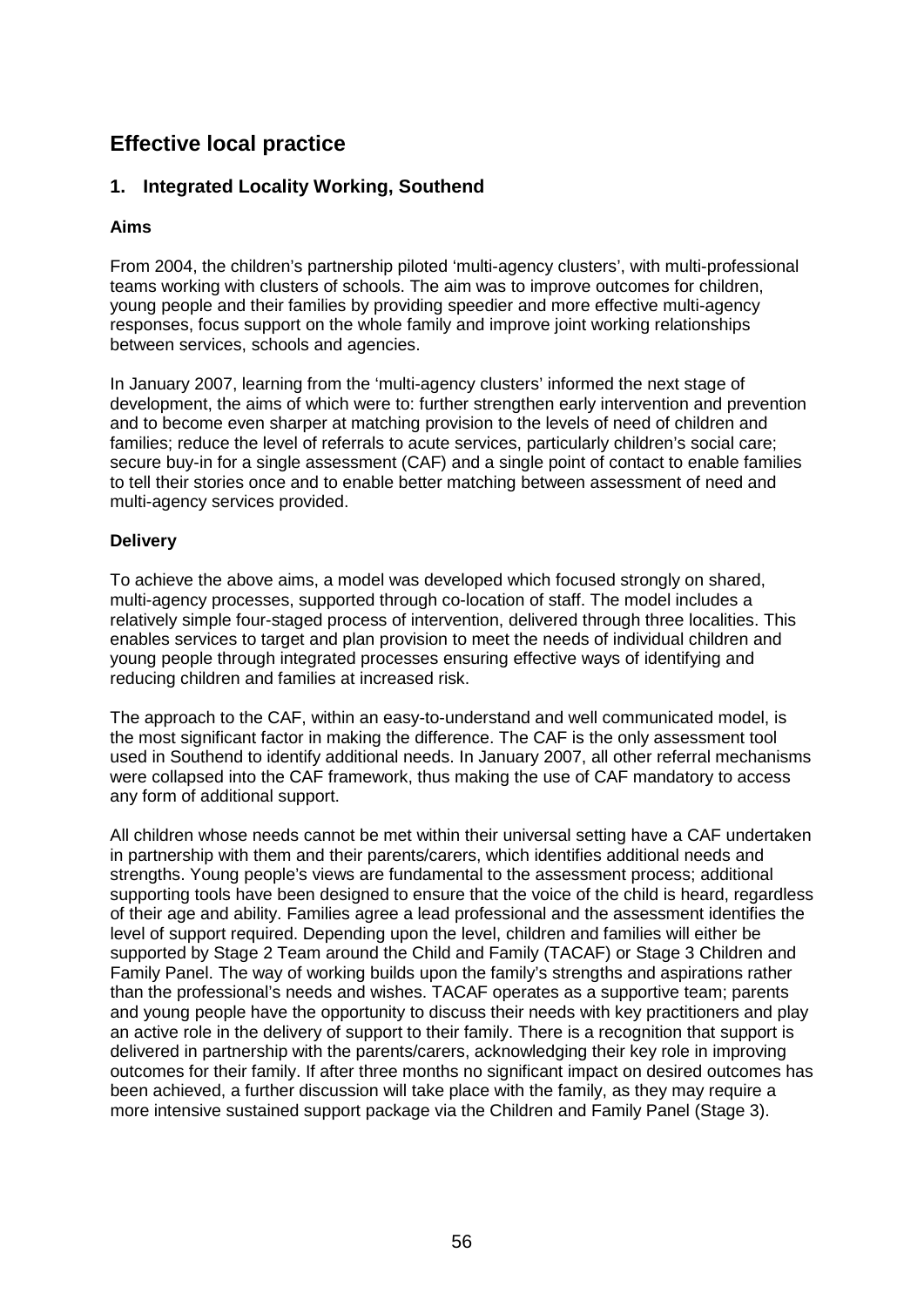# Effective local practice

## 1. Integrated Locality Working, Southend

### Aims

From 2004, the children's partnership piloted 'multi-agency clusters', with multi-professional teams working with clusters of schools. The aim was to improve outcomes for children, young people and their families by providing speedier and more effective multi-agency responses, focus support on the whole family and improve joint working relationships between services, schools and agencies.

In January 2007, learning from the 'multi-agency clusters' informed the next stage of development, the aims of which were to: further strengthen early intervention and prevention and to become even sharper at matching provision to the levels of need of children and families; reduce the level of referrals to acute services, particularly children's social care; secure buy-in for a single assessment (CAF) and a single point of contact to enable families to tell their stories once and to enable better matching between assessment of need and multi-agency services provided.

### Delivery

To achieve the above aims, a model was developed which focused strongly on shared, multi-agency processes, supported through co-location of staff. The model includes a relatively simple four-staged process of intervention, delivered through three localities. This enables services to target and plan provision to meet the needs of individual children and young people through integrated processes ensuring effective ways of identifying and reducing children and families at increased risk.

The approach to the CAF, within an easy-to-understand and well communicated model, is the most significant factor in making the difference. The CAF is the only assessment tool used in Southend to identify additional needs. In January 2007, all other referral mechanisms were collapsed into the CAF framework, thus making the use of CAF mandatory to access any form of additional support.

All children whose needs cannot be met within their universal setting have a CAF undertaken in partnership with them and their parents/carers, which identifies additional needs and strengths. Young people's views are fundamental to the assessment process; additional supporting tools have been designed to ensure that the voice of the child is heard, regardless of their age and ability. Families agree a lead professional and the assessment identifies the level of support required. Depending upon the level, children and families will either be supported by Stage 2 Team around the Child and Family (TACAF) or Stage 3 Children and Family Panel. The way of working builds upon the family's strengths and aspirations rather than the professional's needs and wishes. TACAF operates as a supportive team; parents and young people have the opportunity to discuss their needs with key practitioners and play an active role in the delivery of support to their family. There is a recognition that support is delivered in partnership with the parents/carers, acknowledging their key role in improving outcomes for their family. If after three months no significant impact on desired outcomes has been achieved, a further discussion will take place with the family, as they may require a more intensive sustained support package via the Children and Family Panel (Stage 3).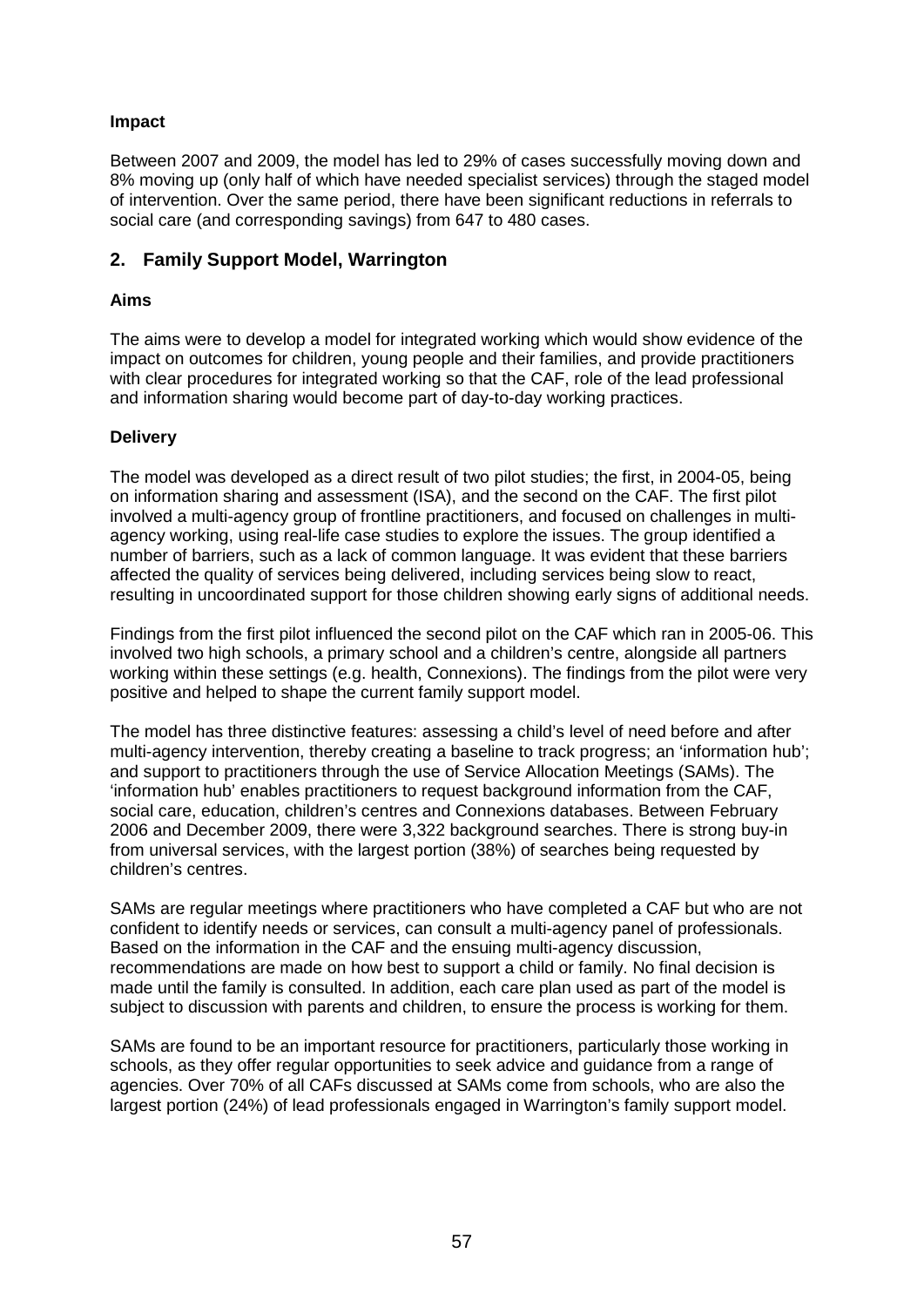### Impact

Between 2007 and 2009, the model has led to 29% of cases successfully moving down and 8% moving up (only half of which have needed specialist services) through the staged model of intervention. Over the same period, there have been significant reductions in referrals to social care (and corresponding savings) from 647 to 480 cases.

## 2. Family Support Model, Warrington

### Aims

The aims were to develop a model for integrated working which would show evidence of the impact on outcomes for children, young people and their families, and provide practitioners with clear procedures for integrated working so that the CAF, role of the lead professional and information sharing would become part of day-to-day working practices.

### Delivery

The model was developed as a direct result of two pilot studies; the first, in 2004-05, being on information sharing and assessment (ISA), and the second on the CAF. The first pilot involved a multi-agency group of frontline practitioners, and focused on challenges in multi-agency working, using real-life case studies to explore the issues. The group identified a number of barriers, such as a lack of common language. It was evident that these barriers affected the quality of services being delivered, including services being slow to react, resulting in uncoordinated support for those children showing early signs of additional needs.

Findings from the first pilot influenced the second pilot on the CAF which ran in 2005-06. This involved two high schools, a primary school and a children's centre, alongside all partners working within these settings (e.g. health, Connexions). The findings from the pilot were very positive and helped to shape the current family support model.

The model has three distinctive features: assessing a child's level of need before and after multi-agency intervention, thereby creating a baseline to track progress; an 'information hub'; and support to practitioners through the use of Service Allocation Meetings (SAMs). The 'information hub' enables practitioners to request background information from the CAF, social care, education, children's centres and Connexions databases. Between February 2006 and December 2009, there were 3,322 background searches. There is strong buy-in from universal services, with the largest portion (38%) of searches being requested by children's centres.

SAMs are regular meetings where practitioners who have completed a CAF but who are not confident to identify needs or services, can consult a multi-agency panel of professionals. Based on the information in the CAF and the ensuing multi-agency discussion, recommendations are made on how best to support a child or family. No final decision is made until the family is consulted. In addition, each care plan used as part of the model is subject to discussion with parents and children, to ensure the process is working for them.

SAMs are found to be an important resource for practitioners, particularly those working in schools, as they offer regular opportunities to seek advice and guidance from a range of agencies. Over 70% of all CAFs discussed at SAMs come from schools, who are also the largest portion (24%) of lead professionals engaged in Warrington's family support model.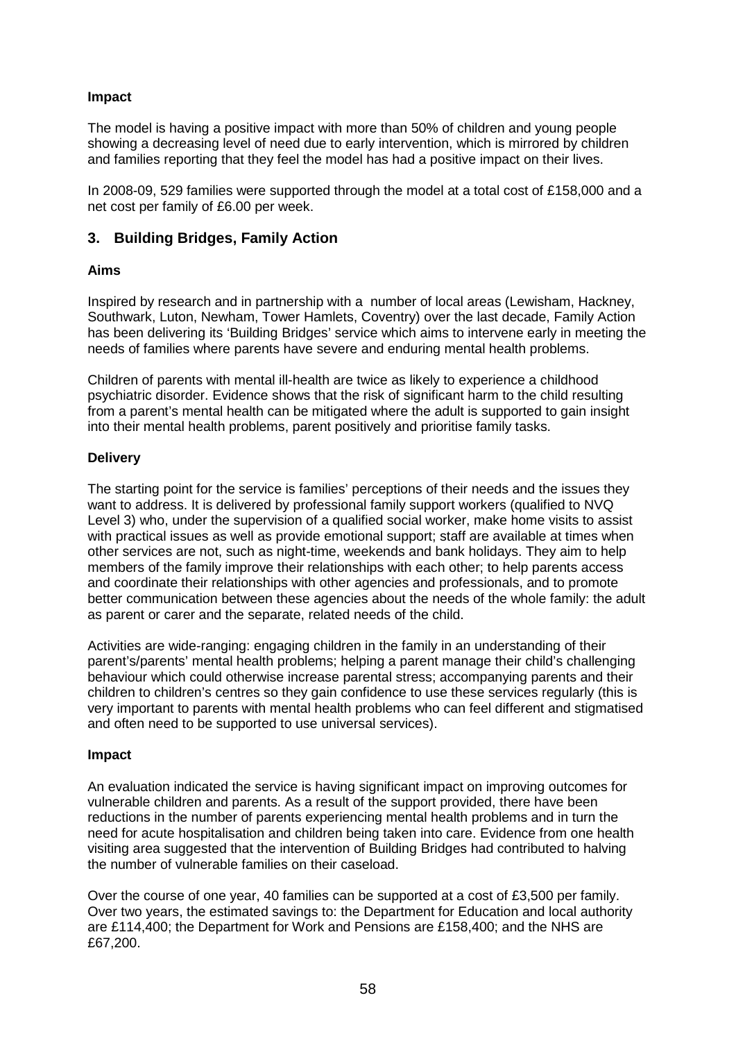**Impact**

The model is having a positive impact with more than 50% of children and young people showing a decreasing level of need due to early intervention, which is mirrored by children and families reporting that they feel the model has had a positive impact on their lives.

In 2008-09, 529 families were supported through the model at a total cost of £158,000 and a net cost per family of £6.00 per week.

## 3. Building Bridges, Family Action

**Aims**

Inspired by research and in partnership with a number of local areas (Lewisham, Hackney, Southwark, Luton, Newham, Tower Hamlets, Coventry) over the last decade, Family Action has been delivering its 'Building Bridges' service which aims to intervene early in meeting the needs of families where parents have severe and enduring mental health problems.

Children of parents with mental ill-health are twice as likely to experience a childhood psychiatric disorder. Evidence shows that the risk of significant harm to the child resulting from a parent's mental health can be mitigated where the adult is supported to gain insight into their mental health problems, parent positively and prioritise family tasks.

**Delivery**

The starting point for the service is families' perceptions of their needs and the issues they want to address. It is delivered by professional family support workers (qualified to NVQ Level 3) who, under the supervision of a qualified social worker, make home visits to assist with practical issues as well as provide emotional support; staff are available at times when other services are not, such as night-time, weekends and bank holidays. They aim to help members of the family improve their relationships with each other; to help parents access and coordinate their relationships with other agencies and professionals, and to promote better communication between these agencies about the needs of the whole family: the adult as parent or carer and the separate, related needs of the child.

Activities are wide-ranging: engaging children in the family in an understanding of their parent's/parents' mental health problems; helping a parent manage their child's challenging behaviour which could otherwise increase parental stress; accompanying parents and their children to children's centres so they gain confidence to use these services regularly (this is very important to parents with mental health problems who can feel different and stigmatised and often need to be supported to use universal services).

**Impact**

An evaluation indicated the service is having significant impact on improving outcomes for vulnerable children and parents. As a result of the support provided, there have been reductions in the number of parents experiencing mental health problems and in turn the need for acute hospitalisation and children being taken into care. Evidence from one health visiting area suggested that the intervention of Building Bridges had contributed to halving the number of vulnerable families on their caseload.

Over the course of one year, 40 families can be supported at a cost of £3,500 per family. Over two years, the estimated savings to: the Department for Education and local authority are £114,400; the Department for Work and Pensions are £158,400; and the NHS are £67,200.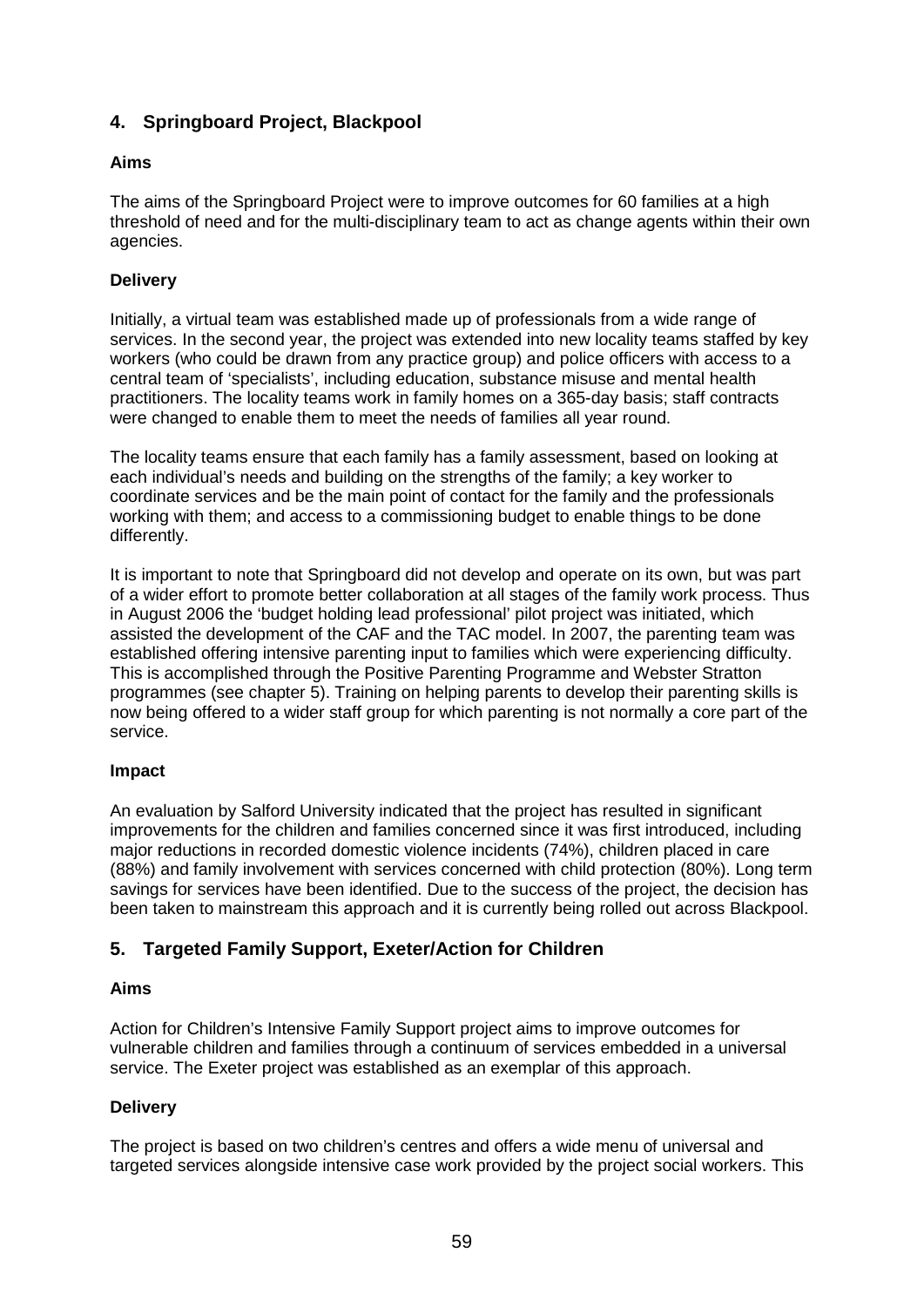## 4. Springboard Project, Blackpool

### Aims

The aims of the Springboard Project were to improve outcomes for 60 families at a high threshold of need and for the multi-disciplinary team to act as change agents within their own agencies.

### Delivery

Initially, a virtual team was established made up of professionals from a wide range of services. In the second year, the project was extended into new locality teams staffed by key workers (who could be drawn from any practice group) and police officers with access to a central team of 'specialists', including education, substance misuse and mental health practitioners. The locality teams work in family homes on a 365-day basis; staff contracts were changed to enable them to meet the needs of families all year round.

The locality teams ensure that each family has a family assessment, based on looking at each individual's needs and building on the strengths of the family; a key worker to coordinate services and be the main point of contact for the family and the professionals working with them; and access to a commissioning budget to enable things to be done differently.

It is important to note that Springboard did not develop and operate on its own, but was part of a wider effort to promote better collaboration at all stages of the family work process. Thus in August 2006 the 'budget holding lead professional' pilot project was initiated, which assisted the development of the CAF and the TAC model. In 2007, the parenting team was established offering intensive parenting input to families which were experiencing difficulty. This is accomplished through the Positive Parenting Programme and Webster Stratton programmes (see chapter 5). Training on helping parents to develop their parenting skills is now being offered to a wider staff group for which parenting is not normally a core part of the service.

### Impact

An evaluation by Salford University indicated that the project has resulted in significant improvements for the children and families concerned since it was first introduced, including major reductions in recorded domestic violence incidents (74%), children placed in care (88%) and family involvement with services concerned with child protection (80%). Long term savings for services have been identified. Due to the success of the project, the decision has been taken to mainstream this approach and it is currently being rolled out across Blackpool.

## 5. Targeted Family Support, Exeter/Action for Children

### Aims

Action for Children's Intensive Family Support project aims to improve outcomes for vulnerable children and families through a continuum of services embedded in a universal service. The Exeter project was established as an exemplar of this approach.

### Delivery

The project is based on two children's centres and offers a wide menu of universal and targeted services alongside intensive case work provided by the project social workers. This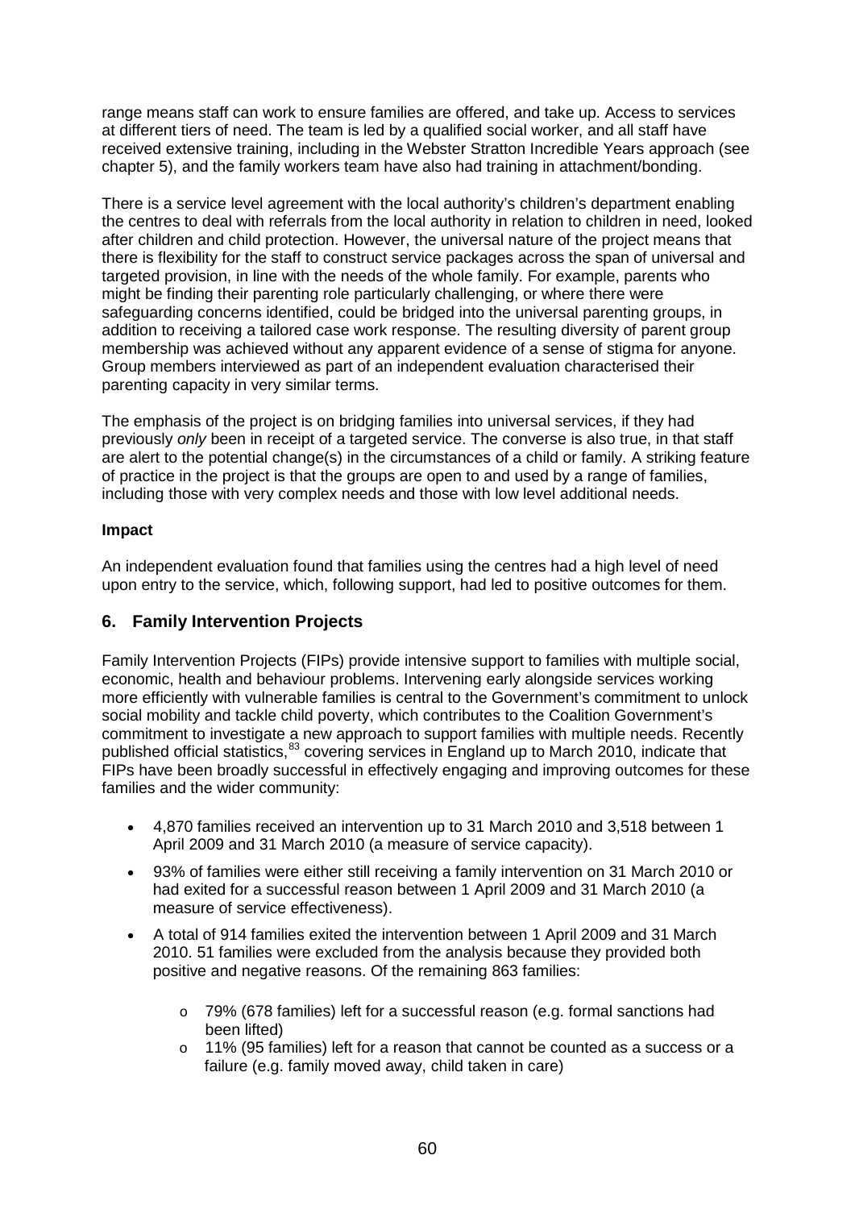range means staff can work to ensure families are offered, and take up. Access to services at different tiers of need. The team is led by a qualified social worker, and all staff have received extensive training, including in the Webster Stratton Incredible Years approach (see chapter 5), and the family workers team have also had training in attachment/bonding.

There is a service level agreement with the local authority's children's department enabling the centres to deal with referrals from the local authority in relation to children in need, looked after children and child protection. However, the universal nature of the project means that there is flexibility for the staff to construct service packages across the span of universal and targeted provision, in line with the needs of the whole family. For example, parents who might be finding their parenting role particularly challenging, or where there were safeguarding concerns identified, could be bridged into the universal parenting groups, in addition to receiving a tailored case work response. The resulting diversity of parent group membership was achieved without any apparent evidence of a sense of stigma for anyone. Group members interviewed as part of an independent evaluation characterised their parenting capacity in very similar terms.

The emphasis of the project is on bridging families into universal services, if they had previously *only* been in receipt of a targeted service. The converse is also true, in that staff are alert to the potential change(s) in the circumstances of a child or family. A striking feature of practice in the project is that the groups are open to and used by a range of families, including those with very complex needs and those with low level additional needs.

**Impact**

An independent evaluation found that families using the centres had a high level of need upon entry to the service, which, following support, had led to positive outcomes for them.

## 6. Family Intervention Projects

Family Intervention Projects (FIPs) provide intensive support to families with multiple social, economic, health and behaviour problems. Intervening early alongside services working more efficiently with vulnerable families is central to the Government's commitment to unlock social mobility and tackle child poverty, which contributes to the Coalition Government's commitment to investigate a new approach to support families with multiple needs. Recently published official statistics,[83] covering services in England up to March 2010, indicate that FIPs have been broadly successful in effectively engaging and improving outcomes for these families and the wider community:

- 4,870 families received an intervention up to 31 March 2010 and 3,518 between 1 April 2009 and 31 March 2010 (a measure of service capacity).
- 93% of families were either still receiving a family intervention on 31 March 2010 or had exited for a successful reason between 1 April 2009 and 31 March 2010 (a measure of service effectiveness).
- A total of 914 families exited the intervention between 1 April 2009 and 31 March 2010. 51 families were excluded from the analysis because they provided both positive and negative reasons. Of the remaining 863 families:
    - 79% (678 families) left for a successful reason (e.g. formal sanctions had been lifted)
    - 11% (95 families) left for a reason that cannot be counted as a success or a failure (e.g. family moved away, child taken in care)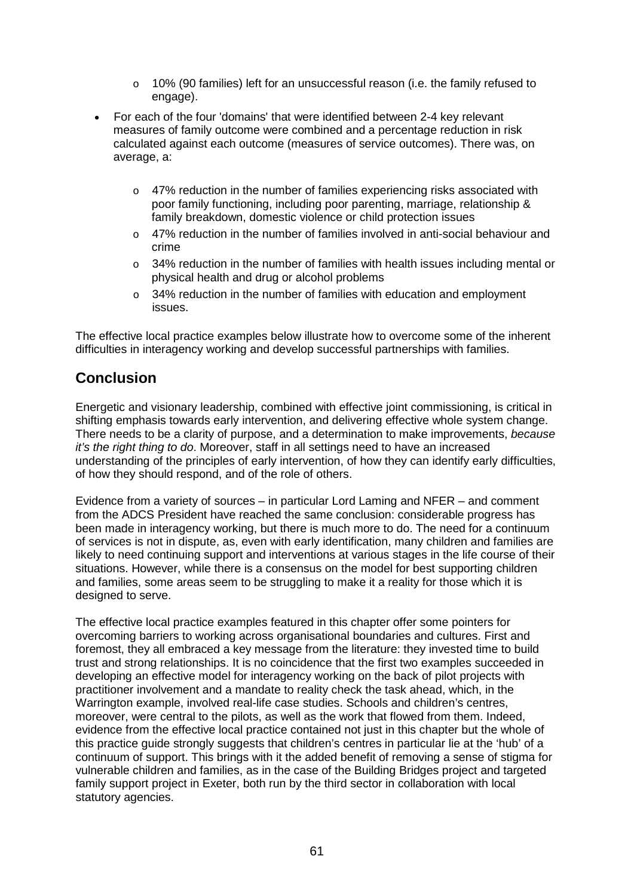- 10% (90 families) left for an unsuccessful reason (i.e. the family refused to engage).

- For each of the four 'domains' that were identified between 2-4 key relevant measures of family outcome were combined and a percentage reduction in risk calculated against each outcome (measures of service outcomes). There was, on average, a:

    - 47% reduction in the number of families experiencing risks associated with poor family functioning, including poor parenting, marriage, relationship & family breakdown, domestic violence or child protection issues
    - 47% reduction in the number of families involved in anti-social behaviour and crime
    - 34% reduction in the number of families with health issues including mental or physical health and drug or alcohol problems
    - 34% reduction in the number of families with education and employment issues.

The effective local practice examples below illustrate how to overcome some of the inherent difficulties in interagency working and develop successful partnerships with families.

## Conclusion

Energetic and visionary leadership, combined with effective joint commissioning, is critical in shifting emphasis towards early intervention, and delivering effective whole system change. There needs to be a clarity of purpose, and a determination to make improvements, *because it's the right thing to do*. Moreover, staff in all settings need to have an increased understanding of the principles of early intervention, of how they can identify early difficulties, of how they should respond, and of the role of others.

Evidence from a variety of sources – in particular Lord Laming and NFER – and comment from the ADCS President have reached the same conclusion: considerable progress has been made in interagency working, but there is much more to do. The need for a continuum of services is not in dispute, as, even with early identification, many children and families are likely to need continuing support and interventions at various stages in the life course of their situations. However, while there is a consensus on the model for best supporting children and families, some areas seem to be struggling to make it a reality for those which it is designed to serve.

The effective local practice examples featured in this chapter offer some pointers for overcoming barriers to working across organisational boundaries and cultures. First and foremost, they all embraced a key message from the literature: they invested time to build trust and strong relationships. It is no coincidence that the first two examples succeeded in developing an effective model for interagency working on the back of pilot projects with practitioner involvement and a mandate to reality check the task ahead, which, in the Warrington example, involved real-life case studies. Schools and children's centres, moreover, were central to the pilots, as well as the work that flowed from them. Indeed, evidence from the effective local practice contained not just in this chapter but the whole of this practice guide strongly suggests that children's centres in particular lie at the 'hub' of a continuum of support. This brings with it the added benefit of removing a sense of stigma for vulnerable children and families, as in the case of the Building Bridges project and targeted family support project in Exeter, both run by the third sector in collaboration with local statutory agencies.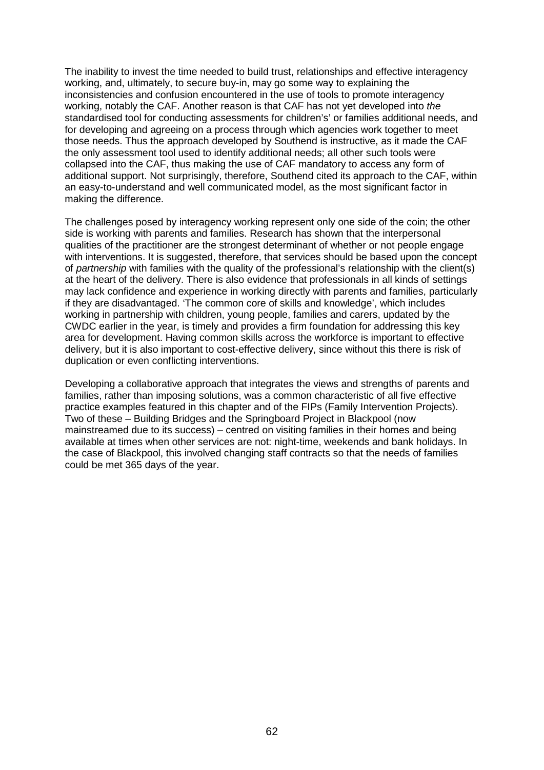The inability to invest the time needed to build trust, relationships and effective interagency working, and, ultimately, to secure buy-in, may go some way to explaining the inconsistencies and confusion encountered in the use of tools to promote interagency working, notably the CAF. Another reason is that CAF has not yet developed into *the* standardised tool for conducting assessments for children's' or families additional needs, and for developing and agreeing on a process through which agencies work together to meet those needs. Thus the approach developed by Southend is instructive, as it made the CAF the only assessment tool used to identify additional needs; all other such tools were collapsed into the CAF, thus making the use of CAF mandatory to access any form of additional support. Not surprisingly, therefore, Southend cited its approach to the CAF, within an easy-to-understand and well communicated model, as the most significant factor in making the difference.

The challenges posed by interagency working represent only one side of the coin; the other side is working with parents and families. Research has shown that the interpersonal qualities of the practitioner are the strongest determinant of whether or not people engage with interventions. It is suggested, therefore, that services should be based upon the concept of *partnership* with families with the quality of the professional's relationship with the client(s) at the heart of the delivery. There is also evidence that professionals in all kinds of settings may lack confidence and experience in working directly with parents and families, particularly if they are disadvantaged. 'The common core of skills and knowledge', which includes working in partnership with children, young people, families and carers, updated by the CWDC earlier in the year, is timely and provides a firm foundation for addressing this key area for development. Having common skills across the workforce is important to effective delivery, but it is also important to cost-effective delivery, since without this there is risk of duplication or even conflicting interventions.

Developing a collaborative approach that integrates the views and strengths of parents and families, rather than imposing solutions, was a common characteristic of all five effective practice examples featured in this chapter and of the FIPs (Family Intervention Projects). Two of these – Building Bridges and the Springboard Project in Blackpool (now mainstreamed due to its success) – centred on visiting families in their homes and being available at times when other services are not: night-time, weekends and bank holidays. In the case of Blackpool, this involved changing staff contracts so that the needs of families could be met 365 days of the year.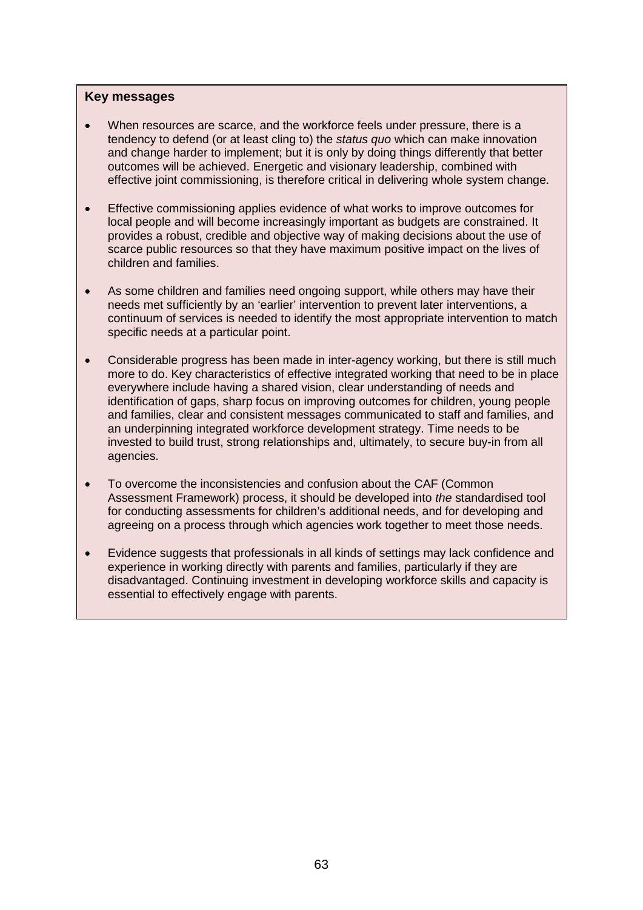**Key messages**

- When resources are scarce, and the workforce feels under pressure, there is a tendency to defend (or at least cling to) the *status quo* which can make innovation and change harder to implement; but it is only by doing things differently that better outcomes will be achieved. Energetic and visionary leadership, combined with effective joint commissioning, is therefore critical in delivering whole system change.
- Effective commissioning applies evidence of what works to improve outcomes for local people and will become increasingly important as budgets are constrained. It provides a robust, credible and objective way of making decisions about the use of scarce public resources so that they have maximum positive impact on the lives of children and families.
- As some children and families need ongoing support, while others may have their needs met sufficiently by an 'earlier' intervention to prevent later interventions, a continuum of services is needed to identify the most appropriate intervention to match specific needs at a particular point.
- Considerable progress has been made in inter-agency working, but there is still much more to do. Key characteristics of effective integrated working that need to be in place everywhere include having a shared vision, clear understanding of needs and identification of gaps, sharp focus on improving outcomes for children, young people and families, clear and consistent messages communicated to staff and families, and an underpinning integrated workforce development strategy. Time needs to be invested to build trust, strong relationships and, ultimately, to secure buy-in from all agencies.
- To overcome the inconsistencies and confusion about the CAF (Common Assessment Framework) process, it should be developed into *the* standardised tool for conducting assessments for children's additional needs, and for developing and agreeing on a process through which agencies work together to meet those needs.
- Evidence suggests that professionals in all kinds of settings may lack confidence and experience in working directly with parents and families, particularly if they are disadvantaged. Continuing investment in developing workforce skills and capacity is essential to effectively engage with parents.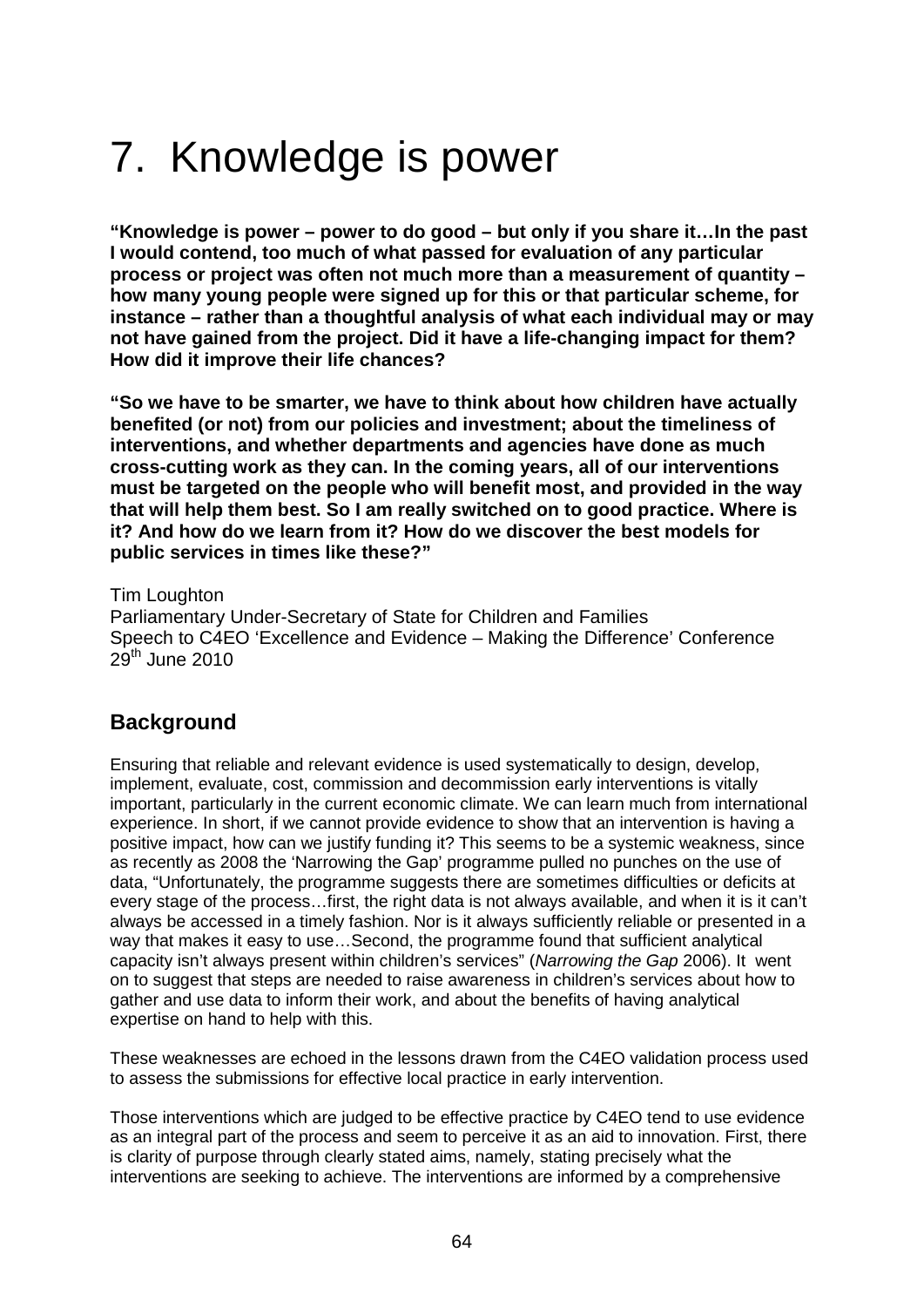# 7. Knowledge is power

**"Knowledge is power – power to do good – but only if you share it…In the past I would contend, too much of what passed for evaluation of any particular process or project was often not much more than a measurement of quantity – how many young people were signed up for this or that particular scheme, for instance – rather than a thoughtful analysis of what each individual may or may not have gained from the project. Did it have a life-changing impact for them? How did it improve their life chances?**

**"So we have to be smarter, we have to think about how children have actually benefited (or not) from our policies and investment; about the timeliness of interventions, and whether departments and agencies have done as much cross-cutting work as they can. In the coming years, all of our interventions must be targeted on the people who will benefit most, and provided in the way that will help them best. So I am really switched on to good practice. Where is it? And how do we learn from it? How do we discover the best models for public services in times like these?"**

Tim Loughton
Parliamentary Under-Secretary of State for Children and Families
Speech to C4EO 'Excellence and Evidence – Making the Difference' Conference
29th June 2010

## Background

Ensuring that reliable and relevant evidence is used systematically to design, develop, implement, evaluate, cost, commission and decommission early interventions is vitally important, particularly in the current economic climate. We can learn much from international experience. In short, if we cannot provide evidence to show that an intervention is having a positive impact, how can we justify funding it? This seems to be a systemic weakness, since as recently as 2008 the 'Narrowing the Gap' programme pulled no punches on the use of data, "Unfortunately, the programme suggests there are sometimes difficulties or deficits at every stage of the process…first, the right data is not always available, and when it is it can't always be accessed in a timely fashion. Nor is it always sufficiently reliable or presented in a way that makes it easy to use…Second, the programme found that sufficient analytical capacity isn't always present within children's services" (*Narrowing the Gap* 2006). It went on to suggest that steps are needed to raise awareness in children's services about how to gather and use data to inform their work, and about the benefits of having analytical expertise on hand to help with this.

These weaknesses are echoed in the lessons drawn from the C4EO validation process used to assess the submissions for effective local practice in early intervention.

Those interventions which are judged to be effective practice by C4EO tend to use evidence as an integral part of the process and seem to perceive it as an aid to innovation. First, there is clarity of purpose through clearly stated aims, namely, stating precisely what the interventions are seeking to achieve. The interventions are informed by a comprehensive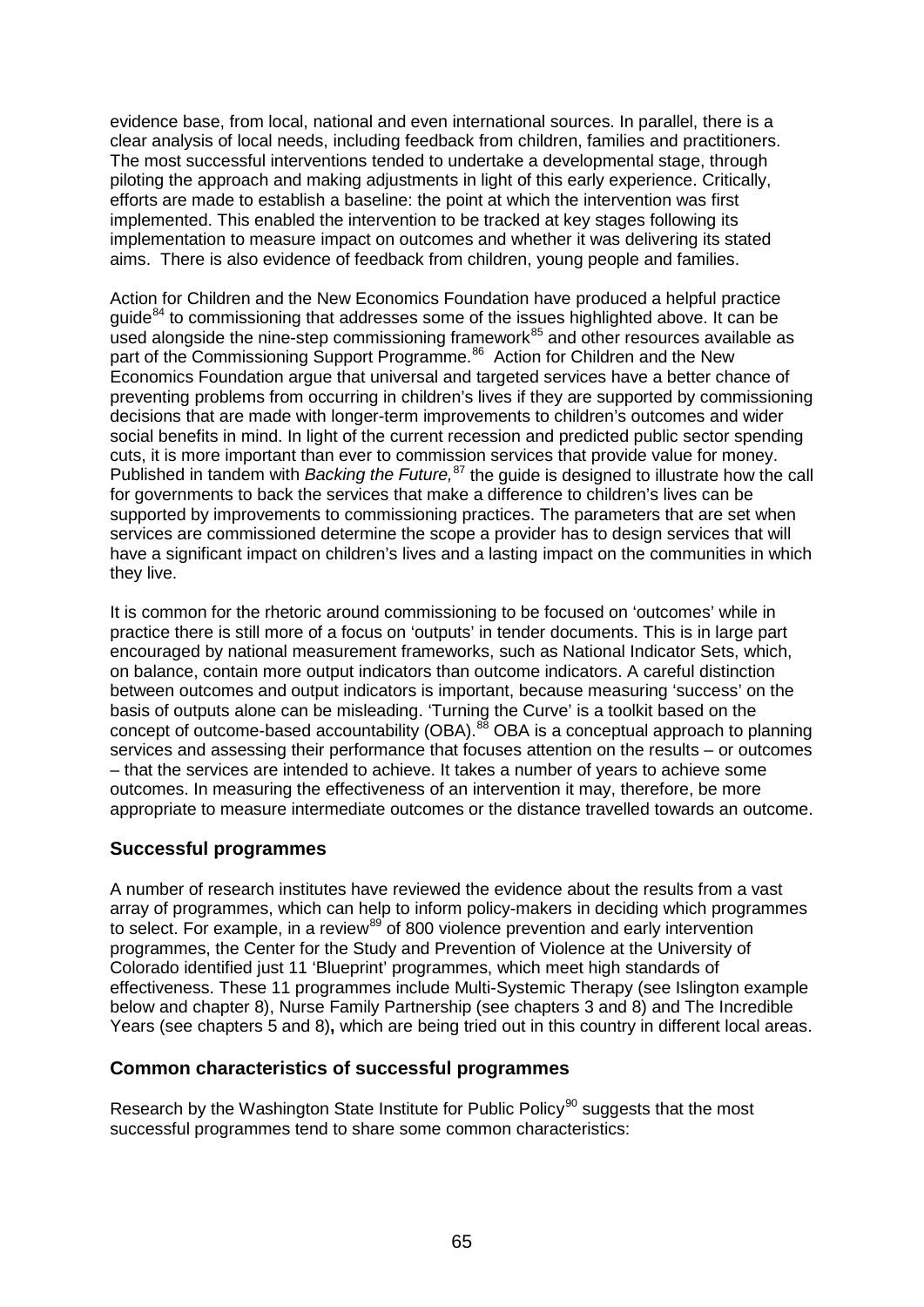evidence base, from local, national and even international sources. In parallel, there is a clear analysis of local needs, including feedback from children, families and practitioners. The most successful interventions tended to undertake a developmental stage, through piloting the approach and making adjustments in light of this early experience. Critically, efforts are made to establish a baseline: the point at which the intervention was first implemented. This enabled the intervention to be tracked at key stages following its implementation to measure impact on outcomes and whether it was delivering its stated aims. There is also evidence of feedback from children, young people and families.

Action for Children and the New Economics Foundation have produced a helpful practice guide[84] to commissioning that addresses some of the issues highlighted above. It can be used alongside the nine-step commissioning framework[85] and other resources available as part of the Commissioning Support Programme.[86] Action for Children and the New Economics Foundation argue that universal and targeted services have a better chance of preventing problems from occurring in children's lives if they are supported by commissioning decisions that are made with longer-term improvements to children's outcomes and wider social benefits in mind. In light of the current recession and predicted public sector spending cuts, it is more important than ever to commission services that provide value for money. Published in tandem with *Backing the Future,*[87] the guide is designed to illustrate how the call for governments to back the services that make a difference to children's lives can be supported by improvements to commissioning practices. The parameters that are set when services are commissioned determine the scope a provider has to design services that will have a significant impact on children's lives and a lasting impact on the communities in which they live.

It is common for the rhetoric around commissioning to be focused on 'outcomes' while in practice there is still more of a focus on 'outputs' in tender documents. This is in large part encouraged by national measurement frameworks, such as National Indicator Sets, which, on balance, contain more output indicators than outcome indicators. A careful distinction between outcomes and output indicators is important, because measuring 'success' on the basis of outputs alone can be misleading. 'Turning the Curve' is a toolkit based on the concept of outcome-based accountability (OBA).[88] OBA is a conceptual approach to planning services and assessing their performance that focuses attention on the results – or outcomes – that the services are intended to achieve. It takes a number of years to achieve some outcomes. In measuring the effectiveness of an intervention it may, therefore, be more appropriate to measure intermediate outcomes or the distance travelled towards an outcome.

### Successful programmes

A number of research institutes have reviewed the evidence about the results from a vast array of programmes, which can help to inform policy-makers in deciding which programmes to select. For example, in a review[89] of 800 violence prevention and early intervention programmes, the Center for the Study and Prevention of Violence at the University of Colorado identified just 11 'Blueprint' programmes, which meet high standards of effectiveness. These 11 programmes include Multi-Systemic Therapy (see Islington example below and chapter 8), Nurse Family Partnership (see chapters 3 and 8) and The Incredible Years (see chapters 5 and 8)**,** which are being tried out in this country in different local areas.

### Common characteristics of successful programmes

Research by the Washington State Institute for Public Policy[90] suggests that the most successful programmes tend to share some common characteristics: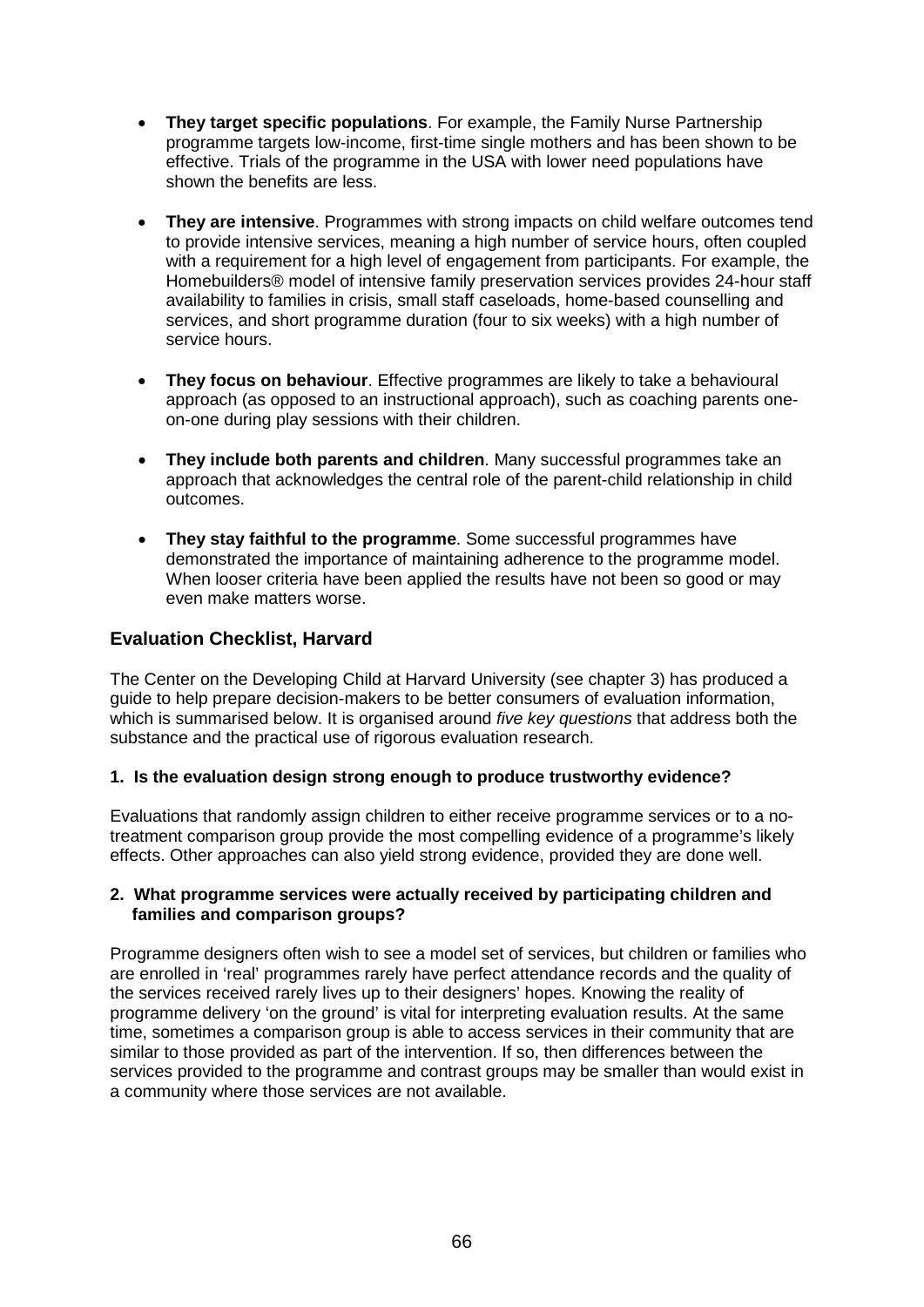- **They target specific populations**. For example, the Family Nurse Partnership programme targets low-income, first-time single mothers and has been shown to be effective. Trials of the programme in the USA with lower need populations have shown the benefits are less.

- **They are intensive**. Programmes with strong impacts on child welfare outcomes tend to provide intensive services, meaning a high number of service hours, often coupled with a requirement for a high level of engagement from participants. For example, the Homebuilders® model of intensive family preservation services provides 24-hour staff availability to families in crisis, small staff caseloads, home-based counselling and services, and short programme duration (four to six weeks) with a high number of service hours.

- **They focus on behaviour**. Effective programmes are likely to take a behavioural approach (as opposed to an instructional approach), such as coaching parents one-on-one during play sessions with their children.

- **They include both parents and children**. Many successful programmes take an approach that acknowledges the central role of the parent-child relationship in child outcomes.

- **They stay faithful to the programme**. Some successful programmes have demonstrated the importance of maintaining adherence to the programme model. When looser criteria have been applied the results have not been so good or may even make matters worse.

## Evaluation Checklist, Harvard

The Center on the Developing Child at Harvard University (see chapter 3) has produced a guide to help prepare decision-makers to be better consumers of evaluation information, which is summarised below. It is organised around *five key questions* that address both the substance and the practical use of rigorous evaluation research.

**1. Is the evaluation design strong enough to produce trustworthy evidence?**

Evaluations that randomly assign children to either receive programme services or to a no-treatment comparison group provide the most compelling evidence of a programme's likely effects. Other approaches can also yield strong evidence, provided they are done well.

**2. What programme services were actually received by participating children and families and comparison groups?**

Programme designers often wish to see a model set of services, but children or families who are enrolled in 'real' programmes rarely have perfect attendance records and the quality of the services received rarely lives up to their designers' hopes. Knowing the reality of programme delivery 'on the ground' is vital for interpreting evaluation results. At the same time, sometimes a comparison group is able to access services in their community that are similar to those provided as part of the intervention. If so, then differences between the services provided to the programme and contrast groups may be smaller than would exist in a community where those services are not available.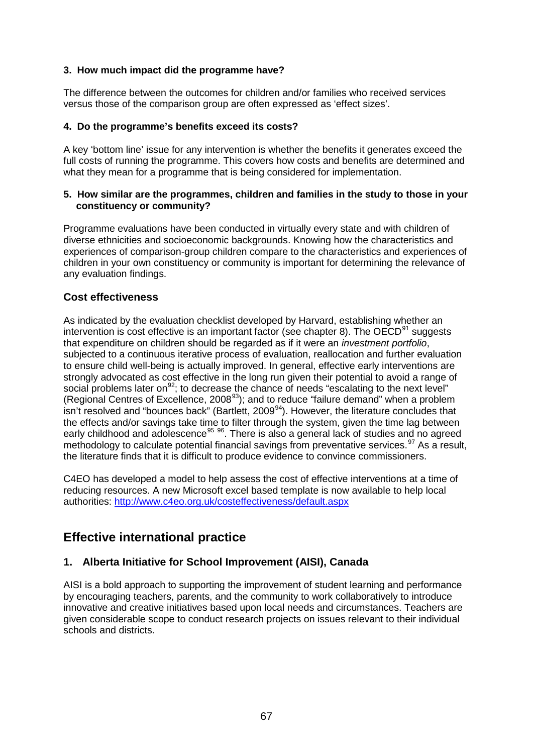**3. How much impact did the programme have?**

The difference between the outcomes for children and/or families who received services versus those of the comparison group are often expressed as 'effect sizes'.

**4. Do the programme's benefits exceed its costs?**

A key 'bottom line' issue for any intervention is whether the benefits it generates exceed the full costs of running the programme. This covers how costs and benefits are determined and what they mean for a programme that is being considered for implementation.

**5. How similar are the programmes, children and families in the study to those in your constituency or community?**

Programme evaluations have been conducted in virtually every state and with children of diverse ethnicities and socioeconomic backgrounds. Knowing how the characteristics and experiences of comparison-group children compare to the characteristics and experiences of children in your own constituency or community is important for determining the relevance of any evaluation findings.

### Cost effectiveness

As indicated by the evaluation checklist developed by Harvard, establishing whether an intervention is cost effective is an important factor (see chapter 8). The OECD[91] suggests that expenditure on children should be regarded as if it were an *investment portfolio*, subjected to a continuous iterative process of evaluation, reallocation and further evaluation to ensure child well-being is actually improved. In general, effective early interventions are strongly advocated as cost effective in the long run given their potential to avoid a range of social problems later on[92]; to decrease the chance of needs "escalating to the next level" (Regional Centres of Excellence, 2008[93]); and to reduce "failure demand" when a problem isn't resolved and "bounces back" (Bartlett, 2009[94]). However, the literature concludes that the effects and/or savings take time to filter through the system, given the time lag between early childhood and adolescence[95] [96]. There is also a general lack of studies and no agreed methodology to calculate potential financial savings from preventative services.[97] As a result, the literature finds that it is difficult to produce evidence to convince commissioners.

C4EO has developed a model to help assess the cost of effective interventions at a time of reducing resources. A new Microsoft excel based template is now available to help local authorities: http://www.c4eo.org.uk/costeffectiveness/default.aspx

## Effective international practice

### 1. Alberta Initiative for School Improvement (AISI), Canada

AISI is a bold approach to supporting the improvement of student learning and performance by encouraging teachers, parents, and the community to work collaboratively to introduce innovative and creative initiatives based upon local needs and circumstances. Teachers are given considerable scope to conduct research projects on issues relevant to their individual schools and districts.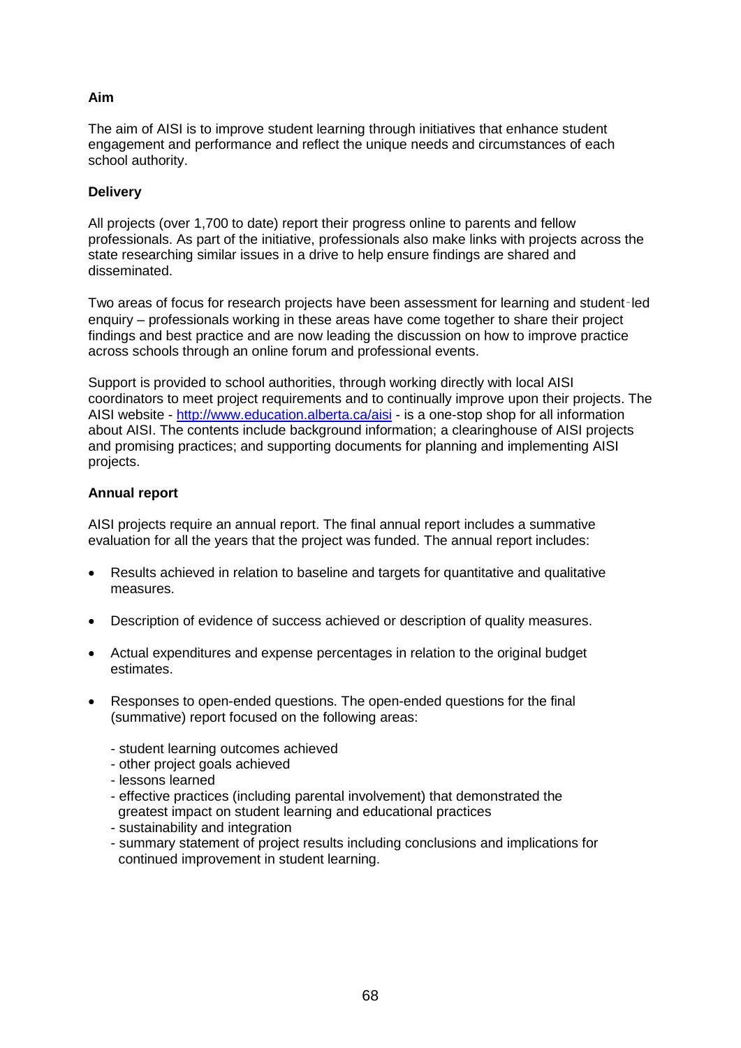**Aim**

The aim of AISI is to improve student learning through initiatives that enhance student engagement and performance and reflect the unique needs and circumstances of each school authority.

**Delivery**

All projects (over 1,700 to date) report their progress online to parents and fellow professionals. As part of the initiative, professionals also make links with projects across the state researching similar issues in a drive to help ensure findings are shared and disseminated.

Two areas of focus for research projects have been assessment for learning and student-led enquiry – professionals working in these areas have come together to share their project findings and best practice and are now leading the discussion on how to improve practice across schools through an online forum and professional events.

Support is provided to school authorities, through working directly with local AISI coordinators to meet project requirements and to continually improve upon their projects. The AISI website - http://www.education.alberta.ca/aisi - is a one-stop shop for all information about AISI. The contents include background information; a clearinghouse of AISI projects and promising practices; and supporting documents for planning and implementing AISI projects.

**Annual report**

AISI projects require an annual report. The final annual report includes a summative evaluation for all the years that the project was funded. The annual report includes:

- Results achieved in relation to baseline and targets for quantitative and qualitative measures.
- Description of evidence of success achieved or description of quality measures.
- Actual expenditures and expense percentages in relation to the original budget estimates.
- Responses to open-ended questions. The open-ended questions for the final (summative) report focused on the following areas:

  - student learning outcomes achieved
  - other project goals achieved
  - lessons learned
  - effective practices (including parental involvement) that demonstrated the greatest impact on student learning and educational practices
  - sustainability and integration
  - summary statement of project results including conclusions and implications for continued improvement in student learning.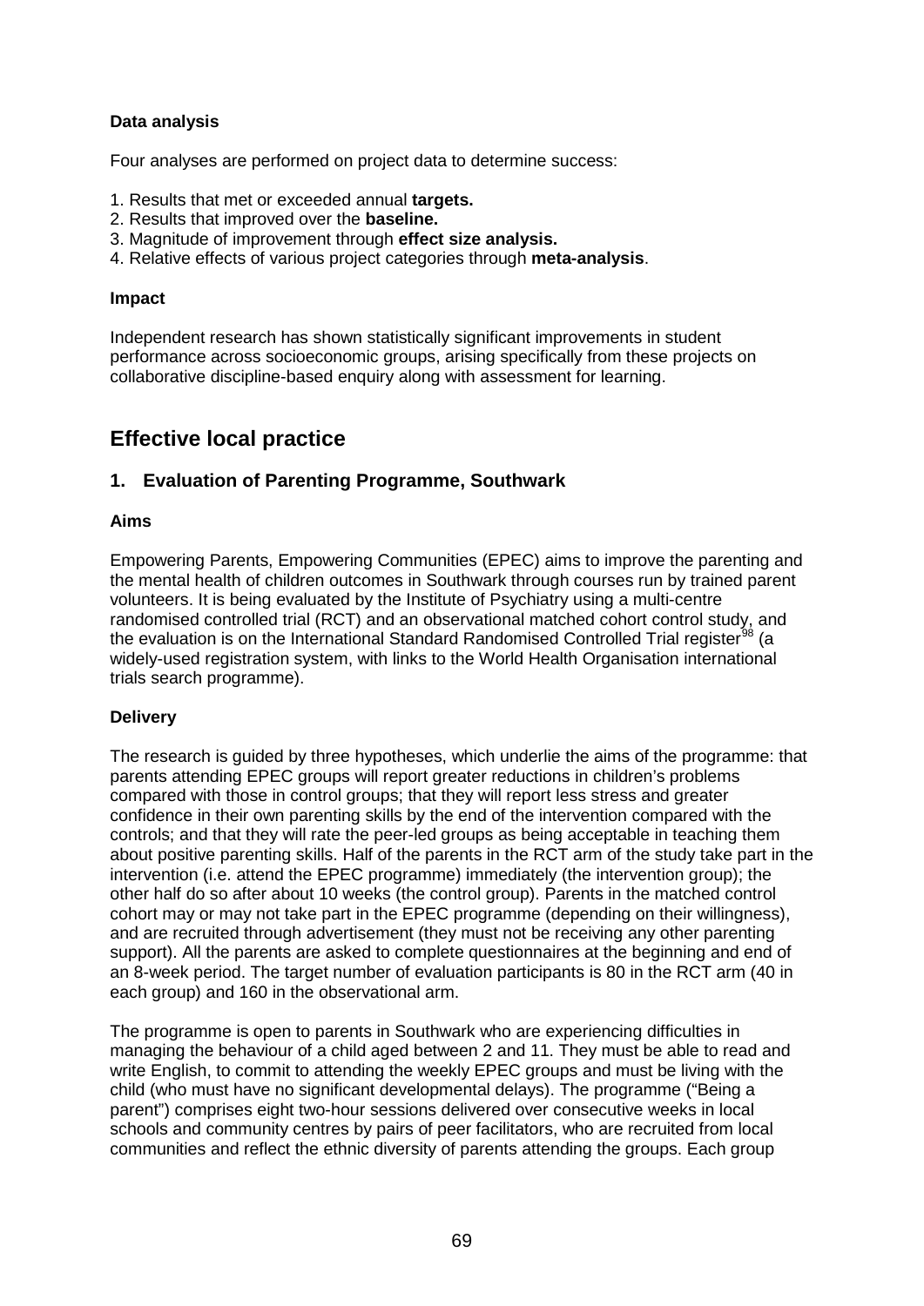### Data analysis

Four analyses are performed on project data to determine success:

1. Results that met or exceeded annual **targets.**
2. Results that improved over the **baseline.**
3. Magnitude of improvement through **effect size analysis.**
4. Relative effects of various project categories through **meta-analysis**.

### Impact

Independent research has shown statistically significant improvements in student performance across socioeconomic groups, arising specifically from these projects on collaborative discipline-based enquiry along with assessment for learning.

## Effective local practice

### 1. Evaluation of Parenting Programme, Southwark

#### Aims

Empowering Parents, Empowering Communities (EPEC) aims to improve the parenting and the mental health of children outcomes in Southwark through courses run by trained parent volunteers. It is being evaluated by the Institute of Psychiatry using a multi-centre randomised controlled trial (RCT) and an observational matched cohort control study, and the evaluation is on the International Standard Randomised Controlled Trial register[98] (a widely-used registration system, with links to the World Health Organisation international trials search programme).

#### Delivery

The research is guided by three hypotheses, which underlie the aims of the programme: that parents attending EPEC groups will report greater reductions in children's problems compared with those in control groups; that they will report less stress and greater confidence in their own parenting skills by the end of the intervention compared with the controls; and that they will rate the peer-led groups as being acceptable in teaching them about positive parenting skills. Half of the parents in the RCT arm of the study take part in the intervention (i.e. attend the EPEC programme) immediately (the intervention group); the other half do so after about 10 weeks (the control group). Parents in the matched control cohort may or may not take part in the EPEC programme (depending on their willingness), and are recruited through advertisement (they must not be receiving any other parenting support). All the parents are asked to complete questionnaires at the beginning and end of an 8-week period. The target number of evaluation participants is 80 in the RCT arm (40 in each group) and 160 in the observational arm.

The programme is open to parents in Southwark who are experiencing difficulties in managing the behaviour of a child aged between 2 and 11. They must be able to read and write English, to commit to attending the weekly EPEC groups and must be living with the child (who must have no significant developmental delays). The programme ("Being a parent") comprises eight two-hour sessions delivered over consecutive weeks in local schools and community centres by pairs of peer facilitators, who are recruited from local communities and reflect the ethnic diversity of parents attending the groups. Each group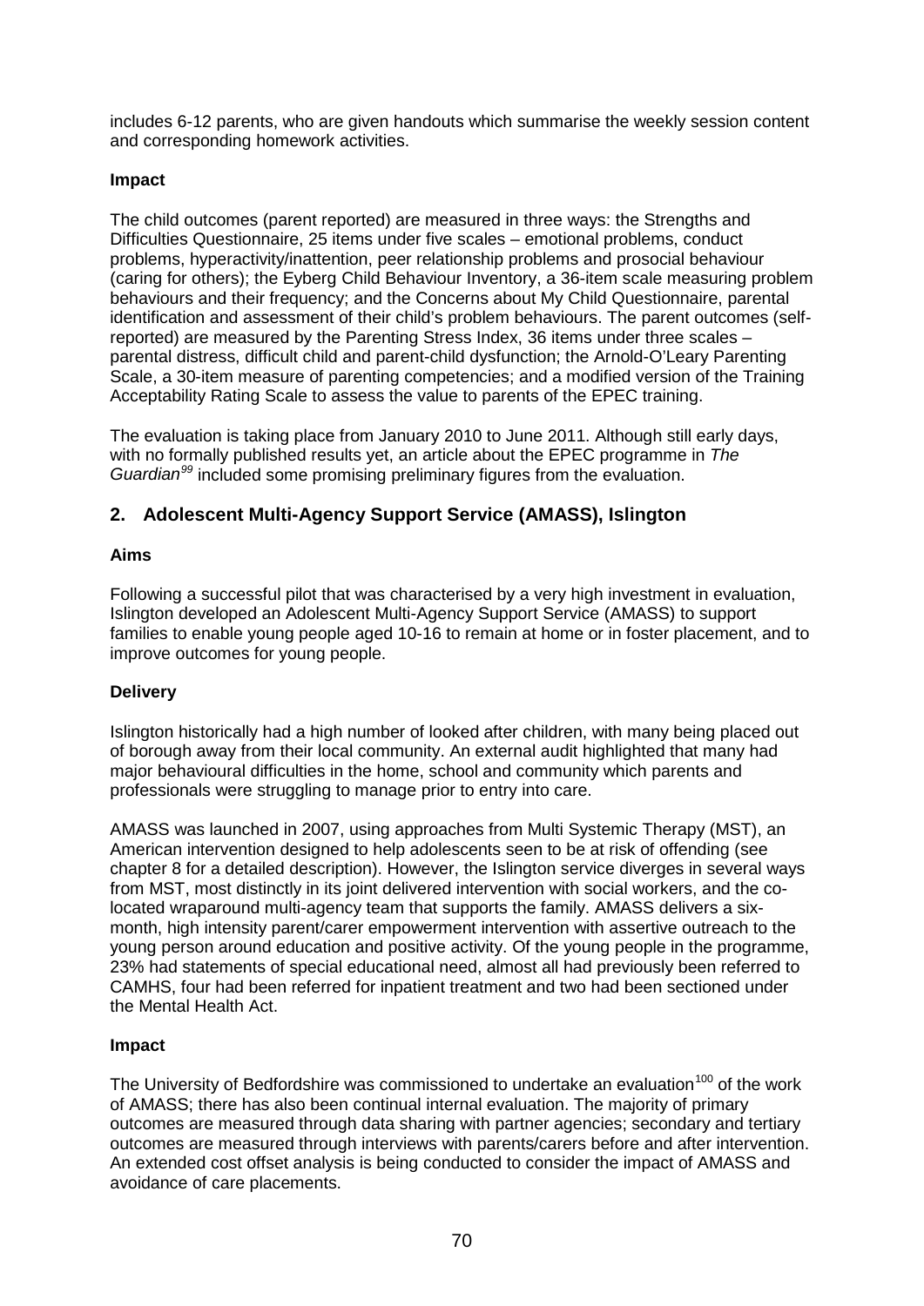includes 6-12 parents, who are given handouts which summarise the weekly session content and corresponding homework activities.

**Impact**

The child outcomes (parent reported) are measured in three ways: the Strengths and Difficulties Questionnaire, 25 items under five scales – emotional problems, conduct problems, hyperactivity/inattention, peer relationship problems and prosocial behaviour (caring for others); the Eyberg Child Behaviour Inventory, a 36-item scale measuring problem behaviours and their frequency; and the Concerns about My Child Questionnaire, parental identification and assessment of their child's problem behaviours. The parent outcomes (self-reported) are measured by the Parenting Stress Index, 36 items under three scales – parental distress, difficult child and parent-child dysfunction; the Arnold-O'Leary Parenting Scale, a 30-item measure of parenting competencies; and a modified version of the Training Acceptability Rating Scale to assess the value to parents of the EPEC training.

The evaluation is taking place from January 2010 to June 2011. Although still early days, with no formally published results yet, an article about the EPEC programme in *The Guardian*[99] included some promising preliminary figures from the evaluation.

## 2. Adolescent Multi-Agency Support Service (AMASS), Islington

**Aims**

Following a successful pilot that was characterised by a very high investment in evaluation, Islington developed an Adolescent Multi-Agency Support Service (AMASS) to support families to enable young people aged 10-16 to remain at home or in foster placement, and to improve outcomes for young people.

**Delivery**

Islington historically had a high number of looked after children, with many being placed out of borough away from their local community. An external audit highlighted that many had major behavioural difficulties in the home, school and community which parents and professionals were struggling to manage prior to entry into care.

AMASS was launched in 2007, using approaches from Multi Systemic Therapy (MST), an American intervention designed to help adolescents seen to be at risk of offending (see chapter 8 for a detailed description). However, the Islington service diverges in several ways from MST, most distinctly in its joint delivered intervention with social workers, and the co-located wraparound multi-agency team that supports the family. AMASS delivers a six-month, high intensity parent/carer empowerment intervention with assertive outreach to the young person around education and positive activity. Of the young people in the programme, 23% had statements of special educational need, almost all had previously been referred to CAMHS, four had been referred for inpatient treatment and two had been sectioned under the Mental Health Act.

**Impact**

The University of Bedfordshire was commissioned to undertake an evaluation[100] of the work of AMASS; there has also been continual internal evaluation. The majority of primary outcomes are measured through data sharing with partner agencies; secondary and tertiary outcomes are measured through interviews with parents/carers before and after intervention. An extended cost offset analysis is being conducted to consider the impact of AMASS and avoidance of care placements.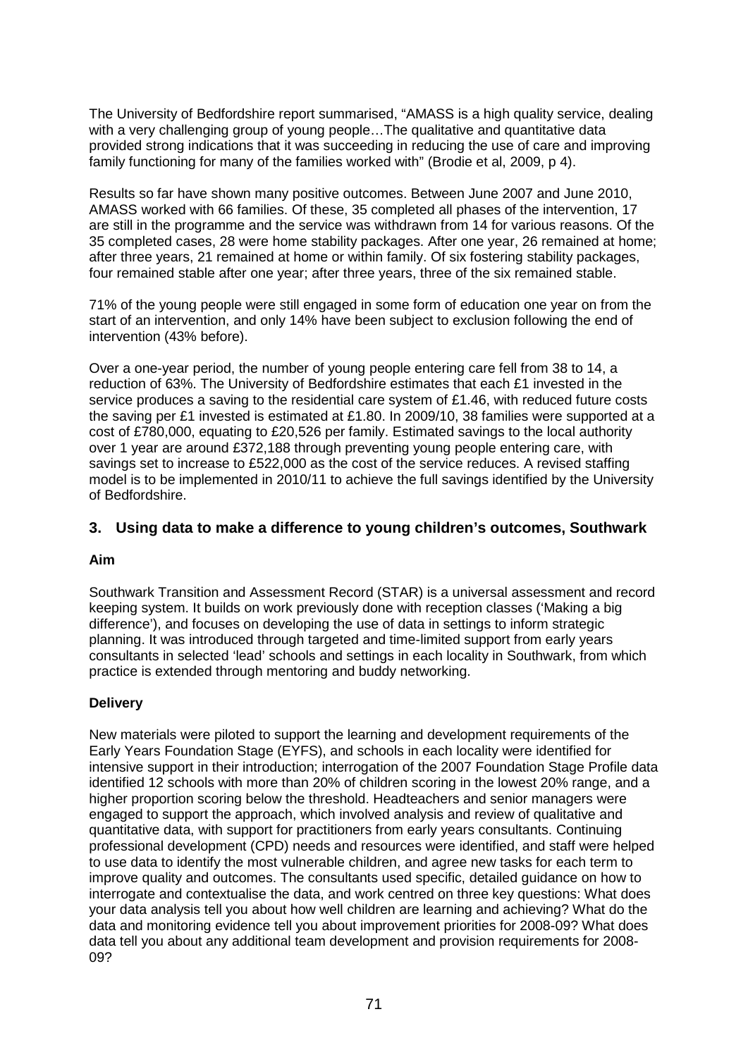The University of Bedfordshire report summarised, "AMASS is a high quality service, dealing with a very challenging group of young people…The qualitative and quantitative data provided strong indications that it was succeeding in reducing the use of care and improving family functioning for many of the families worked with" (Brodie et al, 2009, p 4).

Results so far have shown many positive outcomes. Between June 2007 and June 2010, AMASS worked with 66 families. Of these, 35 completed all phases of the intervention, 17 are still in the programme and the service was withdrawn from 14 for various reasons. Of the 35 completed cases, 28 were home stability packages. After one year, 26 remained at home; after three years, 21 remained at home or within family. Of six fostering stability packages, four remained stable after one year; after three years, three of the six remained stable.

71% of the young people were still engaged in some form of education one year on from the start of an intervention, and only 14% have been subject to exclusion following the end of intervention (43% before).

Over a one-year period, the number of young people entering care fell from 38 to 14, a reduction of 63%. The University of Bedfordshire estimates that each £1 invested in the service produces a saving to the residential care system of £1.46, with reduced future costs the saving per £1 invested is estimated at £1.80. In 2009/10, 38 families were supported at a cost of £780,000, equating to £20,526 per family. Estimated savings to the local authority over 1 year are around £372,188 through preventing young people entering care, with savings set to increase to £522,000 as the cost of the service reduces. A revised staffing model is to be implemented in 2010/11 to achieve the full savings identified by the University of Bedfordshire.

## 3. Using data to make a difference to young children's outcomes, Southwark

**Aim**

Southwark Transition and Assessment Record (STAR) is a universal assessment and record keeping system. It builds on work previously done with reception classes ('Making a big difference'), and focuses on developing the use of data in settings to inform strategic planning. It was introduced through targeted and time-limited support from early years consultants in selected 'lead' schools and settings in each locality in Southwark, from which practice is extended through mentoring and buddy networking.

**Delivery**

New materials were piloted to support the learning and development requirements of the Early Years Foundation Stage (EYFS), and schools in each locality were identified for intensive support in their introduction; interrogation of the 2007 Foundation Stage Profile data identified 12 schools with more than 20% of children scoring in the lowest 20% range, and a higher proportion scoring below the threshold. Headteachers and senior managers were engaged to support the approach, which involved analysis and review of qualitative and quantitative data, with support for practitioners from early years consultants. Continuing professional development (CPD) needs and resources were identified, and staff were helped to use data to identify the most vulnerable children, and agree new tasks for each term to improve quality and outcomes. The consultants used specific, detailed guidance on how to interrogate and contextualise the data, and work centred on three key questions: What does your data analysis tell you about how well children are learning and achieving? What do the data and monitoring evidence tell you about improvement priorities for 2008-09? What does data tell you about any additional team development and provision requirements for 2008-09?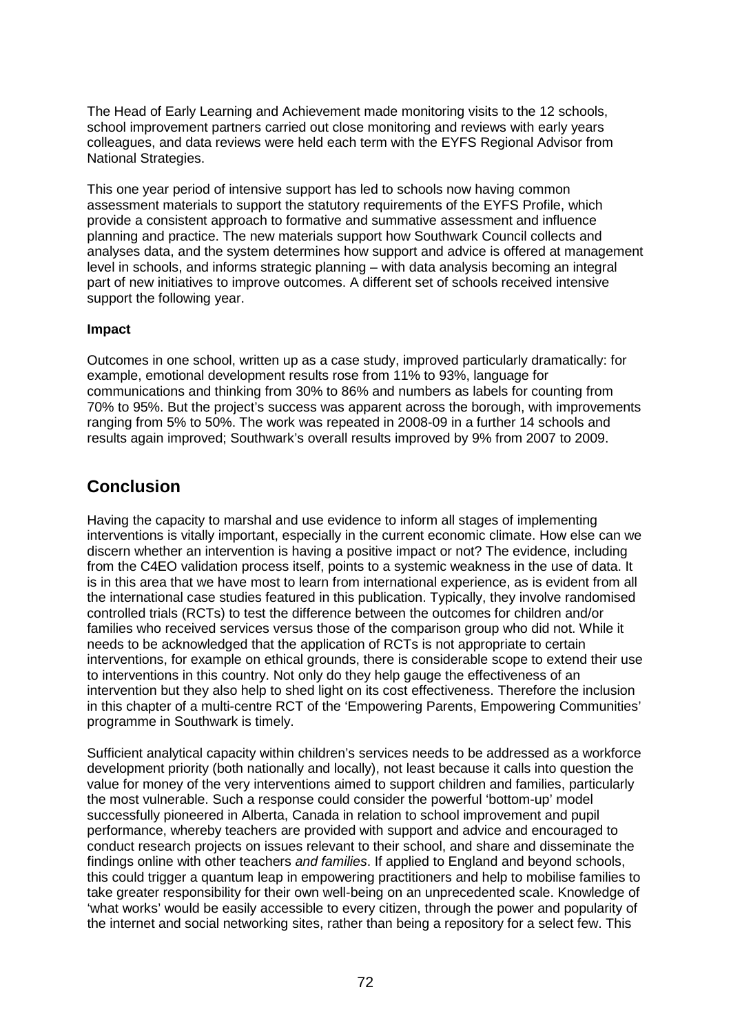The Head of Early Learning and Achievement made monitoring visits to the 12 schools, school improvement partners carried out close monitoring and reviews with early years colleagues, and data reviews were held each term with the EYFS Regional Advisor from National Strategies.

This one year period of intensive support has led to schools now having common assessment materials to support the statutory requirements of the EYFS Profile, which provide a consistent approach to formative and summative assessment and influence planning and practice. The new materials support how Southwark Council collects and analyses data, and the system determines how support and advice is offered at management level in schools, and informs strategic planning – with data analysis becoming an integral part of new initiatives to improve outcomes. A different set of schools received intensive support the following year.

**Impact**

Outcomes in one school, written up as a case study, improved particularly dramatically: for example, emotional development results rose from 11% to 93%, language for communications and thinking from 30% to 86% and numbers as labels for counting from 70% to 95%. But the project's success was apparent across the borough, with improvements ranging from 5% to 50%. The work was repeated in 2008-09 in a further 14 schools and results again improved; Southwark's overall results improved by 9% from 2007 to 2009.

## Conclusion

Having the capacity to marshal and use evidence to inform all stages of implementing interventions is vitally important, especially in the current economic climate. How else can we discern whether an intervention is having a positive impact or not? The evidence, including from the C4EO validation process itself, points to a systemic weakness in the use of data. It is in this area that we have most to learn from international experience, as is evident from all the international case studies featured in this publication. Typically, they involve randomised controlled trials (RCTs) to test the difference between the outcomes for children and/or families who received services versus those of the comparison group who did not. While it needs to be acknowledged that the application of RCTs is not appropriate to certain interventions, for example on ethical grounds, there is considerable scope to extend their use to interventions in this country. Not only do they help gauge the effectiveness of an intervention but they also help to shed light on its cost effectiveness. Therefore the inclusion in this chapter of a multi-centre RCT of the 'Empowering Parents, Empowering Communities' programme in Southwark is timely.

Sufficient analytical capacity within children's services needs to be addressed as a workforce development priority (both nationally and locally), not least because it calls into question the value for money of the very interventions aimed to support children and families, particularly the most vulnerable. Such a response could consider the powerful 'bottom-up' model successfully pioneered in Alberta, Canada in relation to school improvement and pupil performance, whereby teachers are provided with support and advice and encouraged to conduct research projects on issues relevant to their school, and share and disseminate the findings online with other teachers *and families*. If applied to England and beyond schools, this could trigger a quantum leap in empowering practitioners and help to mobilise families to take greater responsibility for their own well-being on an unprecedented scale. Knowledge of 'what works' would be easily accessible to every citizen, through the power and popularity of the internet and social networking sites, rather than being a repository for a select few. This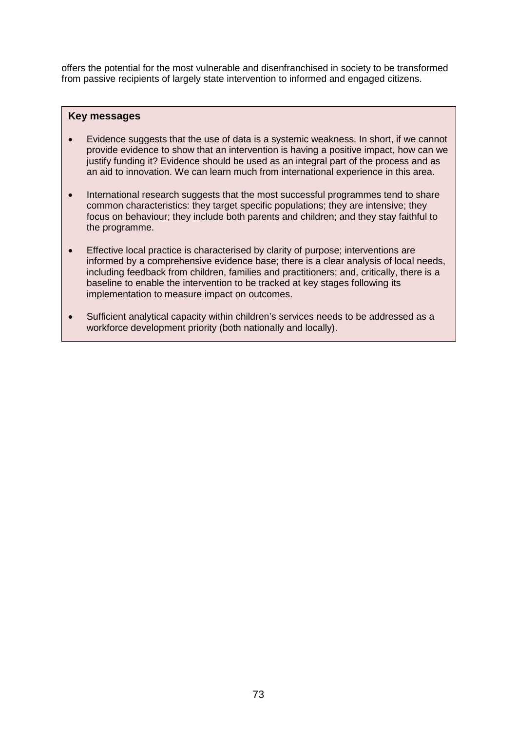offers the potential for the most vulnerable and disenfranchised in society to be transformed from passive recipients of largely state intervention to informed and engaged citizens.

**Key messages**

- Evidence suggests that the use of data is a systemic weakness. In short, if we cannot provide evidence to show that an intervention is having a positive impact, how can we justify funding it? Evidence should be used as an integral part of the process and as an aid to innovation. We can learn much from international experience in this area.
- International research suggests that the most successful programmes tend to share common characteristics: they target specific populations; they are intensive; they focus on behaviour; they include both parents and children; and they stay faithful to the programme.
- Effective local practice is characterised by clarity of purpose; interventions are informed by a comprehensive evidence base; there is a clear analysis of local needs, including feedback from children, families and practitioners; and, critically, there is a baseline to enable the intervention to be tracked at key stages following its implementation to measure impact on outcomes.
- Sufficient analytical capacity within children's services needs to be addressed as a workforce development priority (both nationally and locally).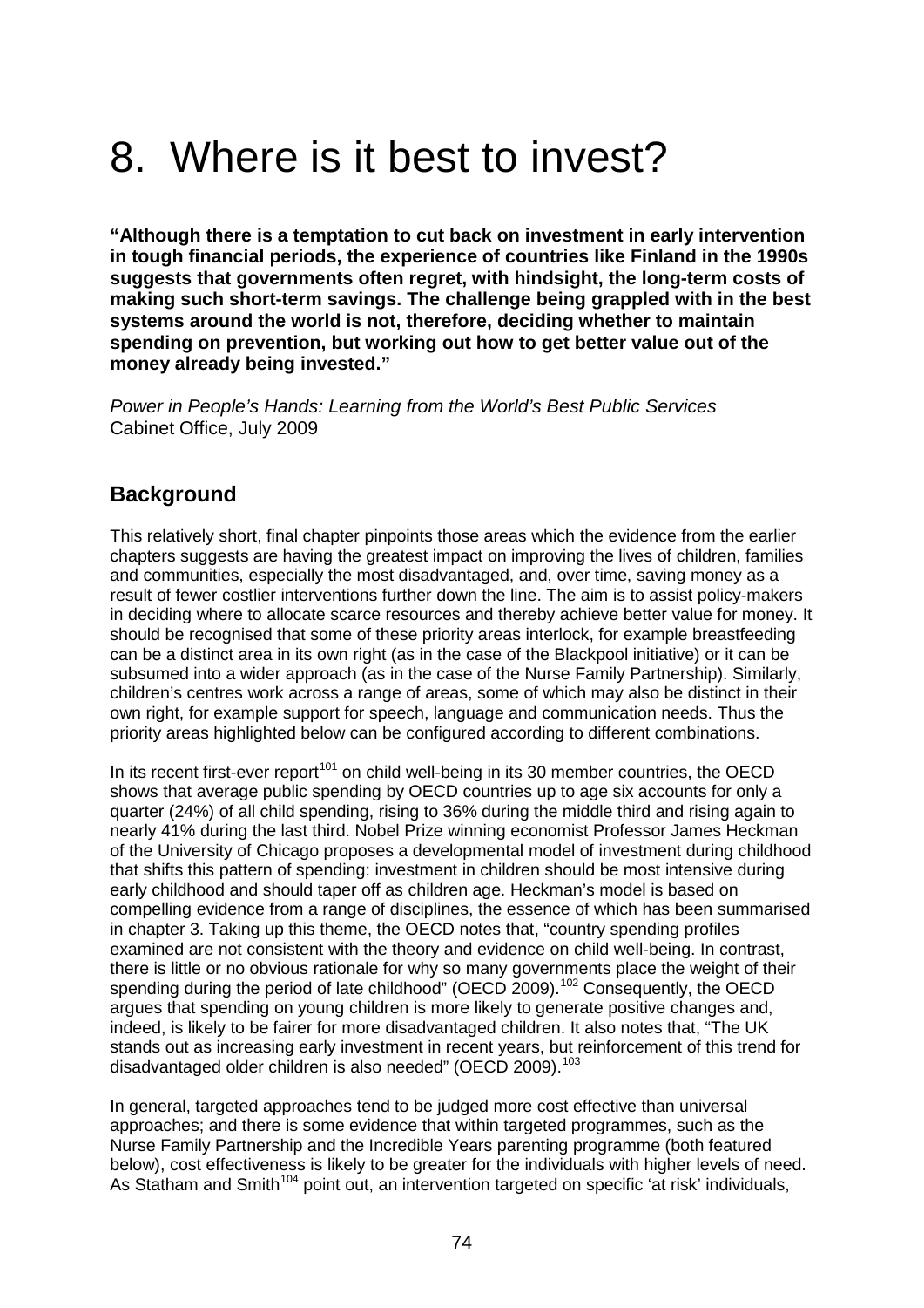# 8. Where is it best to invest?

**"Although there is a temptation to cut back on investment in early intervention in tough financial periods, the experience of countries like Finland in the 1990s suggests that governments often regret, with hindsight, the long-term costs of making such short-term savings. The challenge being grappled with in the best systems around the world is not, therefore, deciding whether to maintain spending on prevention, but working out how to get better value out of the money already being invested."**

*Power in People's Hands: Learning from the World's Best Public Services*
Cabinet Office, July 2009

## Background

This relatively short, final chapter pinpoints those areas which the evidence from the earlier chapters suggests are having the greatest impact on improving the lives of children, families and communities, especially the most disadvantaged, and, over time, saving money as a result of fewer costlier interventions further down the line. The aim is to assist policy-makers in deciding where to allocate scarce resources and thereby achieve better value for money. It should be recognised that some of these priority areas interlock, for example breastfeeding can be a distinct area in its own right (as in the case of the Blackpool initiative) or it can be subsumed into a wider approach (as in the case of the Nurse Family Partnership). Similarly, children's centres work across a range of areas, some of which may also be distinct in their own right, for example support for speech, language and communication needs. Thus the priority areas highlighted below can be configured according to different combinations.

In its recent first-ever report[101] on child well-being in its 30 member countries, the OECD shows that average public spending by OECD countries up to age six accounts for only a quarter (24%) of all child spending, rising to 36% during the middle third and rising again to nearly 41% during the last third. Nobel Prize winning economist Professor James Heckman of the University of Chicago proposes a developmental model of investment during childhood that shifts this pattern of spending: investment in children should be most intensive during early childhood and should taper off as children age. Heckman's model is based on compelling evidence from a range of disciplines, the essence of which has been summarised in chapter 3. Taking up this theme, the OECD notes that, "country spending profiles examined are not consistent with the theory and evidence on child well-being. In contrast, there is little or no obvious rationale for why so many governments place the weight of their spending during the period of late childhood" (OECD 2009).[102] Consequently, the OECD argues that spending on young children is more likely to generate positive changes and, indeed, is likely to be fairer for more disadvantaged children. It also notes that, "The UK stands out as increasing early investment in recent years, but reinforcement of this trend for disadvantaged older children is also needed" (OECD 2009).[103]

In general, targeted approaches tend to be judged more cost effective than universal approaches; and there is some evidence that within targeted programmes, such as the Nurse Family Partnership and the Incredible Years parenting programme (both featured below), cost effectiveness is likely to be greater for the individuals with higher levels of need. As Statham and Smith[104] point out, an intervention targeted on specific 'at risk' individuals,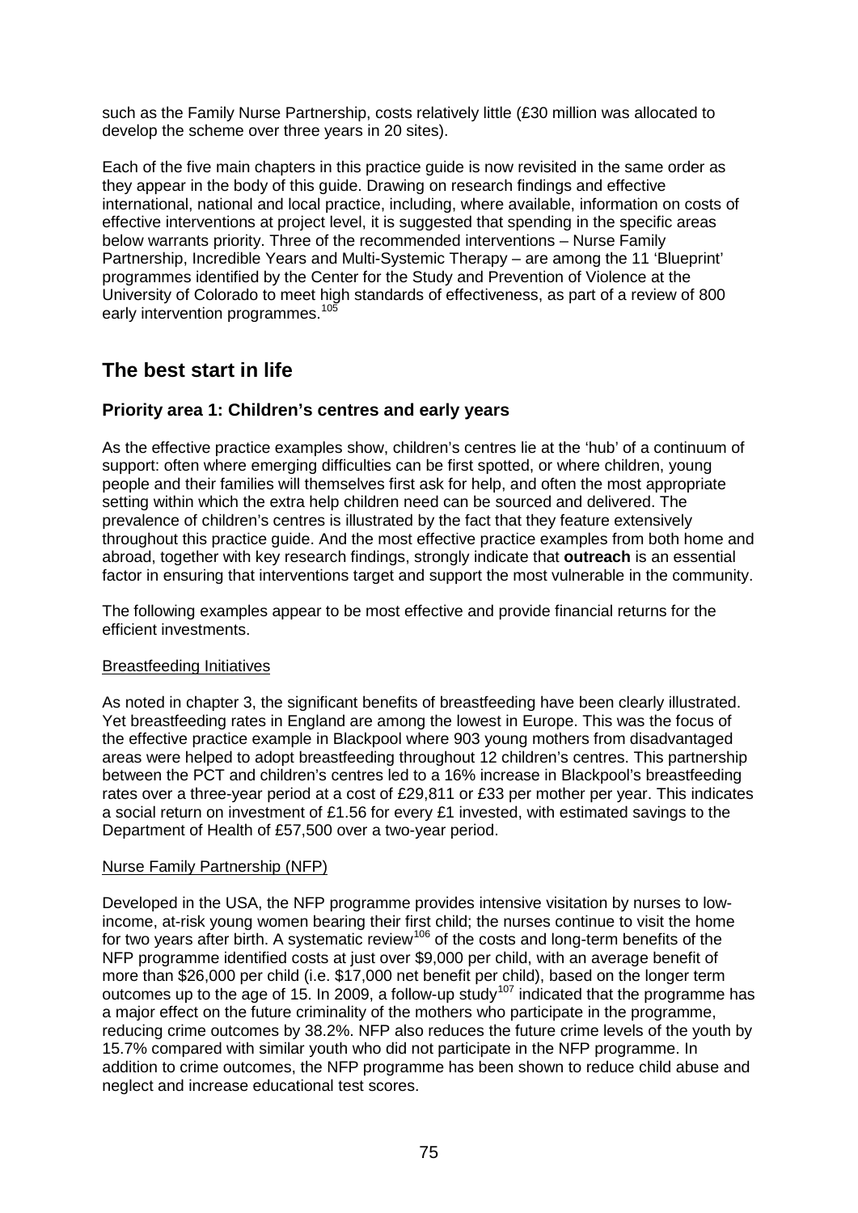such as the Family Nurse Partnership, costs relatively little (£30 million was allocated to develop the scheme over three years in 20 sites).

Each of the five main chapters in this practice guide is now revisited in the same order as they appear in the body of this guide. Drawing on research findings and effective international, national and local practice, including, where available, information on costs of effective interventions at project level, it is suggested that spending in the specific areas below warrants priority. Three of the recommended interventions – Nurse Family Partnership, Incredible Years and Multi-Systemic Therapy – are among the 11 'Blueprint' programmes identified by the Center for the Study and Prevention of Violence at the University of Colorado to meet high standards of effectiveness, as part of a review of 800 early intervention programmes.[105]

## The best start in life

### Priority area 1: Children's centres and early years

As the effective practice examples show, children's centres lie at the 'hub' of a continuum of support: often where emerging difficulties can be first spotted, or where children, young people and their families will themselves first ask for help, and often the most appropriate setting within which the extra help children need can be sourced and delivered. The prevalence of children's centres is illustrated by the fact that they feature extensively throughout this practice guide. And the most effective practice examples from both home and abroad, together with key research findings, strongly indicate that **outreach** is an essential factor in ensuring that interventions target and support the most vulnerable in the community.

The following examples appear to be most effective and provide financial returns for the efficient investments.

Breastfeeding Initiatives

As noted in chapter 3, the significant benefits of breastfeeding have been clearly illustrated. Yet breastfeeding rates in England are among the lowest in Europe. This was the focus of the effective practice example in Blackpool where 903 young mothers from disadvantaged areas were helped to adopt breastfeeding throughout 12 children's centres. This partnership between the PCT and children's centres led to a 16% increase in Blackpool's breastfeeding rates over a three-year period at a cost of £29,811 or £33 per mother per year. This indicates a social return on investment of £1.56 for every £1 invested, with estimated savings to the Department of Health of £57,500 over a two-year period.

Nurse Family Partnership (NFP)

Developed in the USA, the NFP programme provides intensive visitation by nurses to low-income, at-risk young women bearing their first child; the nurses continue to visit the home for two years after birth. A systematic review[106] of the costs and long-term benefits of the NFP programme identified costs at just over $9,000 per child, with an average benefit of more than $26,000 per child (i.e. $17,000 net benefit per child), based on the longer term outcomes up to the age of 15. In 2009, a follow-up study[107] indicated that the programme has a major effect on the future criminality of the mothers who participate in the programme, reducing crime outcomes by 38.2%. NFP also reduces the future crime levels of the youth by 15.7% compared with similar youth who did not participate in the NFP programme. In addition to crime outcomes, the NFP programme has been shown to reduce child abuse and neglect and increase educational test scores.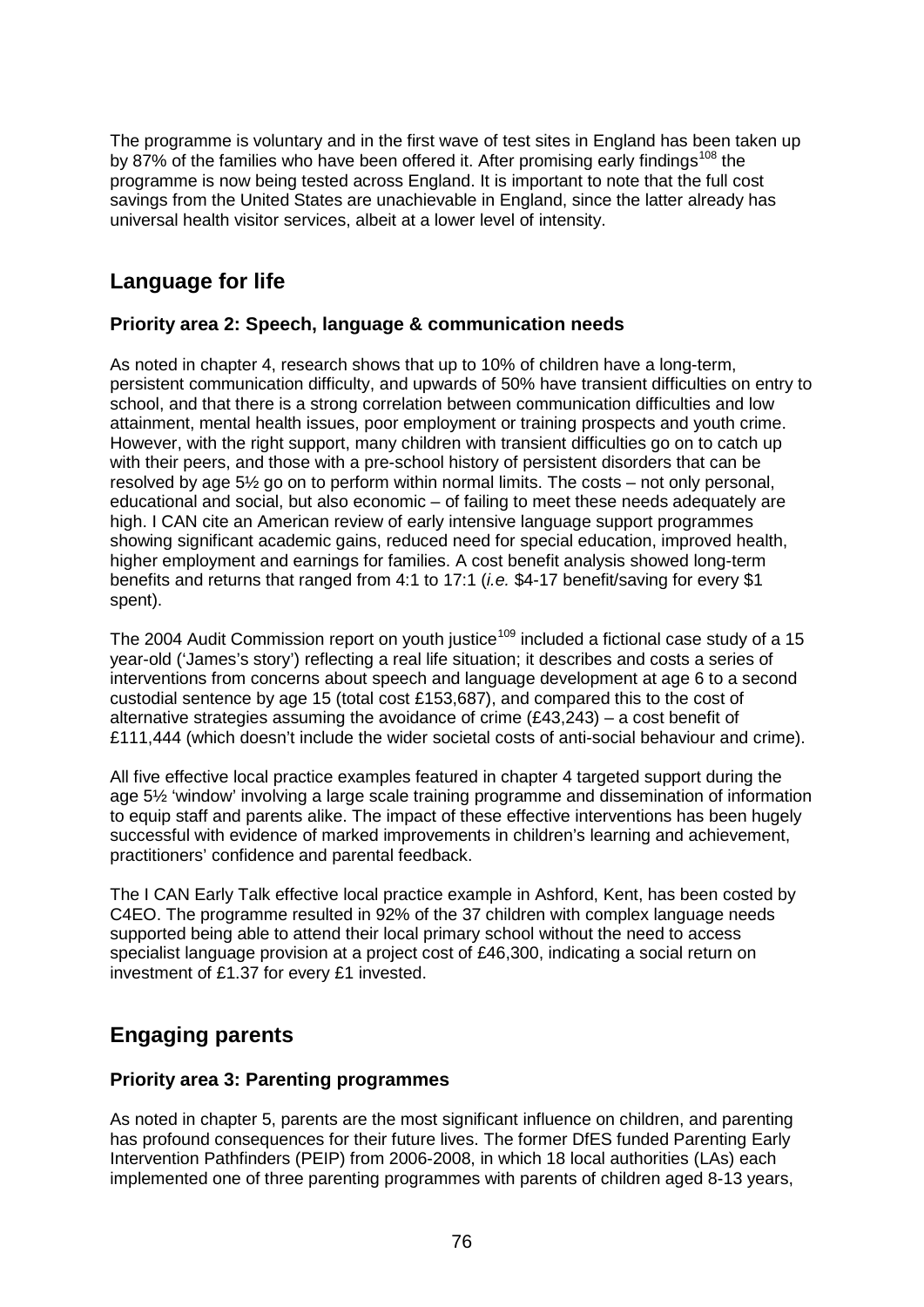The programme is voluntary and in the first wave of test sites in England has been taken up by 87% of the families who have been offered it. After promising early findings[108] the programme is now being tested across England. It is important to note that the full cost savings from the United States are unachievable in England, since the latter already has universal health visitor services, albeit at a lower level of intensity.

## Language for life

### Priority area 2: Speech, language & communication needs

As noted in chapter 4, research shows that up to 10% of children have a long-term, persistent communication difficulty, and upwards of 50% have transient difficulties on entry to school, and that there is a strong correlation between communication difficulties and low attainment, mental health issues, poor employment or training prospects and youth crime. However, with the right support, many children with transient difficulties go on to catch up with their peers, and those with a pre-school history of persistent disorders that can be resolved by age 5½ go on to perform within normal limits. The costs – not only personal, educational and social, but also economic – of failing to meet these needs adequately are high. I CAN cite an American review of early intensive language support programmes showing significant academic gains, reduced need for special education, improved health, higher employment and earnings for families. A cost benefit analysis showed long-term benefits and returns that ranged from 4:1 to 17:1 (*i.e.* $4-17 benefit/saving for every $1 spent).

The 2004 Audit Commission report on youth justice[109] included a fictional case study of a 15 year-old ('James's story') reflecting a real life situation; it describes and costs a series of interventions from concerns about speech and language development at age 6 to a second custodial sentence by age 15 (total cost £153,687), and compared this to the cost of alternative strategies assuming the avoidance of crime (£43,243) – a cost benefit of £111,444 (which doesn't include the wider societal costs of anti-social behaviour and crime).

All five effective local practice examples featured in chapter 4 targeted support during the age 5½ 'window' involving a large scale training programme and dissemination of information to equip staff and parents alike. The impact of these effective interventions has been hugely successful with evidence of marked improvements in children's learning and achievement, practitioners' confidence and parental feedback.

The I CAN Early Talk effective local practice example in Ashford, Kent, has been costed by C4EO. The programme resulted in 92% of the 37 children with complex language needs supported being able to attend their local primary school without the need to access specialist language provision at a project cost of £46,300, indicating a social return on investment of £1.37 for every £1 invested.

## Engaging parents

### Priority area 3: Parenting programmes

As noted in chapter 5, parents are the most significant influence on children, and parenting has profound consequences for their future lives. The former DfES funded Parenting Early Intervention Pathfinders (PEIP) from 2006-2008, in which 18 local authorities (LAs) each implemented one of three parenting programmes with parents of children aged 8-13 years,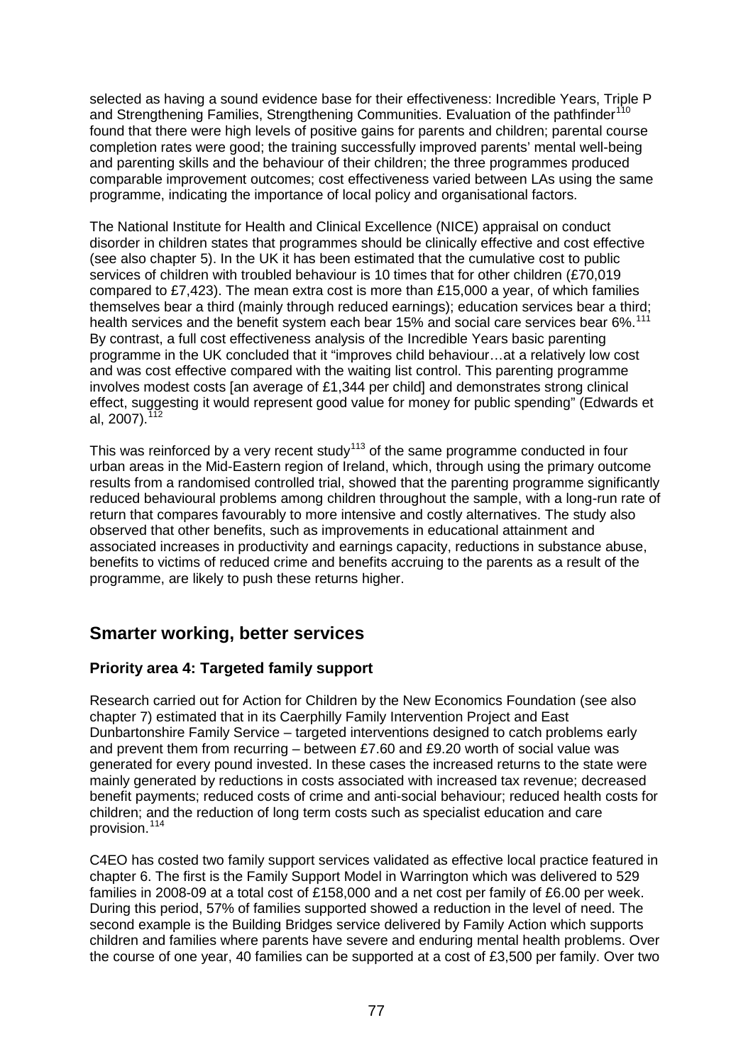selected as having a sound evidence base for their effectiveness: Incredible Years, Triple P and Strengthening Families, Strengthening Communities. Evaluation of the pathfinder[110] found that there were high levels of positive gains for parents and children; parental course completion rates were good; the training successfully improved parents' mental well-being and parenting skills and the behaviour of their children; the three programmes produced comparable improvement outcomes; cost effectiveness varied between LAs using the same programme, indicating the importance of local policy and organisational factors.

The National Institute for Health and Clinical Excellence (NICE) appraisal on conduct disorder in children states that programmes should be clinically effective and cost effective (see also chapter 5). In the UK it has been estimated that the cumulative cost to public services of children with troubled behaviour is 10 times that for other children (£70,019 compared to £7,423). The mean extra cost is more than £15,000 a year, of which families themselves bear a third (mainly through reduced earnings); education services bear a third; health services and the benefit system each bear 15% and social care services bear 6%.[111] By contrast, a full cost effectiveness analysis of the Incredible Years basic parenting programme in the UK concluded that it "improves child behaviour…at a relatively low cost and was cost effective compared with the waiting list control. This parenting programme involves modest costs [an average of £1,344 per child] and demonstrates strong clinical effect, suggesting it would represent good value for money for public spending" (Edwards et al, 2007).[112]

This was reinforced by a very recent study[113] of the same programme conducted in four urban areas in the Mid-Eastern region of Ireland, which, through using the primary outcome results from a randomised controlled trial, showed that the parenting programme significantly reduced behavioural problems among children throughout the sample, with a long-run rate of return that compares favourably to more intensive and costly alternatives. The study also observed that other benefits, such as improvements in educational attainment and associated increases in productivity and earnings capacity, reductions in substance abuse, benefits to victims of reduced crime and benefits accruing to the parents as a result of the programme, are likely to push these returns higher.

## Smarter working, better services

### Priority area 4: Targeted family support

Research carried out for Action for Children by the New Economics Foundation (see also chapter 7) estimated that in its Caerphilly Family Intervention Project and East Dunbartonshire Family Service – targeted interventions designed to catch problems early and prevent them from recurring – between £7.60 and £9.20 worth of social value was generated for every pound invested. In these cases the increased returns to the state were mainly generated by reductions in costs associated with increased tax revenue; decreased benefit payments; reduced costs of crime and anti-social behaviour; reduced health costs for children; and the reduction of long term costs such as specialist education and care provision.[114]

C4EO has costed two family support services validated as effective local practice featured in chapter 6. The first is the Family Support Model in Warrington which was delivered to 529 families in 2008-09 at a total cost of £158,000 and a net cost per family of £6.00 per week. During this period, 57% of families supported showed a reduction in the level of need. The second example is the Building Bridges service delivered by Family Action which supports children and families where parents have severe and enduring mental health problems. Over the course of one year, 40 families can be supported at a cost of £3,500 per family. Over two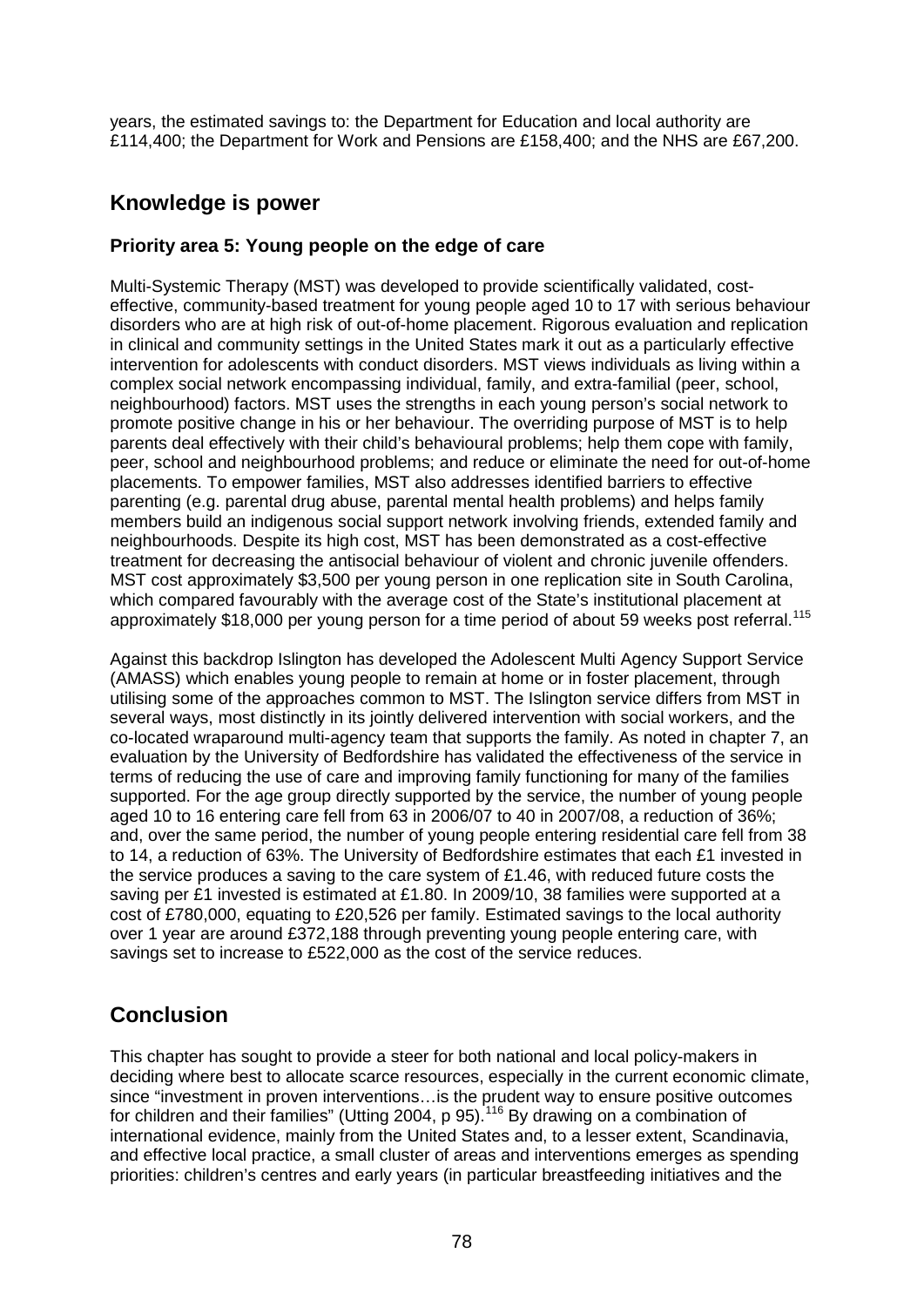years, the estimated savings to: the Department for Education and local authority are £114,400; the Department for Work and Pensions are £158,400; and the NHS are £67,200.

## Knowledge is power

### Priority area 5: Young people on the edge of care

Multi-Systemic Therapy (MST) was developed to provide scientifically validated, cost-effective, community-based treatment for young people aged 10 to 17 with serious behaviour disorders who are at high risk of out-of-home placement. Rigorous evaluation and replication in clinical and community settings in the United States mark it out as a particularly effective intervention for adolescents with conduct disorders. MST views individuals as living within a complex social network encompassing individual, family, and extra-familial (peer, school, neighbourhood) factors. MST uses the strengths in each young person's social network to promote positive change in his or her behaviour. The overriding purpose of MST is to help parents deal effectively with their child's behavioural problems; help them cope with family, peer, school and neighbourhood problems; and reduce or eliminate the need for out-of-home placements. To empower families, MST also addresses identified barriers to effective parenting (e.g. parental drug abuse, parental mental health problems) and helps family members build an indigenous social support network involving friends, extended family and neighbourhoods. Despite its high cost, MST has been demonstrated as a cost-effective treatment for decreasing the antisocial behaviour of violent and chronic juvenile offenders. MST cost approximately \$3,500 per young person in one replication site in South Carolina, which compared favourably with the average cost of the State's institutional placement at approximately \$18,000 per young person for a time period of about 59 weeks post referral.[115]

Against this backdrop Islington has developed the Adolescent Multi Agency Support Service (AMASS) which enables young people to remain at home or in foster placement, through utilising some of the approaches common to MST. The Islington service differs from MST in several ways, most distinctly in its jointly delivered intervention with social workers, and the co-located wraparound multi-agency team that supports the family. As noted in chapter 7, an evaluation by the University of Bedfordshire has validated the effectiveness of the service in terms of reducing the use of care and improving family functioning for many of the families supported. For the age group directly supported by the service, the number of young people aged 10 to 16 entering care fell from 63 in 2006/07 to 40 in 2007/08, a reduction of 36%; and, over the same period, the number of young people entering residential care fell from 38 to 14, a reduction of 63%. The University of Bedfordshire estimates that each £1 invested in the service produces a saving to the care system of £1.46, with reduced future costs the saving per £1 invested is estimated at £1.80. In 2009/10, 38 families were supported at a cost of £780,000, equating to £20,526 per family. Estimated savings to the local authority over 1 year are around £372,188 through preventing young people entering care, with savings set to increase to £522,000 as the cost of the service reduces.

## Conclusion

This chapter has sought to provide a steer for both national and local policy-makers in deciding where best to allocate scarce resources, especially in the current economic climate, since "investment in proven interventions…is the prudent way to ensure positive outcomes for children and their families" (Utting 2004, p 95).[116] By drawing on a combination of international evidence, mainly from the United States and, to a lesser extent, Scandinavia, and effective local practice, a small cluster of areas and interventions emerges as spending priorities: children's centres and early years (in particular breastfeeding initiatives and the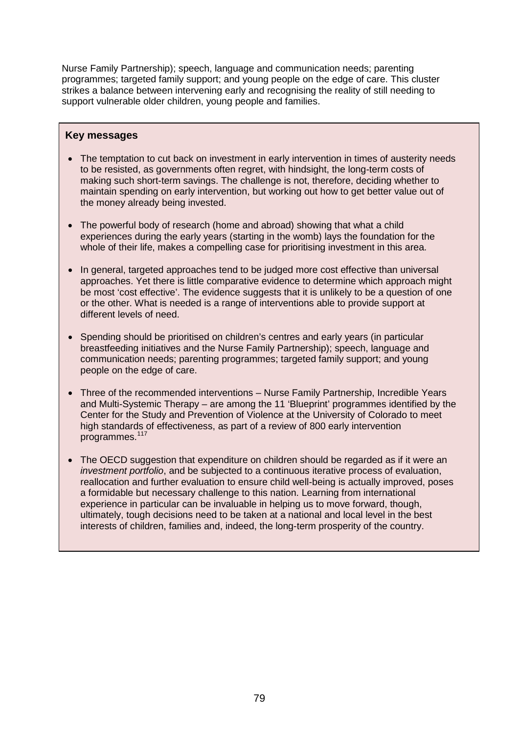Nurse Family Partnership); speech, language and communication needs; parenting programmes; targeted family support; and young people on the edge of care. This cluster strikes a balance between intervening early and recognising the reality of still needing to support vulnerable older children, young people and families.

**Key messages**

- The temptation to cut back on investment in early intervention in times of austerity needs to be resisted, as governments often regret, with hindsight, the long-term costs of making such short-term savings. The challenge is not, therefore, deciding whether to maintain spending on early intervention, but working out how to get better value out of the money already being invested.

- The powerful body of research (home and abroad) showing that what a child experiences during the early years (starting in the womb) lays the foundation for the whole of their life, makes a compelling case for prioritising investment in this area.

- In general, targeted approaches tend to be judged more cost effective than universal approaches. Yet there is little comparative evidence to determine which approach might be most 'cost effective'. The evidence suggests that it is unlikely to be a question of one or the other. What is needed is a range of interventions able to provide support at different levels of need.

- Spending should be prioritised on children's centres and early years (in particular breastfeeding initiatives and the Nurse Family Partnership); speech, language and communication needs; parenting programmes; targeted family support; and young people on the edge of care.

- Three of the recommended interventions – Nurse Family Partnership, Incredible Years and Multi-Systemic Therapy – are among the 11 'Blueprint' programmes identified by the Center for the Study and Prevention of Violence at the University of Colorado to meet high standards of effectiveness, as part of a review of 800 early intervention programmes.[117]

- The OECD suggestion that expenditure on children should be regarded as if it were an *investment portfolio*, and be subjected to a continuous iterative process of evaluation, reallocation and further evaluation to ensure child well-being is actually improved, poses a formidable but necessary challenge to this nation. Learning from international experience in particular can be invaluable in helping us to move forward, though, ultimately, tough decisions need to be taken at a national and local level in the best interests of children, families and, indeed, the long-term prosperity of the country.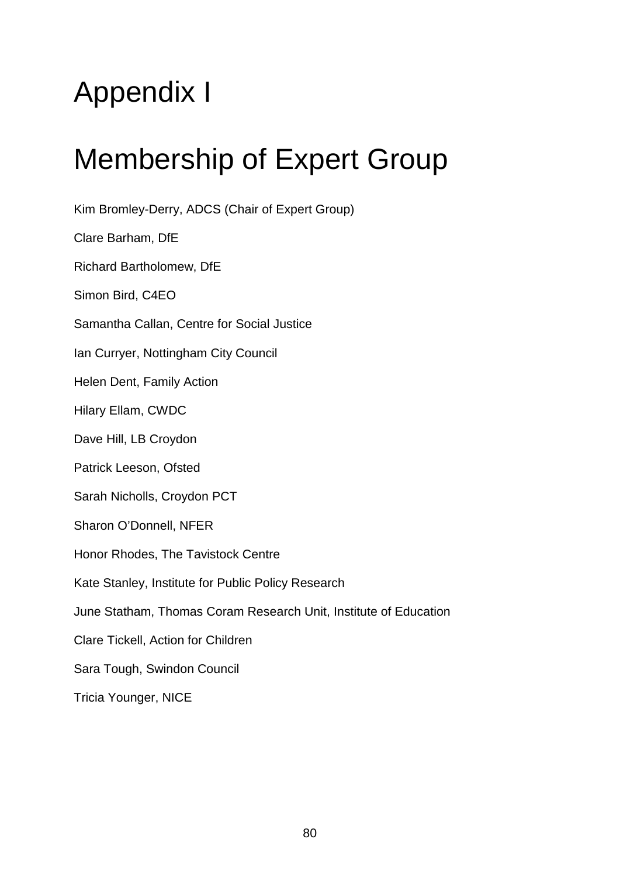# Appendix I

# Membership of Expert Group

Kim Bromley-Derry, ADCS (Chair of Expert Group)

Clare Barham, DfE

Richard Bartholomew, DfE

Simon Bird, C4EO

Samantha Callan, Centre for Social Justice

Ian Curryer, Nottingham City Council

Helen Dent, Family Action

Hilary Ellam, CWDC

Dave Hill, LB Croydon

Patrick Leeson, Ofsted

Sarah Nicholls, Croydon PCT

Sharon O'Donnell, NFER

Honor Rhodes, The Tavistock Centre

Kate Stanley, Institute for Public Policy Research

June Statham, Thomas Coram Research Unit, Institute of Education

Clare Tickell, Action for Children

Sara Tough, Swindon Council

Tricia Younger, NICE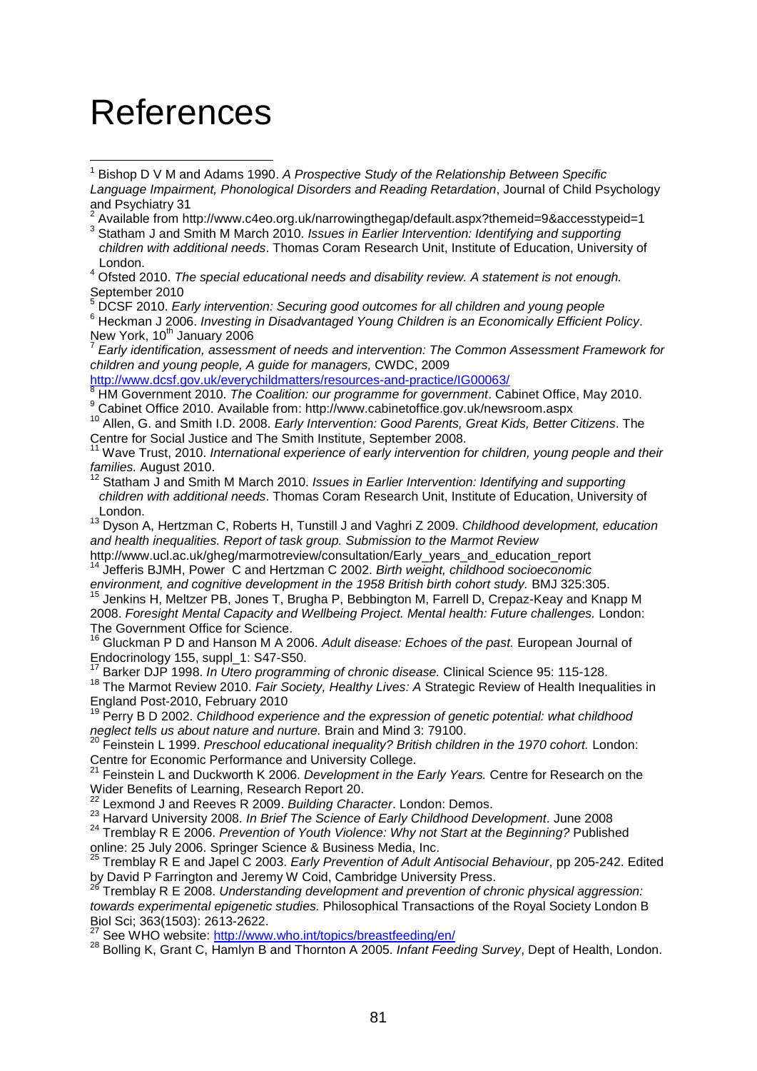# References

[1] Bishop D V M and Adams 1990. *A Prospective Study of the Relationship Between Specific Language Impairment, Phonological Disorders and Reading Retardation*, Journal of Child Psychology and Psychiatry 31

[2] Available from http://www.c4eo.org.uk/narrowingthegap/default.aspx?themeid=9&accesstypeid=1

[3] Statham J and Smith M March 2010. *Issues in Earlier Intervention: Identifying and supporting children with additional needs*. Thomas Coram Research Unit, Institute of Education, University of London.

[4] Ofsted 2010. *The special educational needs and disability review. A statement is not enough.* September 2010

[5] DCSF 2010. *Early intervention: Securing good outcomes for all children and young people*

[6] Heckman J 2006. *Investing in Disadvantaged Young Children is an Economically Efficient Policy*. New York, 10th January 2006

[7] *Early identification, assessment of needs and intervention: The Common Assessment Framework for children and young people, A guide for managers,* CWDC, 2009 http://www.dcsf.gov.uk/everychildmatters/resources-and-practice/IG00063/

[8] HM Government 2010. *The Coalition: our programme for government*. Cabinet Office, May 2010.

[9] Cabinet Office 2010. Available from: http://www.cabinetoffice.gov.uk/newsroom.aspx

[10] Allen, G. and Smith I.D. 2008. *Early Intervention: Good Parents, Great Kids, Better Citizens*. The Centre for Social Justice and The Smith Institute, September 2008.

[11] Wave Trust, 2010. *International experience of early intervention for children, young people and their families.* August 2010.

[12] Statham J and Smith M March 2010. *Issues in Earlier Intervention: Identifying and supporting children with additional needs*. Thomas Coram Research Unit, Institute of Education, University of London.

[13] Dyson A, Hertzman C, Roberts H, Tunstill J and Vaghri Z 2009. *Childhood development, education and health inequalities. Report of task group. Submission to the Marmot Review* http://www.ucl.ac.uk/gheg/marmotreview/consultation/Early_years_and_education_report

[14] Jefferis BJMH, Power C and Hertzman C 2002. *Birth weight, childhood socioeconomic environment, and cognitive development in the 1958 British birth cohort study.* BMJ 325:305.

[15] Jenkins H, Meltzer PB, Jones T, Brugha P, Bebbington M, Farrell D, Crepaz-Keay and Knapp M 2008. *Foresight Mental Capacity and Wellbeing Project. Mental health: Future challenges.* London: The Government Office for Science.

[16] Gluckman P D and Hanson M A 2006. *Adult disease: Echoes of the past.* European Journal of Endocrinology 155, suppl_1: S47-S50.

[17] Barker DJP 1998. *In Utero programming of chronic disease.* Clinical Science 95: 115-128.

[18] The Marmot Review 2010. *Fair Society, Healthy Lives: A* Strategic Review of Health Inequalities in England Post-2010, February 2010

[19] Perry B D 2002. *Childhood experience and the expression of genetic potential: what childhood neglect tells us about nature and nurture.* Brain and Mind 3: 79100.

[20] Feinstein L 1999. *Preschool educational inequality? British children in the 1970 cohort.* London: Centre for Economic Performance and University College.

[21] Feinstein L and Duckworth K 2006. *Development in the Early Years.* Centre for Research on the Wider Benefits of Learning, Research Report 20.

[22] Lexmond J and Reeves R 2009. *Building Character*. London: Demos.

[23] Harvard University 2008. *In Brief The Science of Early Childhood Development*. June 2008

[24] Tremblay R E 2006. *Prevention of Youth Violence: Why not Start at the Beginning?* Published online: 25 July 2006. Springer Science & Business Media, Inc.

[25] Tremblay R E and Japel C 2003. *Early Prevention of Adult Antisocial Behaviour*, pp 205-242. Edited by David P Farrington and Jeremy W Coid, Cambridge University Press.

[26] Tremblay R E 2008. *Understanding development and prevention of chronic physical aggression: towards experimental epigenetic studies.* Philosophical Transactions of the Royal Society London B Biol Sci; 363(1503): 2613-2622.

[27] See WHO website: http://www.who.int/topics/breastfeeding/en/

[28] Bolling K, Grant C, Hamlyn B and Thornton A 2005. *Infant Feeding Survey*, Dept of Health, London.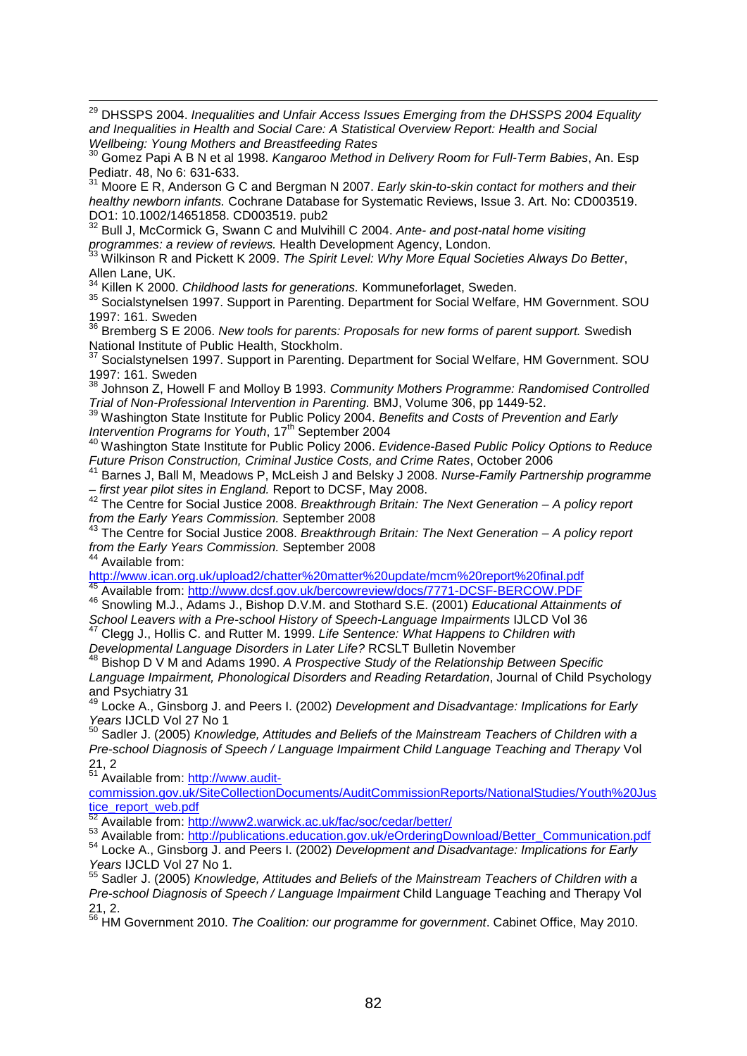[29] DHSSPS 2004. *Inequalities and Unfair Access Issues Emerging from the DHSSPS 2004 Equality and Inequalities in Health and Social Care: A Statistical Overview Report: Health and Social Wellbeing: Young Mothers and Breastfeeding Rates*

[30] Gomez Papi A B N et al 1998. *Kangaroo Method in Delivery Room for Full-Term Babies*, An. Esp Pediatr. 48, No 6: 631-633.

[31] Moore E R, Anderson G C and Bergman N 2007. *Early skin-to-skin contact for mothers and their healthy newborn infants.* Cochrane Database for Systematic Reviews, Issue 3. Art. No: CD003519. DO1: 10.1002/14651858. CD003519. pub2

[32] Bull J, McCormick G, Swann C and Mulvihill C 2004. *Ante- and post-natal home visiting programmes: a review of reviews.* Health Development Agency, London.

[33] Wilkinson R and Pickett K 2009. *The Spirit Level: Why More Equal Societies Always Do Better*, Allen Lane, UK.

[34] Killen K 2000. *Childhood lasts for generations.* Kommuneforlaget, Sweden.

[35] Socialstynelsen 1997. Support in Parenting. Department for Social Welfare, HM Government. SOU 1997: 161. Sweden

[36] Bremberg S E 2006. *New tools for parents: Proposals for new forms of parent support.* Swedish National Institute of Public Health, Stockholm.

[37] Socialstynelsen 1997. Support in Parenting. Department for Social Welfare, HM Government. SOU 1997: 161. Sweden

[38] Johnson Z, Howell F and Molloy B 1993. *Community Mothers Programme: Randomised Controlled Trial of Non-Professional Intervention in Parenting.* BMJ, Volume 306, pp 1449-52.

[39] Washington State Institute for Public Policy 2004. *Benefits and Costs of Prevention and Early Intervention Programs for Youth*, 17th September 2004

[40] Washington State Institute for Public Policy 2006. *Evidence-Based Public Policy Options to Reduce Future Prison Construction, Criminal Justice Costs, and Crime Rates*, October 2006

[41] Barnes J, Ball M, Meadows P, McLeish J and Belsky J 2008. *Nurse-Family Partnership programme – first year pilot sites in England.* Report to DCSF, May 2008.

[42] The Centre for Social Justice 2008. *Breakthrough Britain: The Next Generation – A policy report from the Early Years Commission.* September 2008

[43] The Centre for Social Justice 2008. *Breakthrough Britain: The Next Generation – A policy report from the Early Years Commission.* September 2008

[44] Available from: http://www.ican.org.uk/upload2/chatter%20matter%20update/mcm%20report%20final.pdf

[45] Available from: http://www.dcsf.gov.uk/bercowreview/docs/7771-DCSF-BERCOW.PDF

[46] Snowling M.J., Adams J., Bishop D.V.M. and Stothard S.E. (2001) *Educational Attainments of School Leavers with a Pre-school History of Speech-Language Impairments* IJLCD Vol 36

[47] Clegg J., Hollis C. and Rutter M. 1999. *Life Sentence: What Happens to Children with Developmental Language Disorders in Later Life?* RCSLT Bulletin November

[48] Bishop D V M and Adams 1990. *A Prospective Study of the Relationship Between Specific Language Impairment, Phonological Disorders and Reading Retardation*, Journal of Child Psychology and Psychiatry 31

[49] Locke A., Ginsborg J. and Peers I. (2002) *Development and Disadvantage: Implications for Early Years* IJCLD Vol 27 No 1

[50] Sadler J. (2005) *Knowledge, Attitudes and Beliefs of the Mainstream Teachers of Children with a Pre-school Diagnosis of Speech / Language Impairment Child Language Teaching and Therapy* Vol 21, 2

[51] Available from: http://www.audit-commission.gov.uk/SiteCollectionDocuments/AuditCommissionReports/NationalStudies/Youth%20Justice_report_web.pdf

[52] Available from: http://www2.warwick.ac.uk/fac/soc/cedar/better/

[53] Available from: http://publications.education.gov.uk/eOrderingDownload/Better_Communication.pdf

[54] Locke A., Ginsborg J. and Peers I. (2002) *Development and Disadvantage: Implications for Early Years* IJCLD Vol 27 No 1.

[55] Sadler J. (2005) *Knowledge, Attitudes and Beliefs of the Mainstream Teachers of Children with a Pre-school Diagnosis of Speech / Language Impairment* Child Language Teaching and Therapy Vol 21, 2.

[56] HM Government 2010. *The Coalition: our programme for government*. Cabinet Office, May 2010.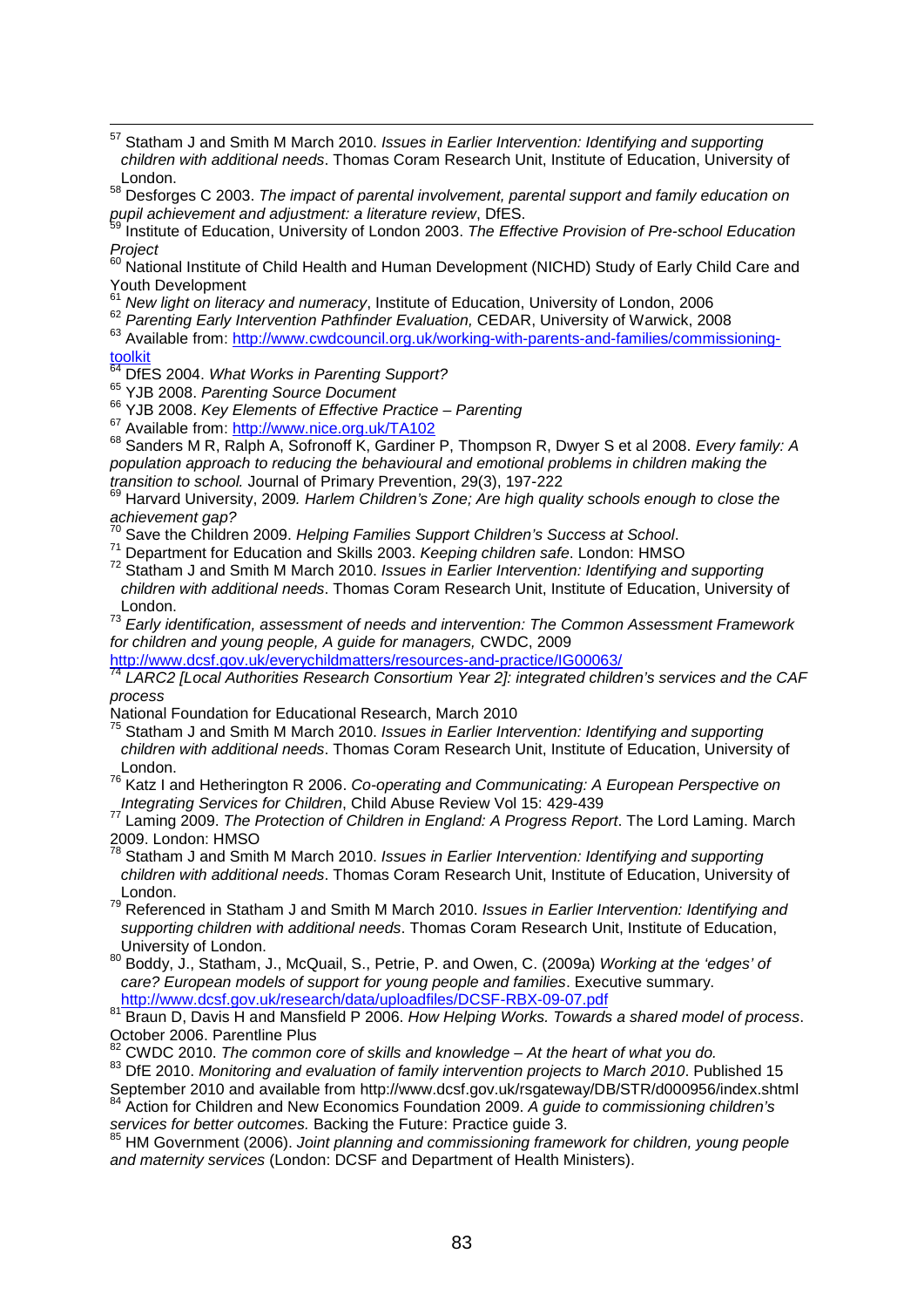[57] Statham J and Smith M March 2010. *Issues in Earlier Intervention: Identifying and supporting children with additional needs*. Thomas Coram Research Unit, Institute of Education, University of London.

[58] Desforges C 2003. *The impact of parental involvement, parental support and family education on pupil achievement and adjustment: a literature review*, DfES.

[59] Institute of Education, University of London 2003. *The Effective Provision of Pre-school Education Project*

[60] National Institute of Child Health and Human Development (NICHD) Study of Early Child Care and Youth Development

[61] *New light on literacy and numeracy*, Institute of Education, University of London, 2006

[62] *Parenting Early Intervention Pathfinder Evaluation,* CEDAR, University of Warwick, 2008

[63] Available from: http://www.cwdcouncil.org.uk/working-with-parents-and-families/commissioning-toolkit

[64] DfES 2004. *What Works in Parenting Support?*

[65] YJB 2008. *Parenting Source Document*

[66] YJB 2008. *Key Elements of Effective Practice – Parenting*

[67] Available from: http://www.nice.org.uk/TA102

[68] Sanders M R, Ralph A, Sofronoff K, Gardiner P, Thompson R, Dwyer S et al 2008. *Every family: A population approach to reducing the behavioural and emotional problems in children making the transition to school.* Journal of Primary Prevention, 29(3), 197-222

[69] Harvard University, 2009*. Harlem Children's Zone; Are high quality schools enough to close the achievement gap?*

[70] Save the Children 2009. *Helping Families Support Children's Success at School*.

[71] Department for Education and Skills 2003. *Keeping children safe*. London: HMSO

[72] Statham J and Smith M March 2010. *Issues in Earlier Intervention: Identifying and supporting children with additional needs*. Thomas Coram Research Unit, Institute of Education, University of London.

[73] *Early identification, assessment of needs and intervention: The Common Assessment Framework for children and young people, A guide for managers,* CWDC, 2009
http://www.dcsf.gov.uk/everychildmatters/resources-and-practice/IG00063/

[74] *LARC2 [Local Authorities Research Consortium Year 2]: integrated children's services and the CAF process*
National Foundation for Educational Research, March 2010

[75] Statham J and Smith M March 2010. *Issues in Earlier Intervention: Identifying and supporting children with additional needs*. Thomas Coram Research Unit, Institute of Education, University of London.

[76] Katz I and Hetherington R 2006. *Co-operating and Communicating: A European Perspective on Integrating Services for Children*, Child Abuse Review Vol 15: 429-439

[77] Laming 2009. *The Protection of Children in England: A Progress Report*. The Lord Laming. March 2009. London: HMSO

[78] Statham J and Smith M March 2010. *Issues in Earlier Intervention: Identifying and supporting children with additional needs*. Thomas Coram Research Unit, Institute of Education, University of London.

[79] Referenced in Statham J and Smith M March 2010. *Issues in Earlier Intervention: Identifying and supporting children with additional needs*. Thomas Coram Research Unit, Institute of Education, University of London.

[80] Boddy, J., Statham, J., McQuail, S., Petrie, P. and Owen, C. (2009a) *Working at the 'edges' of care? European models of support for young people and families*. Executive summary.
http://www.dcsf.gov.uk/research/data/uploadfiles/DCSF-RBX-09-07.pdf

[81] Braun D, Davis H and Mansfield P 2006. *How Helping Works. Towards a shared model of process*. October 2006. Parentline Plus

[82] CWDC 2010. *The common core of skills and knowledge – At the heart of what you do.*

[83] DfE 2010. *Monitoring and evaluation of family intervention projects to March 2010*. Published 15 September 2010 and available from http://www.dcsf.gov.uk/rsgateway/DB/STR/d000956/index.shtml

[84] Action for Children and New Economics Foundation 2009. *A guide to commissioning children's services for better outcomes.* Backing the Future: Practice guide 3.

[85] HM Government (2006). *Joint planning and commissioning framework for children, young people and maternity services* (London: DCSF and Department of Health Ministers).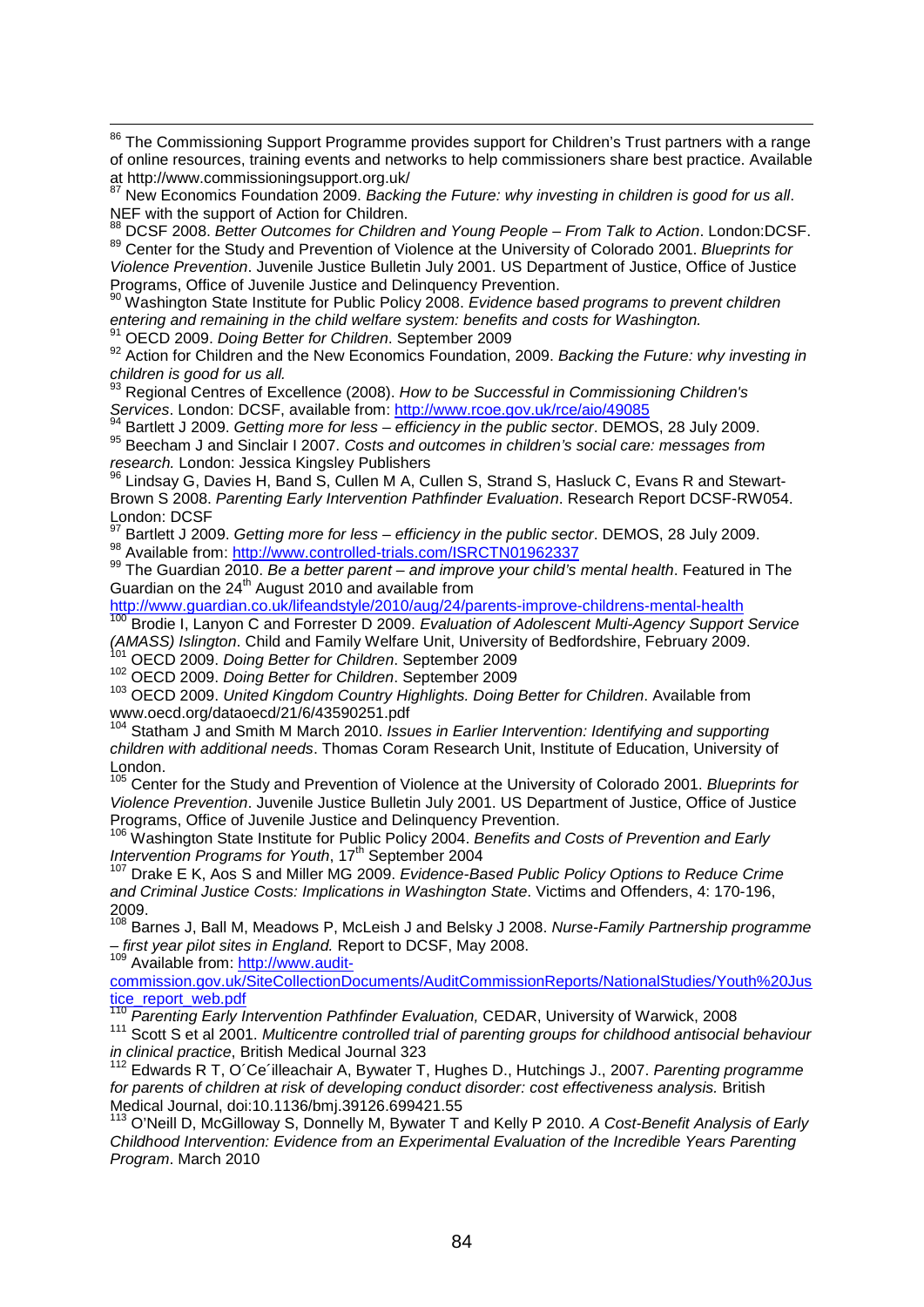[86] The Commissioning Support Programme provides support for Children's Trust partners with a range of online resources, training events and networks to help commissioners share best practice. Available at http://www.commissioningsupport.org.uk/

[87] New Economics Foundation 2009. *Backing the Future: why investing in children is good for us all*. NEF with the support of Action for Children.

[88] DCSF 2008. *Better Outcomes for Children and Young People – From Talk to Action*. London:DCSF.

[89] Center for the Study and Prevention of Violence at the University of Colorado 2001. *Blueprints for Violence Prevention*. Juvenile Justice Bulletin July 2001. US Department of Justice, Office of Justice Programs, Office of Juvenile Justice and Delinquency Prevention.

[90] Washington State Institute for Public Policy 2008. *Evidence based programs to prevent children entering and remaining in the child welfare system: benefits and costs for Washington.*

[91] OECD 2009. *Doing Better for Children*. September 2009

[92] Action for Children and the New Economics Foundation, 2009. *Backing the Future: why investing in children is good for us all.*

[93] Regional Centres of Excellence (2008). *How to be Successful in Commissioning Children's Services*. London: DCSF, available from: http://www.rcoe.gov.uk/rce/aio/49085

[94] Bartlett J 2009. *Getting more for less – efficiency in the public sector*. DEMOS, 28 July 2009.

[95] Beecham J and Sinclair I 2007. *Costs and outcomes in children's social care: messages from research.* London: Jessica Kingsley Publishers

[96] Lindsay G, Davies H, Band S, Cullen M A, Cullen S, Strand S, Hasluck C, Evans R and Stewart-Brown S 2008. *Parenting Early Intervention Pathfinder Evaluation*. Research Report DCSF-RW054. London: DCSF

[97] Bartlett J 2009. *Getting more for less – efficiency in the public sector*. DEMOS, 28 July 2009.

[98] Available from: http://www.controlled-trials.com/ISRCTN01962337

[99] The Guardian 2010. *Be a better parent – and improve your child's mental health*. Featured in The Guardian on the 24th August 2010 and available from http://www.guardian.co.uk/lifeandstyle/2010/aug/24/parents-improve-childrens-mental-health

[100] Brodie I, Lanyon C and Forrester D 2009. *Evaluation of Adolescent Multi-Agency Support Service (AMASS) Islington*. Child and Family Welfare Unit, University of Bedfordshire, February 2009.

[101] OECD 2009. *Doing Better for Children*. September 2009

[102] OECD 2009. *Doing Better for Children*. September 2009

[103] OECD 2009. *United Kingdom Country Highlights. Doing Better for Children*. Available from www.oecd.org/dataoecd/21/6/43590251.pdf

[104] Statham J and Smith M March 2010. *Issues in Earlier Intervention: Identifying and supporting children with additional needs*. Thomas Coram Research Unit, Institute of Education, University of London.

[105] Center for the Study and Prevention of Violence at the University of Colorado 2001. *Blueprints for Violence Prevention*. Juvenile Justice Bulletin July 2001. US Department of Justice, Office of Justice Programs, Office of Juvenile Justice and Delinquency Prevention.

[106] Washington State Institute for Public Policy 2004. *Benefits and Costs of Prevention and Early Intervention Programs for Youth*, 17th September 2004

[107] Drake E K, Aos S and Miller MG 2009. *Evidence-Based Public Policy Options to Reduce Crime and Criminal Justice Costs: Implications in Washington State*. Victims and Offenders, 4: 170-196, 2009.

[108] Barnes J, Ball M, Meadows P, McLeish J and Belsky J 2008. *Nurse-Family Partnership programme – first year pilot sites in England.* Report to DCSF, May 2008.

[109] Available from: http://www.audit-commission.gov.uk/SiteCollectionDocuments/AuditCommissionReports/NationalStudies/Youth%20Justice_report_web.pdf

[110] *Parenting Early Intervention Pathfinder Evaluation,* CEDAR, University of Warwick, 2008

[111] Scott S et al 2001. *Multicentre controlled trial of parenting groups for childhood antisocial behaviour in clinical practice*, British Medical Journal 323

[112] Edwards R T, O´Ce´illeachair A, Bywater T, Hughes D., Hutchings J., 2007. *Parenting programme for parents of children at risk of developing conduct disorder: cost effectiveness analysis.* British Medical Journal, doi:10.1136/bmj.39126.699421.55

[113] O'Neill D, McGilloway S, Donnelly M, Bywater T and Kelly P 2010. *A Cost-Benefit Analysis of Early Childhood Intervention: Evidence from an Experimental Evaluation of the Incredible Years Parenting Program*. March 2010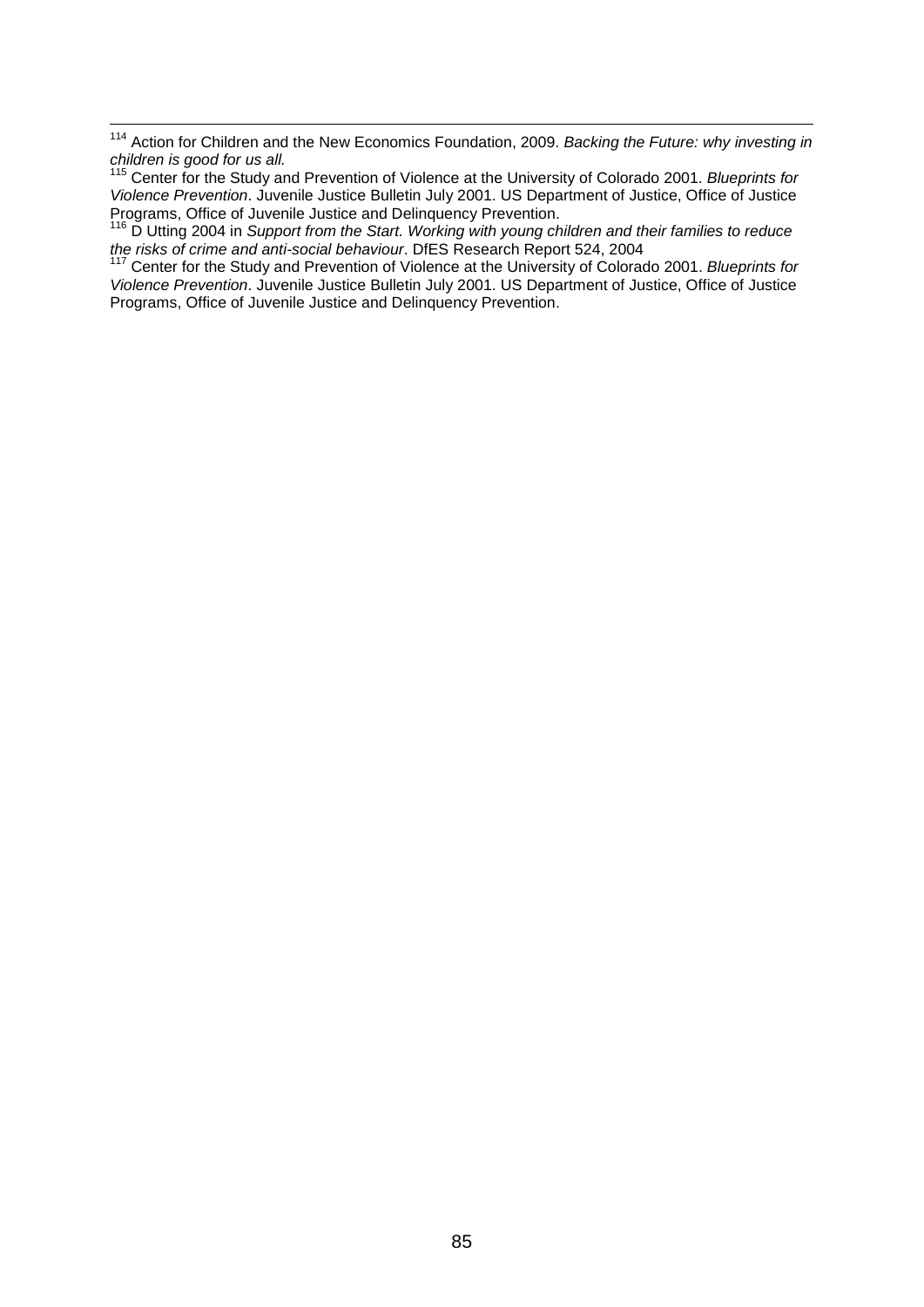[114] Action for Children and the New Economics Foundation, 2009. *Backing the Future: why investing in children is good for us all.*

[115] Center for the Study and Prevention of Violence at the University of Colorado 2001. *Blueprints for Violence Prevention*. Juvenile Justice Bulletin July 2001. US Department of Justice, Office of Justice Programs, Office of Juvenile Justice and Delinquency Prevention.

[116] D Utting 2004 in *Support from the Start. Working with young children and their families to reduce the risks of crime and anti-social behaviour*. DfES Research Report 524, 2004

[117] Center for the Study and Prevention of Violence at the University of Colorado 2001. *Blueprints for Violence Prevention*. Juvenile Justice Bulletin July 2001. US Department of Justice, Office of Justice Programs, Office of Juvenile Justice and Delinquency Prevention.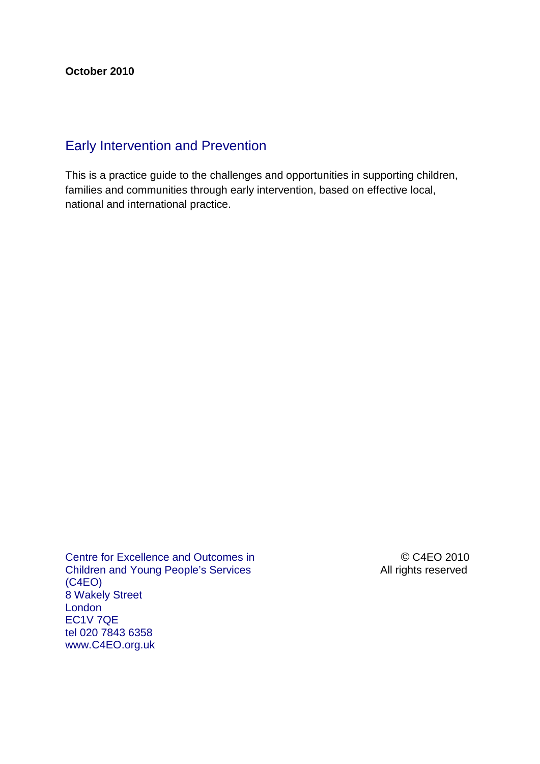**October 2010**

# Early Intervention and Prevention

This is a practice guide to the challenges and opportunities in supporting children, families and communities through early intervention, based on effective local, national and international practice.

Centre for Excellence and Outcomes in Children and Young People's Services (C4EO)
8 Wakely Street
London
EC1V 7QE
tel 020 7843 6358
www.C4EO.org.uk

© C4EO 2010
All rights reserved